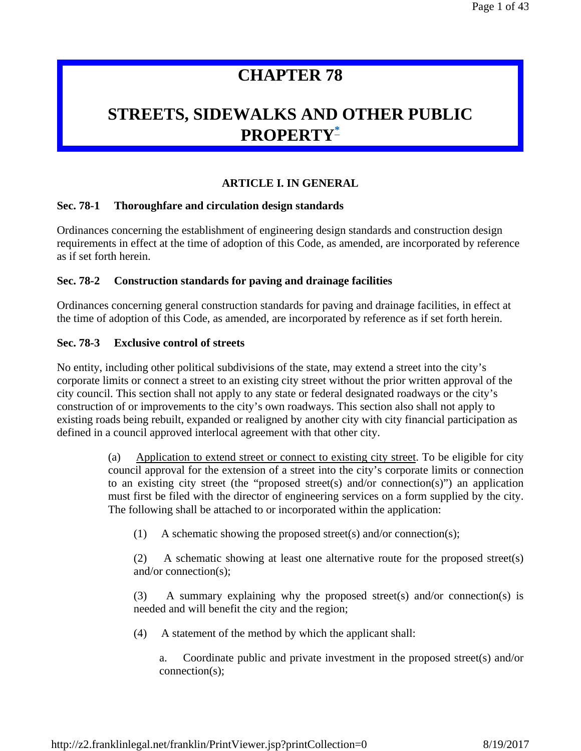# CHAPTER 78

# STREETS, SIDEWALKS AND OTHER PUBLIC PROPERTY*

## ARTICLE I. IN GENERAL

### Sec. 78-1 Thoroughfare and circulation design standards

Ordinances concerning the establishment of engineering design standards and construction design requirements in effect at the time of adoption of this Code, as amended, are incorporated by reference as if set forth herein.

### Sec. 78-2 Construction standards for paving and drainage facilities

Ordinances concerning general construction standards for paving and drainage facilities, in effect at the time of adoption of this Code, as amended, are incorporated by reference as if set forth herein.

### Sec. 78-3 Exclusive control of streets

No entity, including other political subdivisions of the state, may extend a street into the city's corporate limits or connect a street to an existing city street without the prior written approval of the city council. This section shall not apply to any state or federal designated roadways or the city's construction of or improvements to the city's own roadways. This section also shall not apply to existing roads being rebuilt, expanded or realigned by another city with city financial participation as defined in a council approved interlocal agreement with that other city.

(a) Application to extend street or connect to existing city street. To be eligible for city council approval for the extension of a street into the city's corporate limits or connection to an existing city street (the "proposed street(s) and/or connection(s)") an application must first be filed with the director of engineering services on a form supplied by the city. The following shall be attached to or incorporated within the application:

(1) A schematic showing the proposed street(s) and/or connection(s);

(2) A schematic showing at least one alternative route for the proposed street(s) and/or connection(s);

(3) A summary explaining why the proposed street(s) and/or connection(s) is needed and will benefit the city and the region;

(4) A statement of the method by which the applicant shall:

a. Coordinate public and private investment in the proposed street(s) and/or connection(s);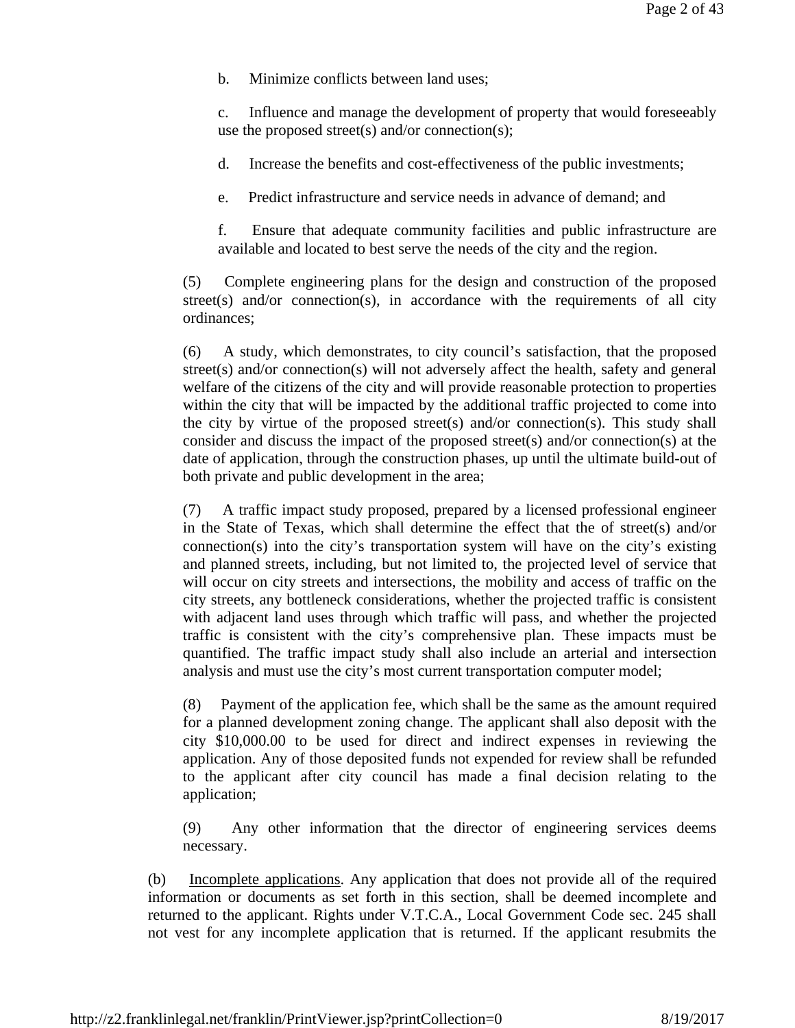b. Minimize conflicts between land uses;

c. Influence and manage the development of property that would foreseeably use the proposed street(s) and/or connection(s);

d. Increase the benefits and cost-effectiveness of the public investments;

e. Predict infrastructure and service needs in advance of demand; and

f. Ensure that adequate community facilities and public infrastructure are available and located to best serve the needs of the city and the region.

(5) Complete engineering plans for the design and construction of the proposed street(s) and/or connection(s), in accordance with the requirements of all city ordinances;

(6) A study, which demonstrates, to city council's satisfaction, that the proposed street(s) and/or connection(s) will not adversely affect the health, safety and general welfare of the citizens of the city and will provide reasonable protection to properties within the city that will be impacted by the additional traffic projected to come into the city by virtue of the proposed street(s) and/or connection(s). This study shall consider and discuss the impact of the proposed street(s) and/or connection(s) at the date of application, through the construction phases, up until the ultimate build-out of both private and public development in the area;

(7) A traffic impact study proposed, prepared by a licensed professional engineer in the State of Texas, which shall determine the effect that the of street(s) and/or connection(s) into the city's transportation system will have on the city's existing and planned streets, including, but not limited to, the projected level of service that will occur on city streets and intersections, the mobility and access of traffic on the city streets, any bottleneck considerations, whether the projected traffic is consistent with adjacent land uses through which traffic will pass, and whether the projected traffic is consistent with the city's comprehensive plan. These impacts must be quantified. The traffic impact study shall also include an arterial and intersection analysis and must use the city's most current transportation computer model;

(8) Payment of the application fee, which shall be the same as the amount required for a planned development zoning change. The applicant shall also deposit with the city $10,000.00 to be used for direct and indirect expenses in reviewing the application. Any of those deposited funds not expended for review shall be refunded to the applicant after city council has made a final decision relating to the application;

(9) Any other information that the director of engineering services deems necessary.

(b) <u>Incomplete applications</u>. Any application that does not provide all of the required information or documents as set forth in this section, shall be deemed incomplete and returned to the applicant. Rights under V.T.C.A., Local Government Code sec. 245 shall not vest for any incomplete application that is returned. If the applicant resubmits the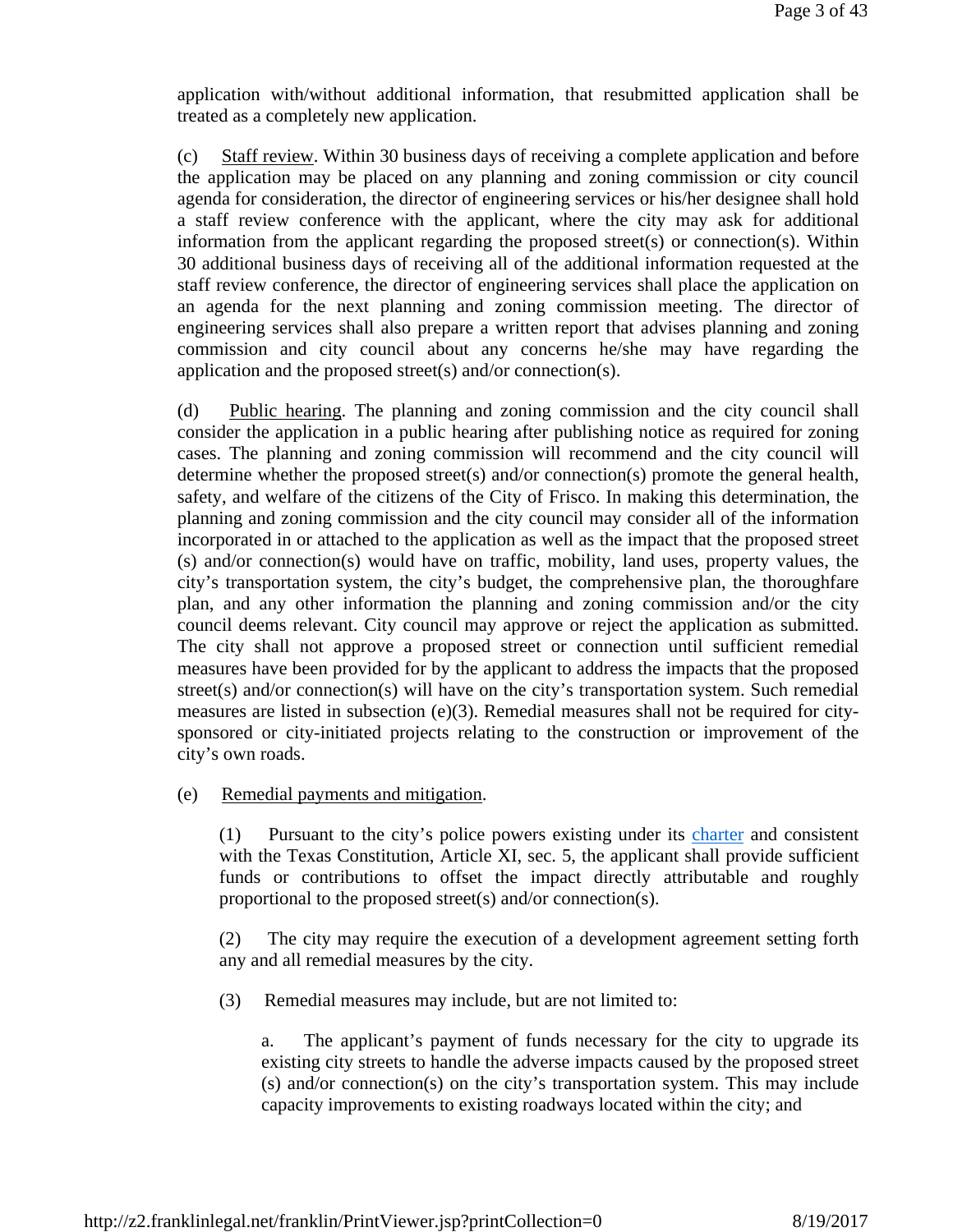application with/without additional information, that resubmitted application shall be treated as a completely new application.

(c) Staff review. Within 30 business days of receiving a complete application and before the application may be placed on any planning and zoning commission or city council agenda for consideration, the director of engineering services or his/her designee shall hold a staff review conference with the applicant, where the city may ask for additional information from the applicant regarding the proposed street(s) or connection(s). Within 30 additional business days of receiving all of the additional information requested at the staff review conference, the director of engineering services shall place the application on an agenda for the next planning and zoning commission meeting. The director of engineering services shall also prepare a written report that advises planning and zoning commission and city council about any concerns he/she may have regarding the application and the proposed street(s) and/or connection(s).

(d) Public hearing. The planning and zoning commission and the city council shall consider the application in a public hearing after publishing notice as required for zoning cases. The planning and zoning commission will recommend and the city council will determine whether the proposed street(s) and/or connection(s) promote the general health, safety, and welfare of the citizens of the City of Frisco. In making this determination, the planning and zoning commission and the city council may consider all of the information incorporated in or attached to the application as well as the impact that the proposed street (s) and/or connection(s) would have on traffic, mobility, land uses, property values, the city's transportation system, the city's budget, the comprehensive plan, the thoroughfare plan, and any other information the planning and zoning commission and/or the city council deems relevant. City council may approve or reject the application as submitted. The city shall not approve a proposed street or connection until sufficient remedial measures have been provided for by the applicant to address the impacts that the proposed street(s) and/or connection(s) will have on the city's transportation system. Such remedial measures are listed in subsection (e)(3). Remedial measures shall not be required for city-sponsored or city-initiated projects relating to the construction or improvement of the city's own roads.

(e) Remedial payments and mitigation.

(1) Pursuant to the city's police powers existing under its charter and consistent with the Texas Constitution, Article XI, sec. 5, the applicant shall provide sufficient funds or contributions to offset the impact directly attributable and roughly proportional to the proposed street(s) and/or connection(s).

(2) The city may require the execution of a development agreement setting forth any and all remedial measures by the city.

(3) Remedial measures may include, but are not limited to:

a. The applicant's payment of funds necessary for the city to upgrade its existing city streets to handle the adverse impacts caused by the proposed street (s) and/or connection(s) on the city's transportation system. This may include capacity improvements to existing roadways located within the city; and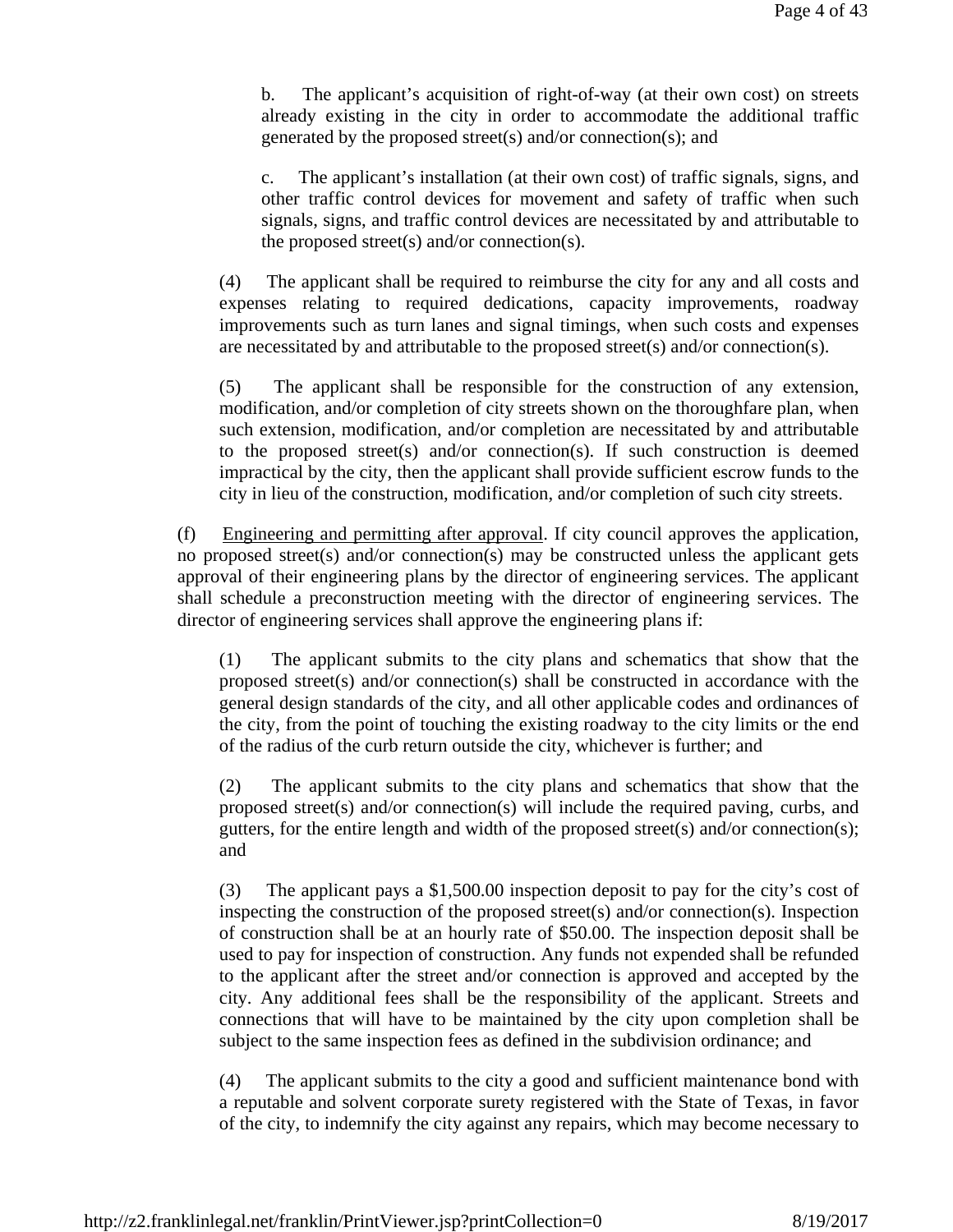b. The applicant's acquisition of right-of-way (at their own cost) on streets already existing in the city in order to accommodate the additional traffic generated by the proposed street(s) and/or connection(s); and

c. The applicant's installation (at their own cost) of traffic signals, signs, and other traffic control devices for movement and safety of traffic when such signals, signs, and traffic control devices are necessitated by and attributable to the proposed street(s) and/or connection(s).

(4) The applicant shall be required to reimburse the city for any and all costs and expenses relating to required dedications, capacity improvements, roadway improvements such as turn lanes and signal timings, when such costs and expenses are necessitated by and attributable to the proposed street(s) and/or connection(s).

(5) The applicant shall be responsible for the construction of any extension, modification, and/or completion of city streets shown on the thoroughfare plan, when such extension, modification, and/or completion are necessitated by and attributable to the proposed street(s) and/or connection(s). If such construction is deemed impractical by the city, then the applicant shall provide sufficient escrow funds to the city in lieu of the construction, modification, and/or completion of such city streets.

(f) Engineering and permitting after approval. If city council approves the application, no proposed street(s) and/or connection(s) may be constructed unless the applicant gets approval of their engineering plans by the director of engineering services. The applicant shall schedule a preconstruction meeting with the director of engineering services. The director of engineering services shall approve the engineering plans if:

(1) The applicant submits to the city plans and schematics that show that the proposed street(s) and/or connection(s) shall be constructed in accordance with the general design standards of the city, and all other applicable codes and ordinances of the city, from the point of touching the existing roadway to the city limits or the end of the radius of the curb return outside the city, whichever is further; and

(2) The applicant submits to the city plans and schematics that show that the proposed street(s) and/or connection(s) will include the required paving, curbs, and gutters, for the entire length and width of the proposed street(s) and/or connection(s); and

(3) The applicant pays a $1,500.00 inspection deposit to pay for the city's cost of inspecting the construction of the proposed street(s) and/or connection(s). Inspection of construction shall be at an hourly rate of $50.00. The inspection deposit shall be used to pay for inspection of construction. Any funds not expended shall be refunded to the applicant after the street and/or connection is approved and accepted by the city. Any additional fees shall be the responsibility of the applicant. Streets and connections that will have to be maintained by the city upon completion shall be subject to the same inspection fees as defined in the subdivision ordinance; and

(4) The applicant submits to the city a good and sufficient maintenance bond with a reputable and solvent corporate surety registered with the State of Texas, in favor of the city, to indemnify the city against any repairs, which may become necessary to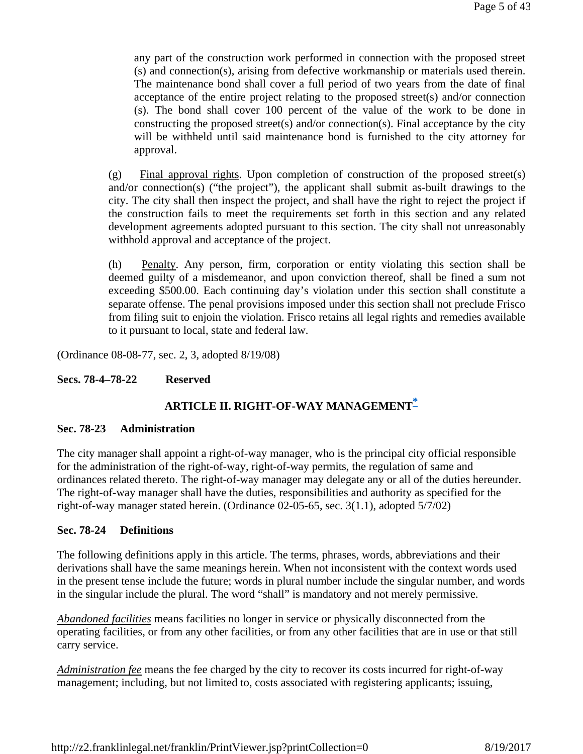any part of the construction work performed in connection with the proposed street (s) and connection(s), arising from defective workmanship or materials used therein. The maintenance bond shall cover a full period of two years from the date of final acceptance of the entire project relating to the proposed street(s) and/or connection (s). The bond shall cover 100 percent of the value of the work to be done in constructing the proposed street(s) and/or connection(s). Final acceptance by the city will be withheld until said maintenance bond is furnished to the city attorney for approval.

(g) Final approval rights. Upon completion of construction of the proposed street(s) and/or connection(s) ("the project"), the applicant shall submit as-built drawings to the city. The city shall then inspect the project, and shall have the right to reject the project if the construction fails to meet the requirements set forth in this section and any related development agreements adopted pursuant to this section. The city shall not unreasonably withhold approval and acceptance of the project.

(h) Penalty. Any person, firm, corporation or entity violating this section shall be deemed guilty of a misdemeanor, and upon conviction thereof, shall be fined a sum not exceeding $500.00. Each continuing day's violation under this section shall constitute a separate offense. The penal provisions imposed under this section shall not preclude Frisco from filing suit to enjoin the violation. Frisco retains all legal rights and remedies available to it pursuant to local, state and federal law.

(Ordinance 08-08-77, sec. 2, 3, adopted 8/19/08)

**Secs. 78-4–78-22 Reserved**

## ARTICLE II. RIGHT-OF-WAY MANAGEMENT*

**Sec. 78-23 Administration**

The city manager shall appoint a right-of-way manager, who is the principal city official responsible for the administration of the right-of-way, right-of-way permits, the regulation of same and ordinances related thereto. The right-of-way manager may delegate any or all of the duties hereunder. The right-of-way manager shall have the duties, responsibilities and authority as specified for the right-of-way manager stated herein. (Ordinance 02-05-65, sec. 3(1.1), adopted 5/7/02)

**Sec. 78-24 Definitions**

The following definitions apply in this article. The terms, phrases, words, abbreviations and their derivations shall have the same meanings herein. When not inconsistent with the context words used in the present tense include the future; words in plural number include the singular number, and words in the singular include the plural. The word "shall" is mandatory and not merely permissive.

*Abandoned facilities* means facilities no longer in service or physically disconnected from the operating facilities, or from any other facilities, or from any other facilities that are in use or that still carry service.

*Administration fee* means the fee charged by the city to recover its costs incurred for right-of-way management; including, but not limited to, costs associated with registering applicants; issuing,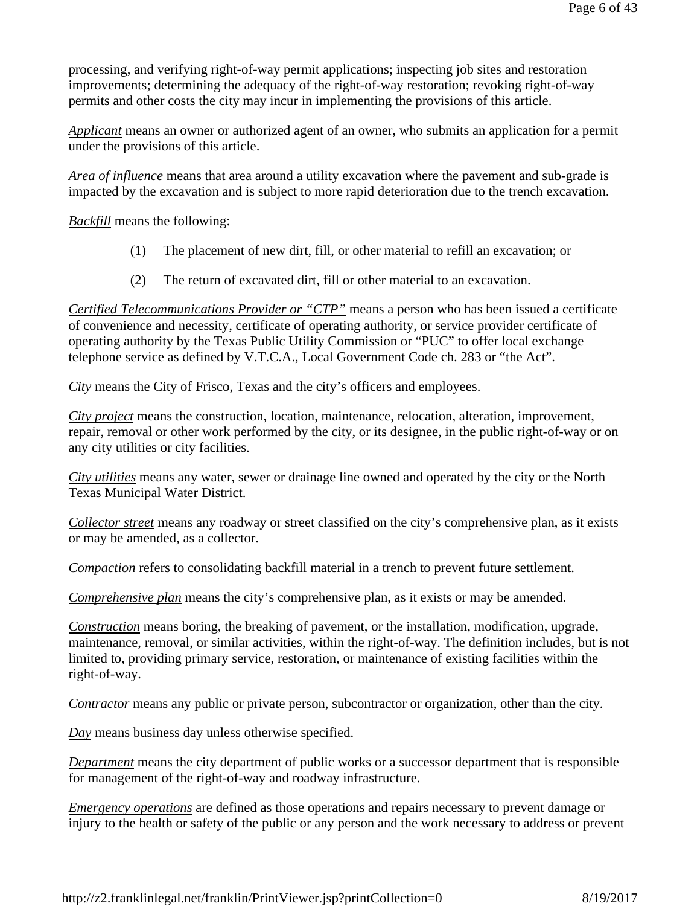processing, and verifying right-of-way permit applications; inspecting job sites and restoration improvements; determining the adequacy of the right-of-way restoration; revoking right-of-way permits and other costs the city may incur in implementing the provisions of this article.

*Applicant* means an owner or authorized agent of an owner, who submits an application for a permit under the provisions of this article.

*Area of influence* means that area around a utility excavation where the pavement and sub-grade is impacted by the excavation and is subject to more rapid deterioration due to the trench excavation.

*Backfill* means the following:

(1) The placement of new dirt, fill, or other material to refill an excavation; or

(2) The return of excavated dirt, fill or other material to an excavation.

*Certified Telecommunications Provider or "CTP"* means a person who has been issued a certificate of convenience and necessity, certificate of operating authority, or service provider certificate of operating authority by the Texas Public Utility Commission or "PUC" to offer local exchange telephone service as defined by V.T.C.A., Local Government Code ch. 283 or "the Act".

*City* means the City of Frisco, Texas and the city's officers and employees.

*City project* means the construction, location, maintenance, relocation, alteration, improvement, repair, removal or other work performed by the city, or its designee, in the public right-of-way or on any city utilities or city facilities.

*City utilities* means any water, sewer or drainage line owned and operated by the city or the North Texas Municipal Water District.

*Collector street* means any roadway or street classified on the city's comprehensive plan, as it exists or may be amended, as a collector.

*Compaction* refers to consolidating backfill material in a trench to prevent future settlement.

*Comprehensive plan* means the city's comprehensive plan, as it exists or may be amended.

*Construction* means boring, the breaking of pavement, or the installation, modification, upgrade, maintenance, removal, or similar activities, within the right-of-way. The definition includes, but is not limited to, providing primary service, restoration, or maintenance of existing facilities within the right-of-way.

*Contractor* means any public or private person, subcontractor or organization, other than the city.

*Day* means business day unless otherwise specified.

*Department* means the city department of public works or a successor department that is responsible for management of the right-of-way and roadway infrastructure.

*Emergency operations* are defined as those operations and repairs necessary to prevent damage or injury to the health or safety of the public or any person and the work necessary to address or prevent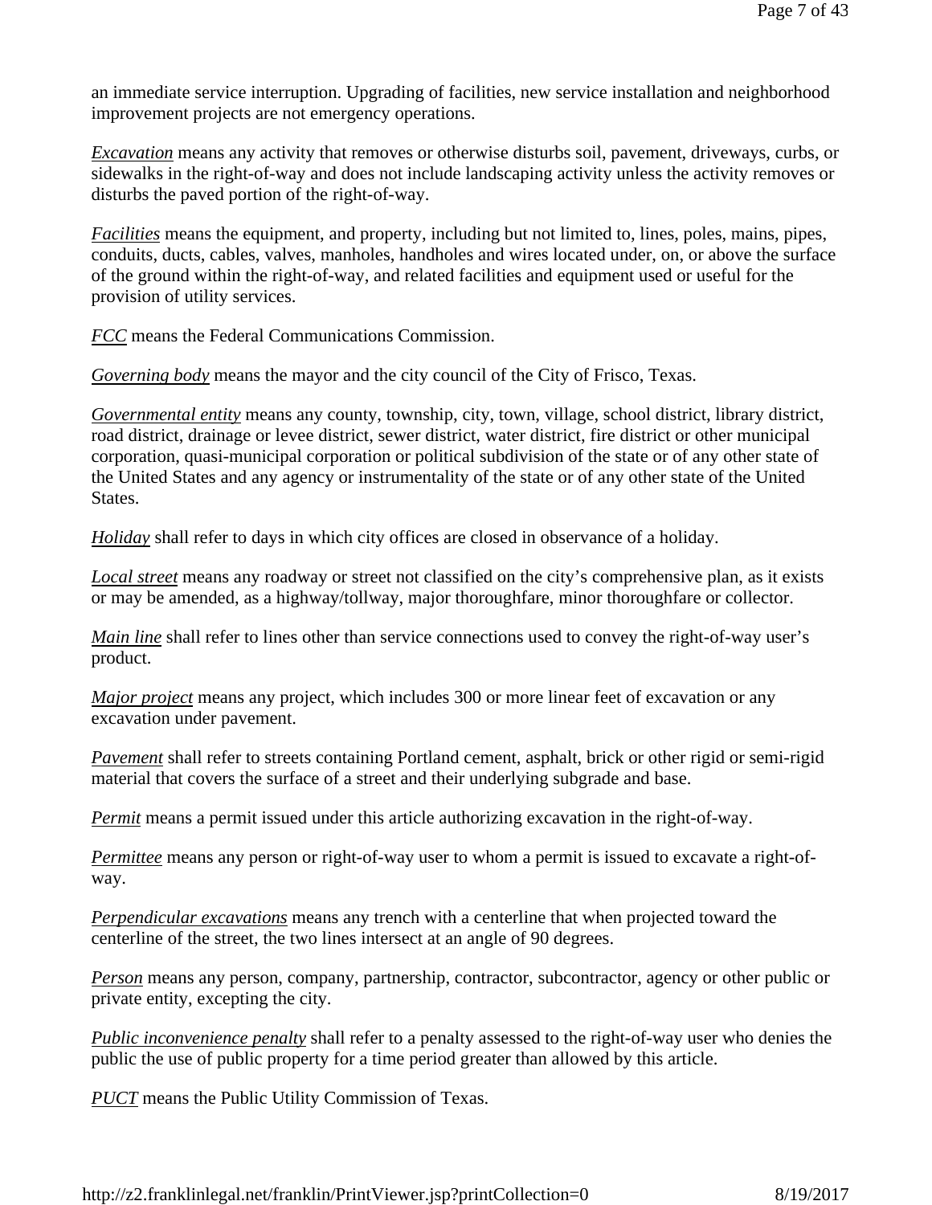an immediate service interruption. Upgrading of facilities, new service installation and neighborhood improvement projects are not emergency operations.

*Excavation* means any activity that removes or otherwise disturbs soil, pavement, driveways, curbs, or sidewalks in the right-of-way and does not include landscaping activity unless the activity removes or disturbs the paved portion of the right-of-way.

*Facilities* means the equipment, and property, including but not limited to, lines, poles, mains, pipes, conduits, ducts, cables, valves, manholes, handholes and wires located under, on, or above the surface of the ground within the right-of-way, and related facilities and equipment used or useful for the provision of utility services.

*FCC* means the Federal Communications Commission.

*Governing body* means the mayor and the city council of the City of Frisco, Texas.

*Governmental entity* means any county, township, city, town, village, school district, library district, road district, drainage or levee district, sewer district, water district, fire district or other municipal corporation, quasi-municipal corporation or political subdivision of the state or of any other state of the United States and any agency or instrumentality of the state or of any other state of the United States.

*Holiday* shall refer to days in which city offices are closed in observance of a holiday.

*Local street* means any roadway or street not classified on the city's comprehensive plan, as it exists or may be amended, as a highway/tollway, major thoroughfare, minor thoroughfare or collector.

*Main line* shall refer to lines other than service connections used to convey the right-of-way user's product.

*Major project* means any project, which includes 300 or more linear feet of excavation or any excavation under pavement.

*Pavement* shall refer to streets containing Portland cement, asphalt, brick or other rigid or semi-rigid material that covers the surface of a street and their underlying subgrade and base.

*Permit* means a permit issued under this article authorizing excavation in the right-of-way.

*Permittee* means any person or right-of-way user to whom a permit is issued to excavate a right-of-way.

*Perpendicular excavations* means any trench with a centerline that when projected toward the centerline of the street, the two lines intersect at an angle of 90 degrees.

*Person* means any person, company, partnership, contractor, subcontractor, agency or other public or private entity, excepting the city.

*Public inconvenience penalty* shall refer to a penalty assessed to the right-of-way user who denies the public the use of public property for a time period greater than allowed by this article.

*PUCT* means the Public Utility Commission of Texas.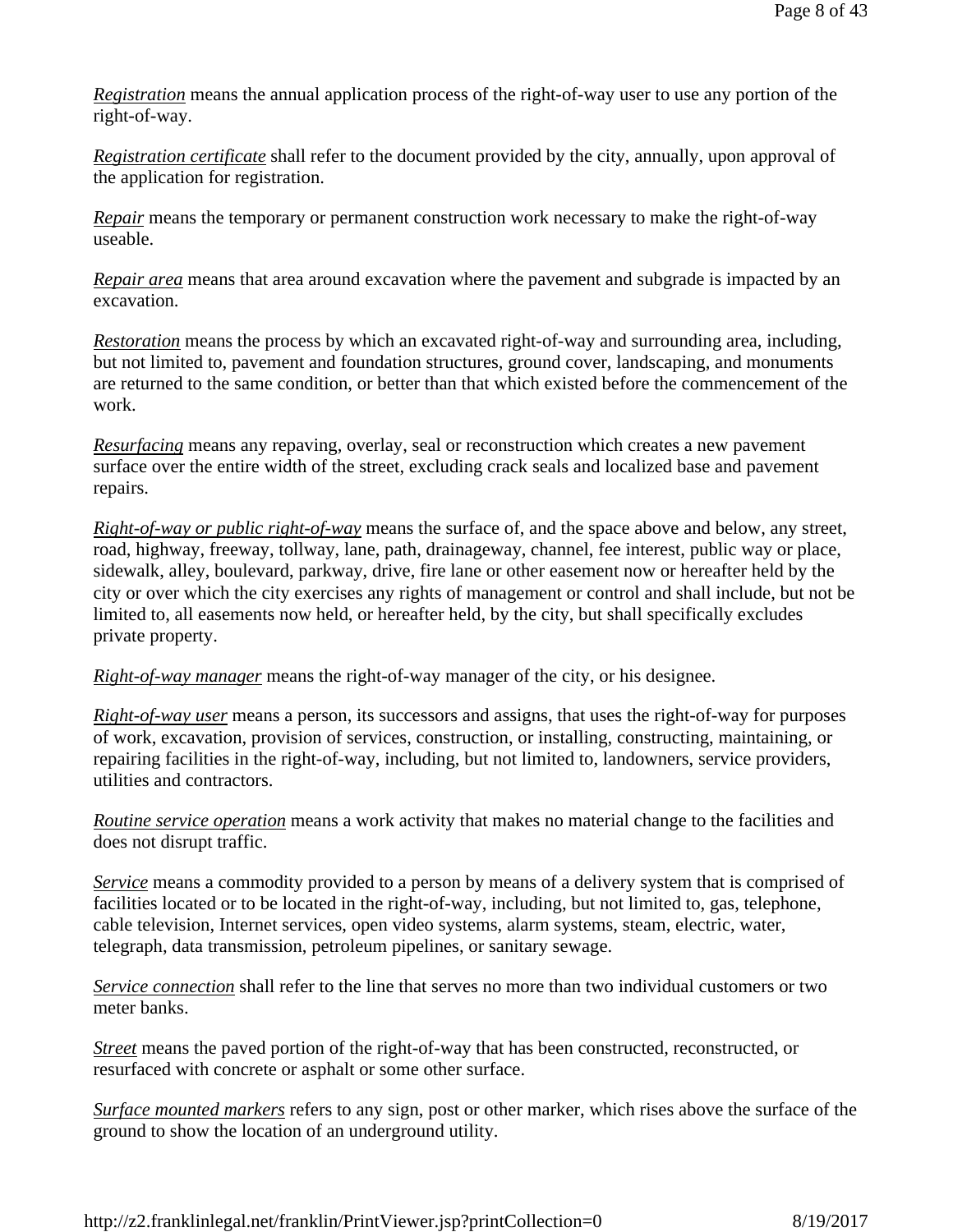*Registration* means the annual application process of the right-of-way user to use any portion of the right-of-way.

*Registration certificate* shall refer to the document provided by the city, annually, upon approval of the application for registration.

*Repair* means the temporary or permanent construction work necessary to make the right-of-way useable.

*Repair area* means that area around excavation where the pavement and subgrade is impacted by an excavation.

*Restoration* means the process by which an excavated right-of-way and surrounding area, including, but not limited to, pavement and foundation structures, ground cover, landscaping, and monuments are returned to the same condition, or better than that which existed before the commencement of the work.

*Resurfacing* means any repaving, overlay, seal or reconstruction which creates a new pavement surface over the entire width of the street, excluding crack seals and localized base and pavement repairs.

*Right-of-way or public right-of-way* means the surface of, and the space above and below, any street, road, highway, freeway, tollway, lane, path, drainageway, channel, fee interest, public way or place, sidewalk, alley, boulevard, parkway, drive, fire lane or other easement now or hereafter held by the city or over which the city exercises any rights of management or control and shall include, but not be limited to, all easements now held, or hereafter held, by the city, but shall specifically excludes private property.

*Right-of-way manager* means the right-of-way manager of the city, or his designee.

*Right-of-way user* means a person, its successors and assigns, that uses the right-of-way for purposes of work, excavation, provision of services, construction, or installing, constructing, maintaining, or repairing facilities in the right-of-way, including, but not limited to, landowners, service providers, utilities and contractors.

*Routine service operation* means a work activity that makes no material change to the facilities and does not disrupt traffic.

*Service* means a commodity provided to a person by means of a delivery system that is comprised of facilities located or to be located in the right-of-way, including, but not limited to, gas, telephone, cable television, Internet services, open video systems, alarm systems, steam, electric, water, telegraph, data transmission, petroleum pipelines, or sanitary sewage.

*Service connection* shall refer to the line that serves no more than two individual customers or two meter banks.

*Street* means the paved portion of the right-of-way that has been constructed, reconstructed, or resurfaced with concrete or asphalt or some other surface.

*Surface mounted markers* refers to any sign, post or other marker, which rises above the surface of the ground to show the location of an underground utility.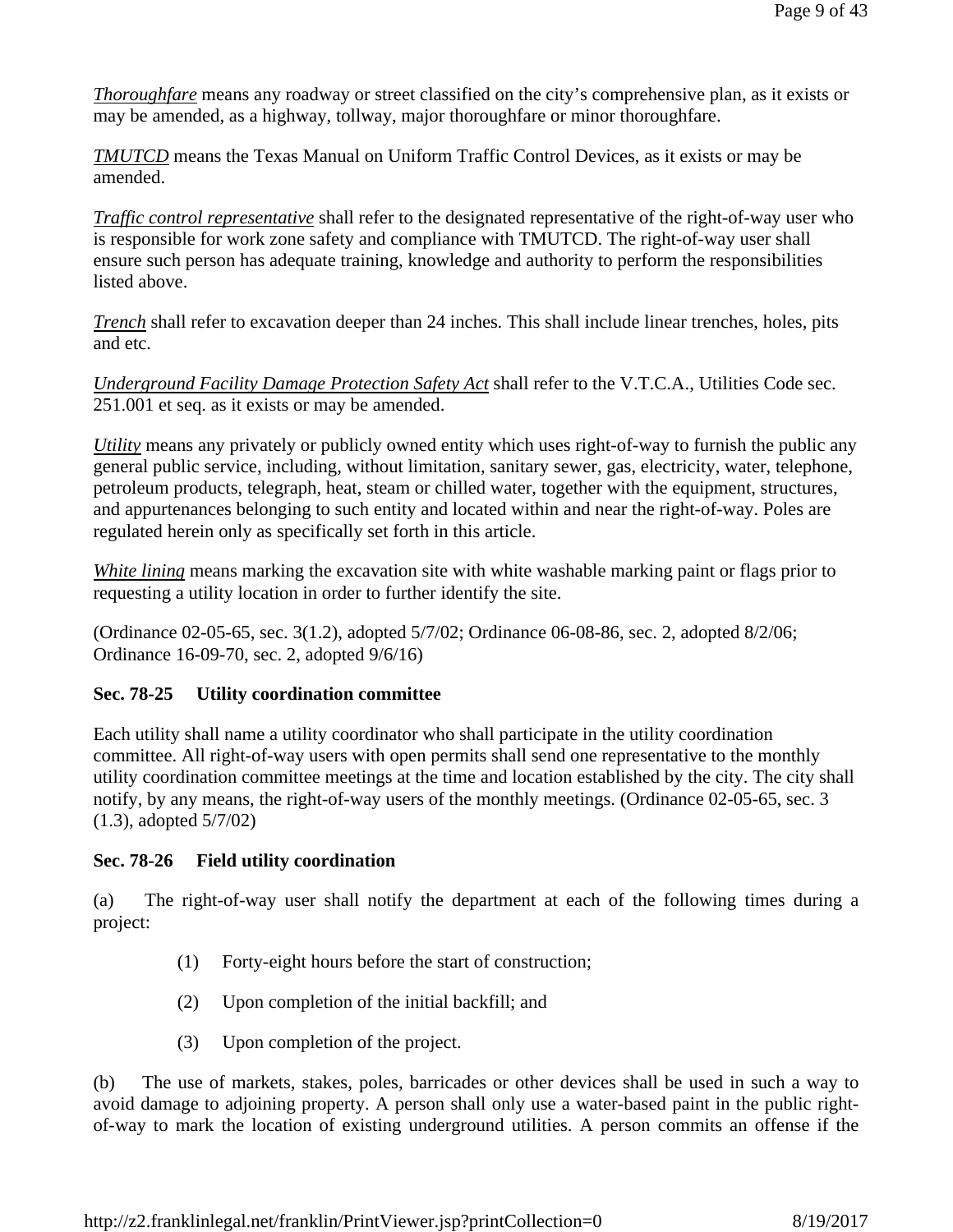*Thoroughfare* means any roadway or street classified on the city's comprehensive plan, as it exists or may be amended, as a highway, tollway, major thoroughfare or minor thoroughfare.

*TMUTCD* means the Texas Manual on Uniform Traffic Control Devices, as it exists or may be amended.

*Traffic control representative* shall refer to the designated representative of the right-of-way user who is responsible for work zone safety and compliance with TMUTCD. The right-of-way user shall ensure such person has adequate training, knowledge and authority to perform the responsibilities listed above.

*Trench* shall refer to excavation deeper than 24 inches. This shall include linear trenches, holes, pits and etc.

*Underground Facility Damage Protection Safety Act* shall refer to the V.T.C.A., Utilities Code sec. 251.001 et seq. as it exists or may be amended.

*Utility* means any privately or publicly owned entity which uses right-of-way to furnish the public any general public service, including, without limitation, sanitary sewer, gas, electricity, water, telephone, petroleum products, telegraph, heat, steam or chilled water, together with the equipment, structures, and appurtenances belonging to such entity and located within and near the right-of-way. Poles are regulated herein only as specifically set forth in this article.

*White lining* means marking the excavation site with white washable marking paint or flags prior to requesting a utility location in order to further identify the site.

(Ordinance 02-05-65, sec. 3(1.2), adopted 5/7/02; Ordinance 06-08-86, sec. 2, adopted 8/2/06; Ordinance 16-09-70, sec. 2, adopted 9/6/16)

**Sec. 78-25 Utility coordination committee**

Each utility shall name a utility coordinator who shall participate in the utility coordination committee. All right-of-way users with open permits shall send one representative to the monthly utility coordination committee meetings at the time and location established by the city. The city shall notify, by any means, the right-of-way users of the monthly meetings. (Ordinance 02-05-65, sec. 3 (1.3), adopted 5/7/02)

**Sec. 78-26 Field utility coordination**

(a) The right-of-way user shall notify the department at each of the following times during a project:

(1) Forty-eight hours before the start of construction;

(2) Upon completion of the initial backfill; and

(3) Upon completion of the project.

(b) The use of markets, stakes, poles, barricades or other devices shall be used in such a way to avoid damage to adjoining property. A person shall only use a water-based paint in the public right-of-way to mark the location of existing underground utilities. A person commits an offense if the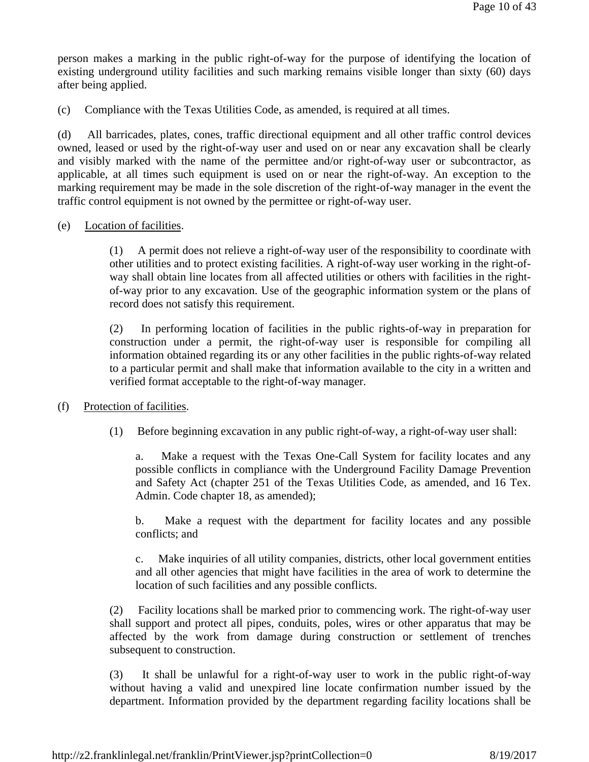person makes a marking in the public right-of-way for the purpose of identifying the location of existing underground utility facilities and such marking remains visible longer than sixty (60) days after being applied.

(c) Compliance with the Texas Utilities Code, as amended, is required at all times.

(d) All barricades, plates, cones, traffic directional equipment and all other traffic control devices owned, leased or used by the right-of-way user and used on or near any excavation shall be clearly and visibly marked with the name of the permittee and/or right-of-way user or subcontractor, as applicable, at all times such equipment is used on or near the right-of-way. An exception to the marking requirement may be made in the sole discretion of the right-of-way manager in the event the traffic control equipment is not owned by the permittee or right-of-way user.

(e) Location of facilities.

> (1) A permit does not relieve a right-of-way user of the responsibility to coordinate with other utilities and to protect existing facilities. A right-of-way user working in the right-of-way shall obtain line locates from all affected utilities or others with facilities in the right-of-way prior to any excavation. Use of the geographic information system or the plans of record does not satisfy this requirement.
>
> (2) In performing location of facilities in the public rights-of-way in preparation for construction under a permit, the right-of-way user is responsible for compiling all information obtained regarding its or any other facilities in the public rights-of-way related to a particular permit and shall make that information available to the city in a written and verified format acceptable to the right-of-way manager.

(f) Protection of facilities.

> (1) Before beginning excavation in any public right-of-way, a right-of-way user shall:
>
> > a. Make a request with the Texas One-Call System for facility locates and any possible conflicts in compliance with the Underground Facility Damage Prevention and Safety Act (chapter 251 of the Texas Utilities Code, as amended, and 16 Tex. Admin. Code chapter 18, as amended);
> >
> > b. Make a request with the department for facility locates and any possible conflicts; and
> >
> > c. Make inquiries of all utility companies, districts, other local government entities and all other agencies that might have facilities in the area of work to determine the location of such facilities and any possible conflicts.
>
> (2) Facility locations shall be marked prior to commencing work. The right-of-way user shall support and protect all pipes, conduits, poles, wires or other apparatus that may be affected by the work from damage during construction or settlement of trenches subsequent to construction.
>
> (3) It shall be unlawful for a right-of-way user to work in the public right-of-way without having a valid and unexpired line locate confirmation number issued by the department. Information provided by the department regarding facility locations shall be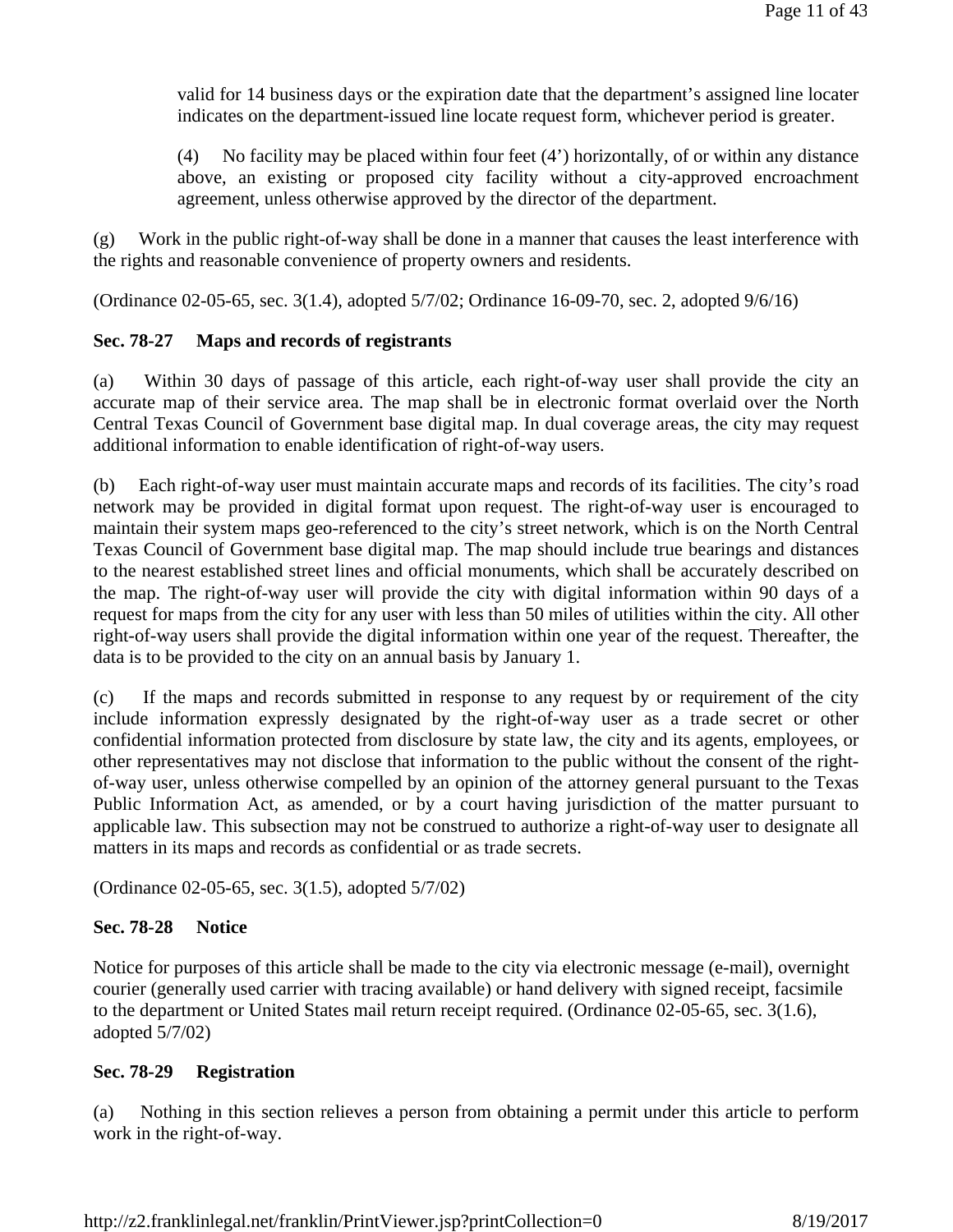valid for 14 business days or the expiration date that the department's assigned line locater indicates on the department-issued line locate request form, whichever period is greater.

(4) No facility may be placed within four feet (4') horizontally, of or within any distance above, an existing or proposed city facility without a city-approved encroachment agreement, unless otherwise approved by the director of the department.

(g) Work in the public right-of-way shall be done in a manner that causes the least interference with the rights and reasonable convenience of property owners and residents.

(Ordinance 02-05-65, sec. 3(1.4), adopted 5/7/02; Ordinance 16-09-70, sec. 2, adopted 9/6/16)

**Sec. 78-27 Maps and records of registrants**

(a) Within 30 days of passage of this article, each right-of-way user shall provide the city an accurate map of their service area. The map shall be in electronic format overlaid over the North Central Texas Council of Government base digital map. In dual coverage areas, the city may request additional information to enable identification of right-of-way users.

(b) Each right-of-way user must maintain accurate maps and records of its facilities. The city's road network may be provided in digital format upon request. The right-of-way user is encouraged to maintain their system maps geo-referenced to the city's street network, which is on the North Central Texas Council of Government base digital map. The map should include true bearings and distances to the nearest established street lines and official monuments, which shall be accurately described on the map. The right-of-way user will provide the city with digital information within 90 days of a request for maps from the city for any user with less than 50 miles of utilities within the city. All other right-of-way users shall provide the digital information within one year of the request. Thereafter, the data is to be provided to the city on an annual basis by January 1.

(c) If the maps and records submitted in response to any request by or requirement of the city include information expressly designated by the right-of-way user as a trade secret or other confidential information protected from disclosure by state law, the city and its agents, employees, or other representatives may not disclose that information to the public without the consent of the right-of-way user, unless otherwise compelled by an opinion of the attorney general pursuant to the Texas Public Information Act, as amended, or by a court having jurisdiction of the matter pursuant to applicable law. This subsection may not be construed to authorize a right-of-way user to designate all matters in its maps and records as confidential or as trade secrets.

(Ordinance 02-05-65, sec. 3(1.5), adopted 5/7/02)

**Sec. 78-28 Notice**

Notice for purposes of this article shall be made to the city via electronic message (e-mail), overnight courier (generally used carrier with tracing available) or hand delivery with signed receipt, facsimile to the department or United States mail return receipt required. (Ordinance 02-05-65, sec. 3(1.6), adopted 5/7/02)

**Sec. 78-29 Registration**

(a) Nothing in this section relieves a person from obtaining a permit under this article to perform work in the right-of-way.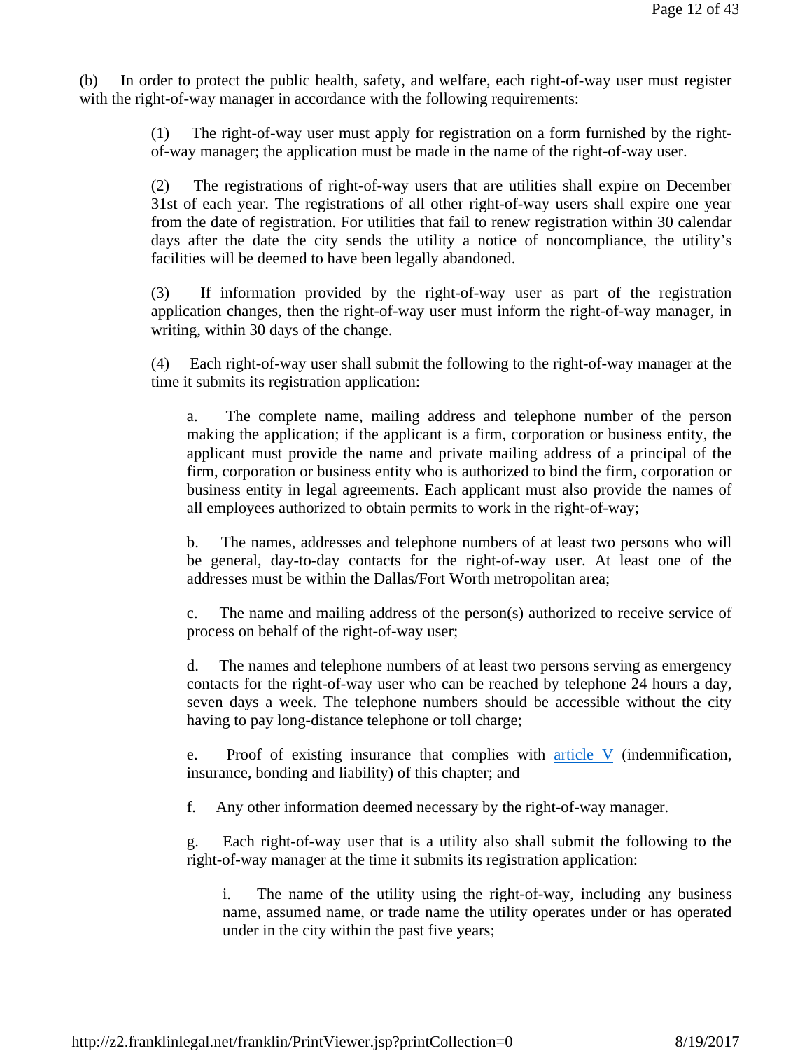(b) In order to protect the public health, safety, and welfare, each right-of-way user must register with the right-of-way manager in accordance with the following requirements:

(1) The right-of-way user must apply for registration on a form furnished by the right-of-way manager; the application must be made in the name of the right-of-way user.

(2) The registrations of right-of-way users that are utilities shall expire on December 31st of each year. The registrations of all other right-of-way users shall expire one year from the date of registration. For utilities that fail to renew registration within 30 calendar days after the date the city sends the utility a notice of noncompliance, the utility's facilities will be deemed to have been legally abandoned.

(3) If information provided by the right-of-way user as part of the registration application changes, then the right-of-way user must inform the right-of-way manager, in writing, within 30 days of the change.

(4) Each right-of-way user shall submit the following to the right-of-way manager at the time it submits its registration application:

a. The complete name, mailing address and telephone number of the person making the application; if the applicant is a firm, corporation or business entity, the applicant must provide the name and private mailing address of a principal of the firm, corporation or business entity who is authorized to bind the firm, corporation or business entity in legal agreements. Each applicant must also provide the names of all employees authorized to obtain permits to work in the right-of-way;

b. The names, addresses and telephone numbers of at least two persons who will be general, day-to-day contacts for the right-of-way user. At least one of the addresses must be within the Dallas/Fort Worth metropolitan area;

c. The name and mailing address of the person(s) authorized to receive service of process on behalf of the right-of-way user;

d. The names and telephone numbers of at least two persons serving as emergency contacts for the right-of-way user who can be reached by telephone 24 hours a day, seven days a week. The telephone numbers should be accessible without the city having to pay long-distance telephone or toll charge;

e. Proof of existing insurance that complies with article V (indemnification, insurance, bonding and liability) of this chapter; and

f. Any other information deemed necessary by the right-of-way manager.

g. Each right-of-way user that is a utility also shall submit the following to the right-of-way manager at the time it submits its registration application:

i. The name of the utility using the right-of-way, including any business name, assumed name, or trade name the utility operates under or has operated under in the city within the past five years;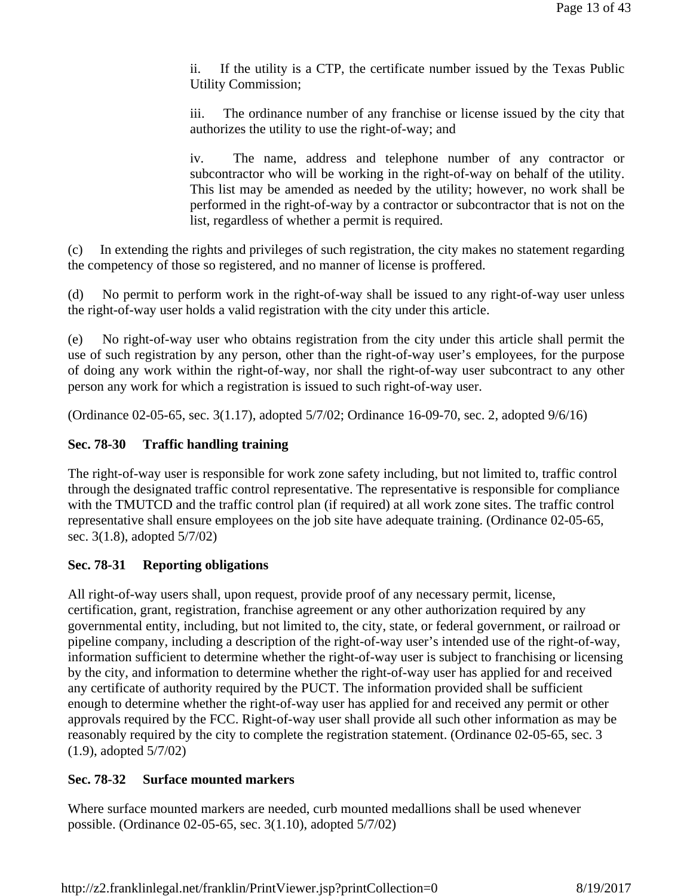ii. If the utility is a CTP, the certificate number issued by the Texas Public Utility Commission;

iii. The ordinance number of any franchise or license issued by the city that authorizes the utility to use the right-of-way; and

iv. The name, address and telephone number of any contractor or subcontractor who will be working in the right-of-way on behalf of the utility. This list may be amended as needed by the utility; however, no work shall be performed in the right-of-way by a contractor or subcontractor that is not on the list, regardless of whether a permit is required.

(c) In extending the rights and privileges of such registration, the city makes no statement regarding the competency of those so registered, and no manner of license is proffered.

(d) No permit to perform work in the right-of-way shall be issued to any right-of-way user unless the right-of-way user holds a valid registration with the city under this article.

(e) No right-of-way user who obtains registration from the city under this article shall permit the use of such registration by any person, other than the right-of-way user's employees, for the purpose of doing any work within the right-of-way, nor shall the right-of-way user subcontract to any other person any work for which a registration is issued to such right-of-way user.

(Ordinance 02-05-65, sec. 3(1.17), adopted 5/7/02; Ordinance 16-09-70, sec. 2, adopted 9/6/16)

### Sec. 78-30 Traffic handling training

The right-of-way user is responsible for work zone safety including, but not limited to, traffic control through the designated traffic control representative. The representative is responsible for compliance with the TMUTCD and the traffic control plan (if required) at all work zone sites. The traffic control representative shall ensure employees on the job site have adequate training. (Ordinance 02-05-65, sec. 3(1.8), adopted 5/7/02)

### Sec. 78-31 Reporting obligations

All right-of-way users shall, upon request, provide proof of any necessary permit, license, certification, grant, registration, franchise agreement or any other authorization required by any governmental entity, including, but not limited to, the city, state, or federal government, or railroad or pipeline company, including a description of the right-of-way user's intended use of the right-of-way, information sufficient to determine whether the right-of-way user is subject to franchising or licensing by the city, and information to determine whether the right-of-way user has applied for and received any certificate of authority required by the PUCT. The information provided shall be sufficient enough to determine whether the right-of-way user has applied for and received any permit or other approvals required by the FCC. Right-of-way user shall provide all such other information as may be reasonably required by the city to complete the registration statement. (Ordinance 02-05-65, sec. 3 (1.9), adopted 5/7/02)

### Sec. 78-32 Surface mounted markers

Where surface mounted markers are needed, curb mounted medallions shall be used whenever possible. (Ordinance 02-05-65, sec. 3(1.10), adopted 5/7/02)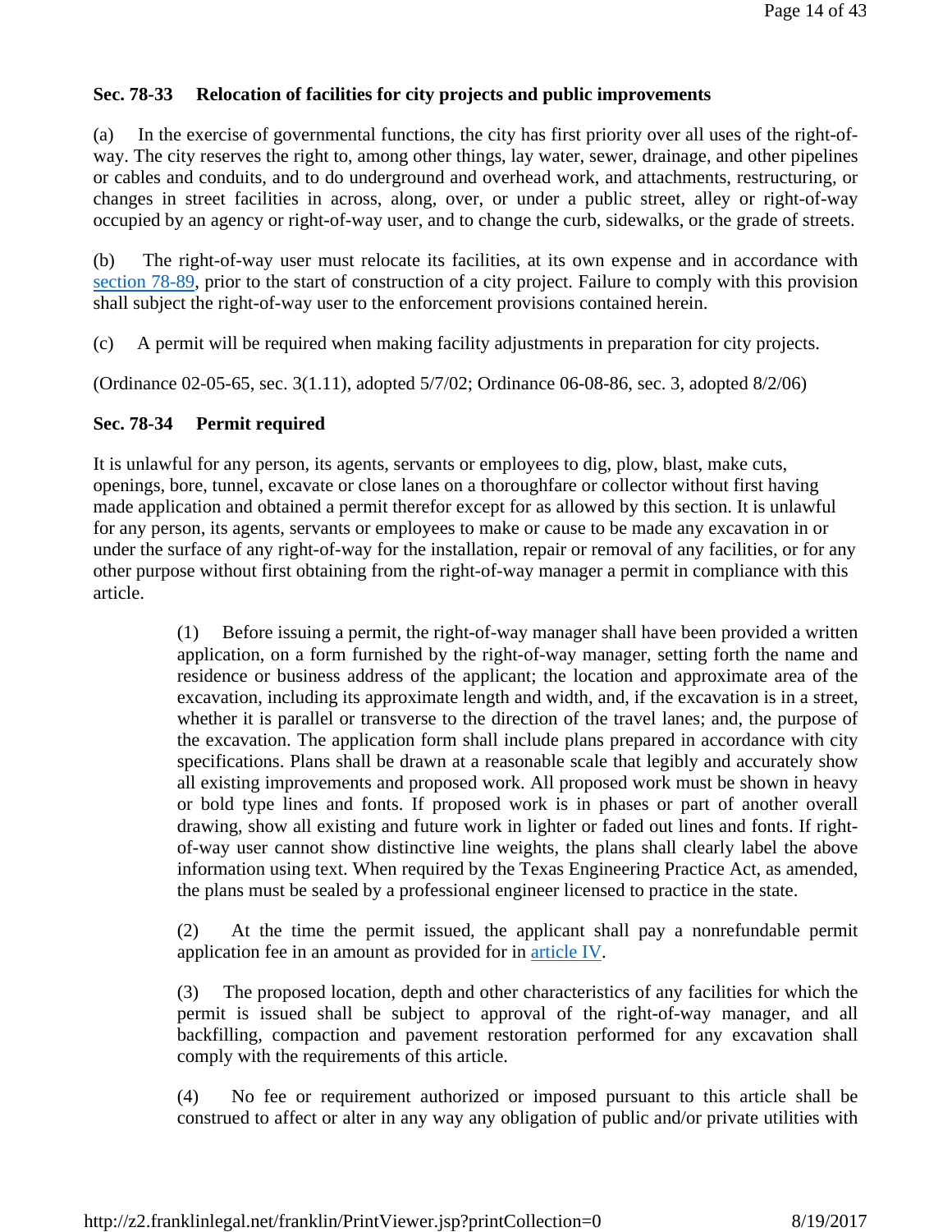### Sec. 78-33 Relocation of facilities for city projects and public improvements

(a) In the exercise of governmental functions, the city has first priority over all uses of the right-of-way. The city reserves the right to, among other things, lay water, sewer, drainage, and other pipelines or cables and conduits, and to do underground and overhead work, and attachments, restructuring, or changes in street facilities in across, along, over, or under a public street, alley or right-of-way occupied by an agency or right-of-way user, and to change the curb, sidewalks, or the grade of streets.

(b) The right-of-way user must relocate its facilities, at its own expense and in accordance with section 78-89, prior to the start of construction of a city project. Failure to comply with this provision shall subject the right-of-way user to the enforcement provisions contained herein.

(c) A permit will be required when making facility adjustments in preparation for city projects.

(Ordinance 02-05-65, sec. 3(1.11), adopted 5/7/02; Ordinance 06-08-86, sec. 3, adopted 8/2/06)

### Sec. 78-34 Permit required

It is unlawful for any person, its agents, servants or employees to dig, plow, blast, make cuts, openings, bore, tunnel, excavate or close lanes on a thoroughfare or collector without first having made application and obtained a permit therefor except for as allowed by this section. It is unlawful for any person, its agents, servants or employees to make or cause to be made any excavation in or under the surface of any right-of-way for the installation, repair or removal of any facilities, or for any other purpose without first obtaining from the right-of-way manager a permit in compliance with this article.

(1) Before issuing a permit, the right-of-way manager shall have been provided a written application, on a form furnished by the right-of-way manager, setting forth the name and residence or business address of the applicant; the location and approximate area of the excavation, including its approximate length and width, and, if the excavation is in a street, whether it is parallel or transverse to the direction of the travel lanes; and, the purpose of the excavation. The application form shall include plans prepared in accordance with city specifications. Plans shall be drawn at a reasonable scale that legibly and accurately show all existing improvements and proposed work. All proposed work must be shown in heavy or bold type lines and fonts. If proposed work is in phases or part of another overall drawing, show all existing and future work in lighter or faded out lines and fonts. If right-of-way user cannot show distinctive line weights, the plans shall clearly label the above information using text. When required by the Texas Engineering Practice Act, as amended, the plans must be sealed by a professional engineer licensed to practice in the state.

(2) At the time the permit issued, the applicant shall pay a nonrefundable permit application fee in an amount as provided for in article IV.

(3) The proposed location, depth and other characteristics of any facilities for which the permit is issued shall be subject to approval of the right-of-way manager, and all backfilling, compaction and pavement restoration performed for any excavation shall comply with the requirements of this article.

(4) No fee or requirement authorized or imposed pursuant to this article shall be construed to affect or alter in any way any obligation of public and/or private utilities with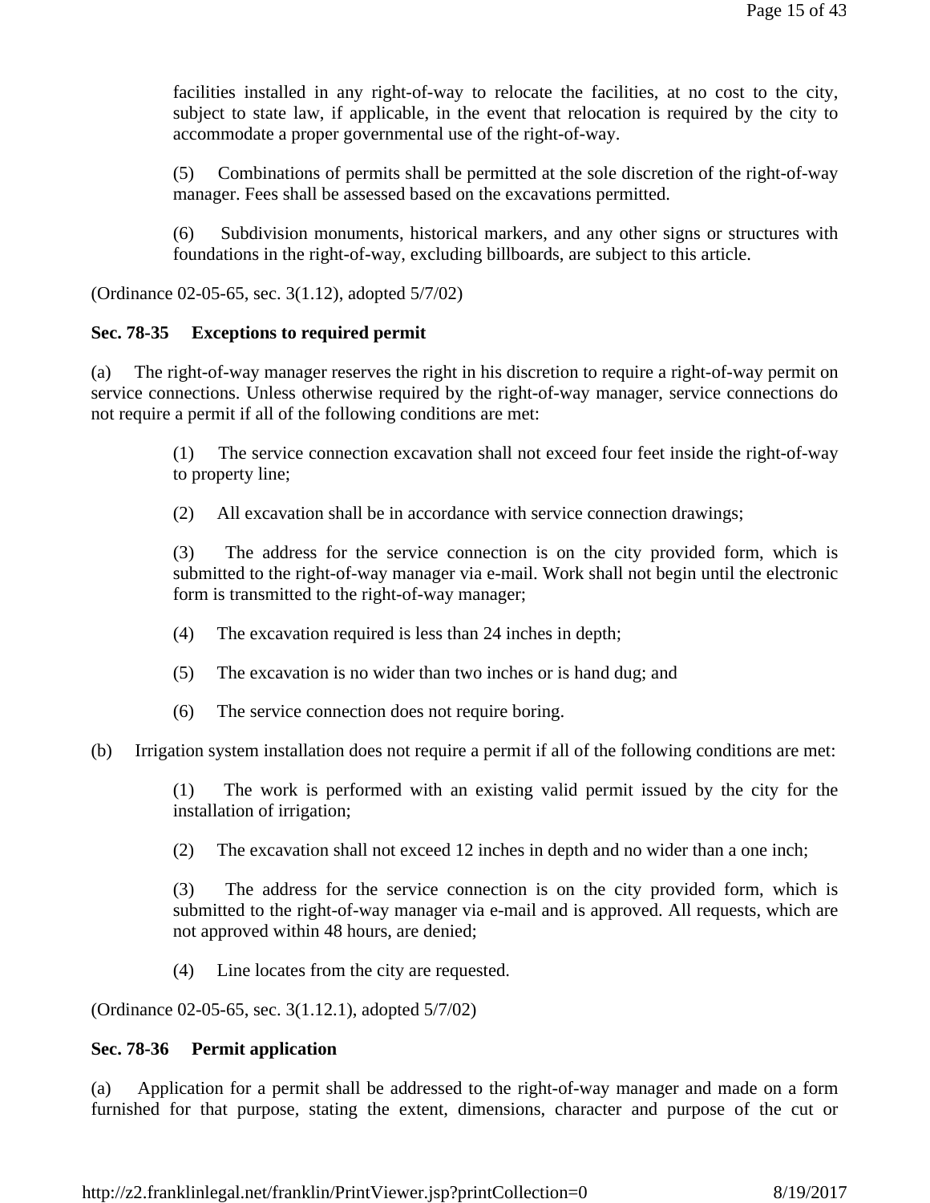facilities installed in any right-of-way to relocate the facilities, at no cost to the city, subject to state law, if applicable, in the event that relocation is required by the city to accommodate a proper governmental use of the right-of-way.

(5) Combinations of permits shall be permitted at the sole discretion of the right-of-way manager. Fees shall be assessed based on the excavations permitted.

(6) Subdivision monuments, historical markers, and any other signs or structures with foundations in the right-of-way, excluding billboards, are subject to this article.

(Ordinance 02-05-65, sec. 3(1.12), adopted 5/7/02)

**Sec. 78-35 Exceptions to required permit**

(a) The right-of-way manager reserves the right in his discretion to require a right-of-way permit on service connections. Unless otherwise required by the right-of-way manager, service connections do not require a permit if all of the following conditions are met:

(1) The service connection excavation shall not exceed four feet inside the right-of-way to property line;

(2) All excavation shall be in accordance with service connection drawings;

(3) The address for the service connection is on the city provided form, which is submitted to the right-of-way manager via e-mail. Work shall not begin until the electronic form is transmitted to the right-of-way manager;

(4) The excavation required is less than 24 inches in depth;

(5) The excavation is no wider than two inches or is hand dug; and

(6) The service connection does not require boring.

(b) Irrigation system installation does not require a permit if all of the following conditions are met:

(1) The work is performed with an existing valid permit issued by the city for the installation of irrigation;

(2) The excavation shall not exceed 12 inches in depth and no wider than a one inch;

(3) The address for the service connection is on the city provided form, which is submitted to the right-of-way manager via e-mail and is approved. All requests, which are not approved within 48 hours, are denied;

(4) Line locates from the city are requested.

(Ordinance 02-05-65, sec. 3(1.12.1), adopted 5/7/02)

**Sec. 78-36 Permit application**

(a) Application for a permit shall be addressed to the right-of-way manager and made on a form furnished for that purpose, stating the extent, dimensions, character and purpose of the cut or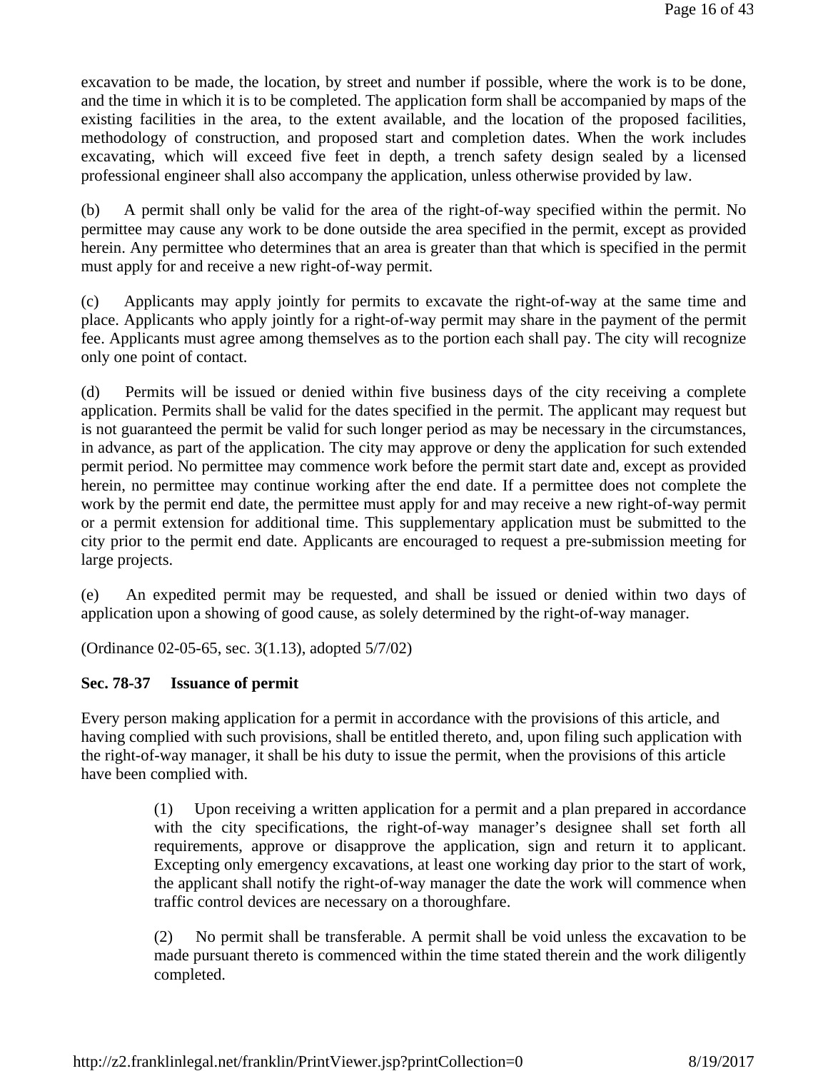excavation to be made, the location, by street and number if possible, where the work is to be done, and the time in which it is to be completed. The application form shall be accompanied by maps of the existing facilities in the area, to the extent available, and the location of the proposed facilities, methodology of construction, and proposed start and completion dates. When the work includes excavating, which will exceed five feet in depth, a trench safety design sealed by a licensed professional engineer shall also accompany the application, unless otherwise provided by law.

(b) A permit shall only be valid for the area of the right-of-way specified within the permit. No permittee may cause any work to be done outside the area specified in the permit, except as provided herein. Any permittee who determines that an area is greater than that which is specified in the permit must apply for and receive a new right-of-way permit.

(c) Applicants may apply jointly for permits to excavate the right-of-way at the same time and place. Applicants who apply jointly for a right-of-way permit may share in the payment of the permit fee. Applicants must agree among themselves as to the portion each shall pay. The city will recognize only one point of contact.

(d) Permits will be issued or denied within five business days of the city receiving a complete application. Permits shall be valid for the dates specified in the permit. The applicant may request but is not guaranteed the permit be valid for such longer period as may be necessary in the circumstances, in advance, as part of the application. The city may approve or deny the application for such extended permit period. No permittee may commence work before the permit start date and, except as provided herein, no permittee may continue working after the end date. If a permittee does not complete the work by the permit end date, the permittee must apply for and may receive a new right-of-way permit or a permit extension for additional time. This supplementary application must be submitted to the city prior to the permit end date. Applicants are encouraged to request a pre-submission meeting for large projects.

(e) An expedited permit may be requested, and shall be issued or denied within two days of application upon a showing of good cause, as solely determined by the right-of-way manager.

(Ordinance 02-05-65, sec. 3(1.13), adopted 5/7/02)

### Sec. 78-37 Issuance of permit

Every person making application for a permit in accordance with the provisions of this article, and having complied with such provisions, shall be entitled thereto, and, upon filing such application with the right-of-way manager, it shall be his duty to issue the permit, when the provisions of this article have been complied with.

> (1) Upon receiving a written application for a permit and a plan prepared in accordance with the city specifications, the right-of-way manager's designee shall set forth all requirements, approve or disapprove the application, sign and return it to applicant. Excepting only emergency excavations, at least one working day prior to the start of work, the applicant shall notify the right-of-way manager the date the work will commence when traffic control devices are necessary on a thoroughfare.
>
> (2) No permit shall be transferable. A permit shall be void unless the excavation to be made pursuant thereto is commenced within the time stated therein and the work diligently completed.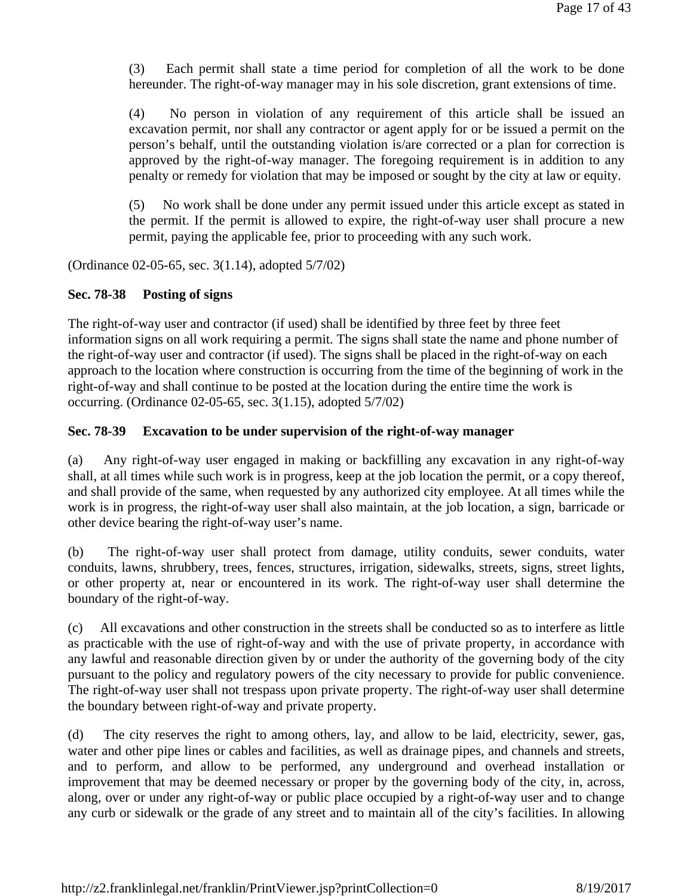(3) Each permit shall state a time period for completion of all the work to be done hereunder. The right-of-way manager may in his sole discretion, grant extensions of time.

(4) No person in violation of any requirement of this article shall be issued an excavation permit, nor shall any contractor or agent apply for or be issued a permit on the person's behalf, until the outstanding violation is/are corrected or a plan for correction is approved by the right-of-way manager. The foregoing requirement is in addition to any penalty or remedy for violation that may be imposed or sought by the city at law or equity.

(5) No work shall be done under any permit issued under this article except as stated in the permit. If the permit is allowed to expire, the right-of-way user shall procure a new permit, paying the applicable fee, prior to proceeding with any such work.

(Ordinance 02-05-65, sec. 3(1.14), adopted 5/7/02)

**Sec. 78-38 Posting of signs**

The right-of-way user and contractor (if used) shall be identified by three feet by three feet information signs on all work requiring a permit. The signs shall state the name and phone number of the right-of-way user and contractor (if used). The signs shall be placed in the right-of-way on each approach to the location where construction is occurring from the time of the beginning of work in the right-of-way and shall continue to be posted at the location during the entire time the work is occurring. (Ordinance 02-05-65, sec. 3(1.15), adopted 5/7/02)

**Sec. 78-39 Excavation to be under supervision of the right-of-way manager**

(a) Any right-of-way user engaged in making or backfilling any excavation in any right-of-way shall, at all times while such work is in progress, keep at the job location the permit, or a copy thereof, and shall provide of the same, when requested by any authorized city employee. At all times while the work is in progress, the right-of-way user shall also maintain, at the job location, a sign, barricade or other device bearing the right-of-way user's name.

(b) The right-of-way user shall protect from damage, utility conduits, sewer conduits, water conduits, lawns, shrubbery, trees, fences, structures, irrigation, sidewalks, streets, signs, street lights, or other property at, near or encountered in its work. The right-of-way user shall determine the boundary of the right-of-way.

(c) All excavations and other construction in the streets shall be conducted so as to interfere as little as practicable with the use of right-of-way and with the use of private property, in accordance with any lawful and reasonable direction given by or under the authority of the governing body of the city pursuant to the policy and regulatory powers of the city necessary to provide for public convenience. The right-of-way user shall not trespass upon private property. The right-of-way user shall determine the boundary between right-of-way and private property.

(d) The city reserves the right to among others, lay, and allow to be laid, electricity, sewer, gas, water and other pipe lines or cables and facilities, as well as drainage pipes, and channels and streets, and to perform, and allow to be performed, any underground and overhead installation or improvement that may be deemed necessary or proper by the governing body of the city, in, across, along, over or under any right-of-way or public place occupied by a right-of-way user and to change any curb or sidewalk or the grade of any street and to maintain all of the city's facilities. In allowing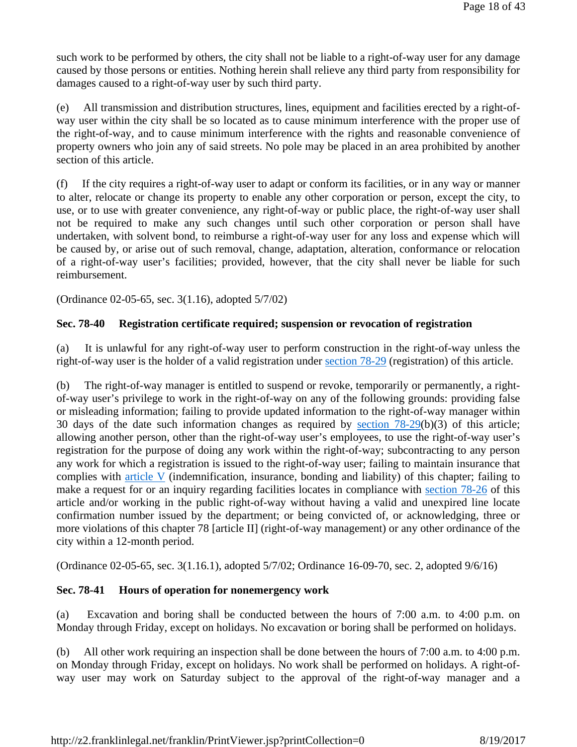such work to be performed by others, the city shall not be liable to a right-of-way user for any damage caused by those persons or entities. Nothing herein shall relieve any third party from responsibility for damages caused to a right-of-way user by such third party.

(e) All transmission and distribution structures, lines, equipment and facilities erected by a right-of-way user within the city shall be so located as to cause minimum interference with the proper use of the right-of-way, and to cause minimum interference with the rights and reasonable convenience of property owners who join any of said streets. No pole may be placed in an area prohibited by another section of this article.

(f) If the city requires a right-of-way user to adapt or conform its facilities, or in any way or manner to alter, relocate or change its property to enable any other corporation or person, except the city, to use, or to use with greater convenience, any right-of-way or public place, the right-of-way user shall not be required to make any such changes until such other corporation or person shall have undertaken, with solvent bond, to reimburse a right-of-way user for any loss and expense which will be caused by, or arise out of such removal, change, adaptation, alteration, conformance or relocation of a right-of-way user's facilities; provided, however, that the city shall never be liable for such reimbursement.

(Ordinance 02-05-65, sec. 3(1.16), adopted 5/7/02)

### Sec. 78-40 Registration certificate required; suspension or revocation of registration

(a) It is unlawful for any right-of-way user to perform construction in the right-of-way unless the right-of-way user is the holder of a valid registration under section 78-29 (registration) of this article.

(b) The right-of-way manager is entitled to suspend or revoke, temporarily or permanently, a right-of-way user's privilege to work in the right-of-way on any of the following grounds: providing false or misleading information; failing to provide updated information to the right-of-way manager within 30 days of the date such information changes as required by section 78-29(b)(3) of this article; allowing another person, other than the right-of-way user's employees, to use the right-of-way user's registration for the purpose of doing any work within the right-of-way; subcontracting to any person any work for which a registration is issued to the right-of-way user; failing to maintain insurance that complies with article V (indemnification, insurance, bonding and liability) of this chapter; failing to make a request for or an inquiry regarding facilities locates in compliance with section 78-26 of this article and/or working in the public right-of-way without having a valid and unexpired line locate confirmation number issued by the department; or being convicted of, or acknowledging, three or more violations of this chapter 78 [article II] (right-of-way management) or any other ordinance of the city within a 12-month period.

(Ordinance 02-05-65, sec. 3(1.16.1), adopted 5/7/02; Ordinance 16-09-70, sec. 2, adopted 9/6/16)

### Sec. 78-41 Hours of operation for nonemergency work

(a) Excavation and boring shall be conducted between the hours of 7:00 a.m. to 4:00 p.m. on Monday through Friday, except on holidays. No excavation or boring shall be performed on holidays.

(b) All other work requiring an inspection shall be done between the hours of 7:00 a.m. to 4:00 p.m. on Monday through Friday, except on holidays. No work shall be performed on holidays. A right-of-way user may work on Saturday subject to the approval of the right-of-way manager and a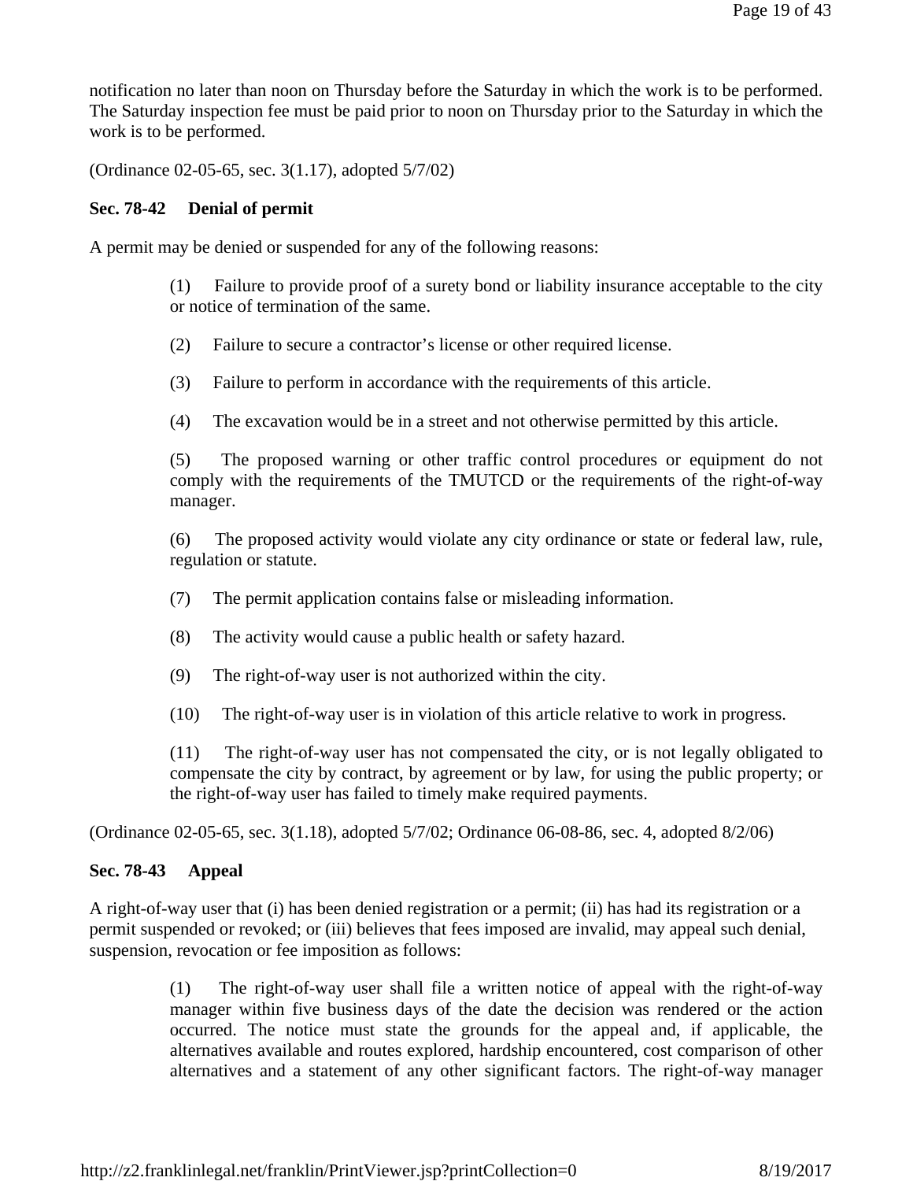notification no later than noon on Thursday before the Saturday in which the work is to be performed. The Saturday inspection fee must be paid prior to noon on Thursday prior to the Saturday in which the work is to be performed.

(Ordinance 02-05-65, sec. 3(1.17), adopted 5/7/02)

### Sec. 78-42 Denial of permit

A permit may be denied or suspended for any of the following reasons:

(1) Failure to provide proof of a surety bond or liability insurance acceptable to the city or notice of termination of the same.

(2) Failure to secure a contractor's license or other required license.

(3) Failure to perform in accordance with the requirements of this article.

(4) The excavation would be in a street and not otherwise permitted by this article.

(5) The proposed warning or other traffic control procedures or equipment do not comply with the requirements of the TMUTCD or the requirements of the right-of-way manager.

(6) The proposed activity would violate any city ordinance or state or federal law, rule, regulation or statute.

(7) The permit application contains false or misleading information.

(8) The activity would cause a public health or safety hazard.

(9) The right-of-way user is not authorized within the city.

(10) The right-of-way user is in violation of this article relative to work in progress.

(11) The right-of-way user has not compensated the city, or is not legally obligated to compensate the city by contract, by agreement or by law, for using the public property; or the right-of-way user has failed to timely make required payments.

(Ordinance 02-05-65, sec. 3(1.18), adopted 5/7/02; Ordinance 06-08-86, sec. 4, adopted 8/2/06)

### Sec. 78-43 Appeal

A right-of-way user that (i) has been denied registration or a permit; (ii) has had its registration or a permit suspended or revoked; or (iii) believes that fees imposed are invalid, may appeal such denial, suspension, revocation or fee imposition as follows:

(1) The right-of-way user shall file a written notice of appeal with the right-of-way manager within five business days of the date the decision was rendered or the action occurred. The notice must state the grounds for the appeal and, if applicable, the alternatives available and routes explored, hardship encountered, cost comparison of other alternatives and a statement of any other significant factors. The right-of-way manager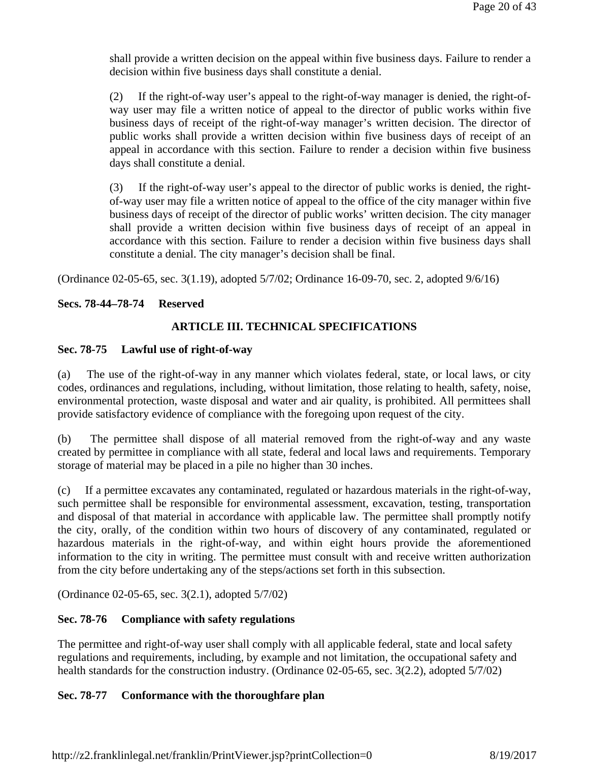shall provide a written decision on the appeal within five business days. Failure to render a decision within five business days shall constitute a denial.

(2) If the right-of-way user's appeal to the right-of-way manager is denied, the right-of-way user may file a written notice of appeal to the director of public works within five business days of receipt of the right-of-way manager's written decision. The director of public works shall provide a written decision within five business days of receipt of an appeal in accordance with this section. Failure to render a decision within five business days shall constitute a denial.

(3) If the right-of-way user's appeal to the director of public works is denied, the right-of-way user may file a written notice of appeal to the office of the city manager within five business days of receipt of the director of public works' written decision. The city manager shall provide a written decision within five business days of receipt of an appeal in accordance with this section. Failure to render a decision within five business days shall constitute a denial. The city manager's decision shall be final.

(Ordinance 02-05-65, sec. 3(1.19), adopted 5/7/02; Ordinance 16-09-70, sec. 2, adopted 9/6/16)

**Secs. 78-44–78-74 Reserved**

## ARTICLE III. TECHNICAL SPECIFICATIONS

**Sec. 78-75 Lawful use of right-of-way**

(a) The use of the right-of-way in any manner which violates federal, state, or local laws, or city codes, ordinances and regulations, including, without limitation, those relating to health, safety, noise, environmental protection, waste disposal and water and air quality, is prohibited. All permittees shall provide satisfactory evidence of compliance with the foregoing upon request of the city.

(b) The permittee shall dispose of all material removed from the right-of-way and any waste created by permittee in compliance with all state, federal and local laws and requirements. Temporary storage of material may be placed in a pile no higher than 30 inches.

(c) If a permittee excavates any contaminated, regulated or hazardous materials in the right-of-way, such permittee shall be responsible for environmental assessment, excavation, testing, transportation and disposal of that material in accordance with applicable law. The permittee shall promptly notify the city, orally, of the condition within two hours of discovery of any contaminated, regulated or hazardous materials in the right-of-way, and within eight hours provide the aforementioned information to the city in writing. The permittee must consult with and receive written authorization from the city before undertaking any of the steps/actions set forth in this subsection.

(Ordinance 02-05-65, sec. 3(2.1), adopted 5/7/02)

**Sec. 78-76 Compliance with safety regulations**

The permittee and right-of-way user shall comply with all applicable federal, state and local safety regulations and requirements, including, by example and not limitation, the occupational safety and health standards for the construction industry. (Ordinance 02-05-65, sec. 3(2.2), adopted 5/7/02)

**Sec. 78-77 Conformance with the thoroughfare plan**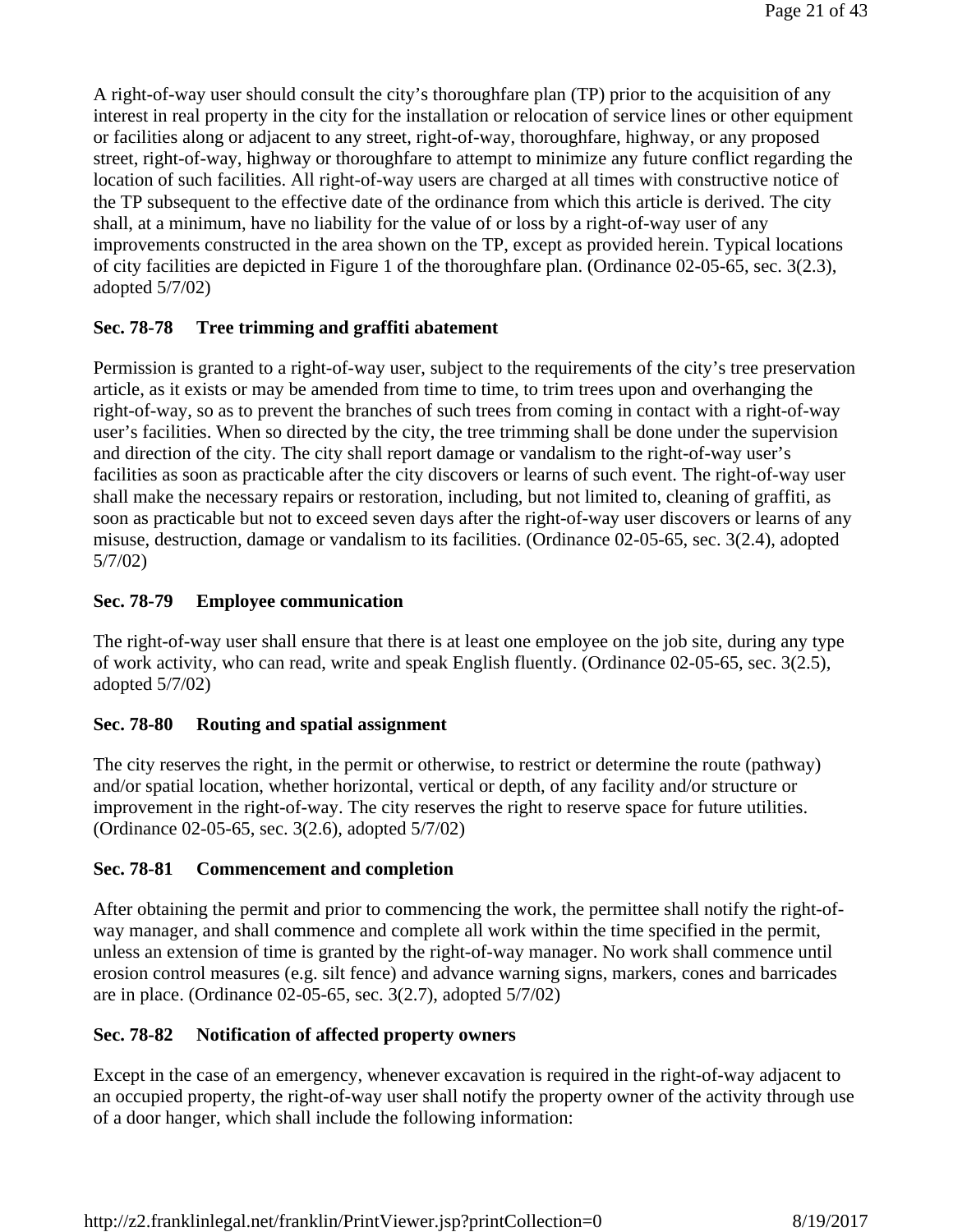A right-of-way user should consult the city's thoroughfare plan (TP) prior to the acquisition of any interest in real property in the city for the installation or relocation of service lines or other equipment or facilities along or adjacent to any street, right-of-way, thoroughfare, highway, or any proposed street, right-of-way, highway or thoroughfare to attempt to minimize any future conflict regarding the location of such facilities. All right-of-way users are charged at all times with constructive notice of the TP subsequent to the effective date of the ordinance from which this article is derived. The city shall, at a minimum, have no liability for the value of or loss by a right-of-way user of any improvements constructed in the area shown on the TP, except as provided herein. Typical locations of city facilities are depicted in Figure 1 of the thoroughfare plan. (Ordinance 02-05-65, sec. 3(2.3), adopted 5/7/02)

### Sec. 78-78 Tree trimming and graffiti abatement

Permission is granted to a right-of-way user, subject to the requirements of the city's tree preservation article, as it exists or may be amended from time to time, to trim trees upon and overhanging the right-of-way, so as to prevent the branches of such trees from coming in contact with a right-of-way user's facilities. When so directed by the city, the tree trimming shall be done under the supervision and direction of the city. The city shall report damage or vandalism to the right-of-way user's facilities as soon as practicable after the city discovers or learns of such event. The right-of-way user shall make the necessary repairs or restoration, including, but not limited to, cleaning of graffiti, as soon as practicable but not to exceed seven days after the right-of-way user discovers or learns of any misuse, destruction, damage or vandalism to its facilities. (Ordinance 02-05-65, sec. 3(2.4), adopted 5/7/02)

### Sec. 78-79 Employee communication

The right-of-way user shall ensure that there is at least one employee on the job site, during any type of work activity, who can read, write and speak English fluently. (Ordinance 02-05-65, sec. 3(2.5), adopted 5/7/02)

### Sec. 78-80 Routing and spatial assignment

The city reserves the right, in the permit or otherwise, to restrict or determine the route (pathway) and/or spatial location, whether horizontal, vertical or depth, of any facility and/or structure or improvement in the right-of-way. The city reserves the right to reserve space for future utilities. (Ordinance 02-05-65, sec. 3(2.6), adopted 5/7/02)

### Sec. 78-81 Commencement and completion

After obtaining the permit and prior to commencing the work, the permittee shall notify the right-of-way manager, and shall commence and complete all work within the time specified in the permit, unless an extension of time is granted by the right-of-way manager. No work shall commence until erosion control measures (e.g. silt fence) and advance warning signs, markers, cones and barricades are in place. (Ordinance 02-05-65, sec. 3(2.7), adopted 5/7/02)

### Sec. 78-82 Notification of affected property owners

Except in the case of an emergency, whenever excavation is required in the right-of-way adjacent to an occupied property, the right-of-way user shall notify the property owner of the activity through use of a door hanger, which shall include the following information: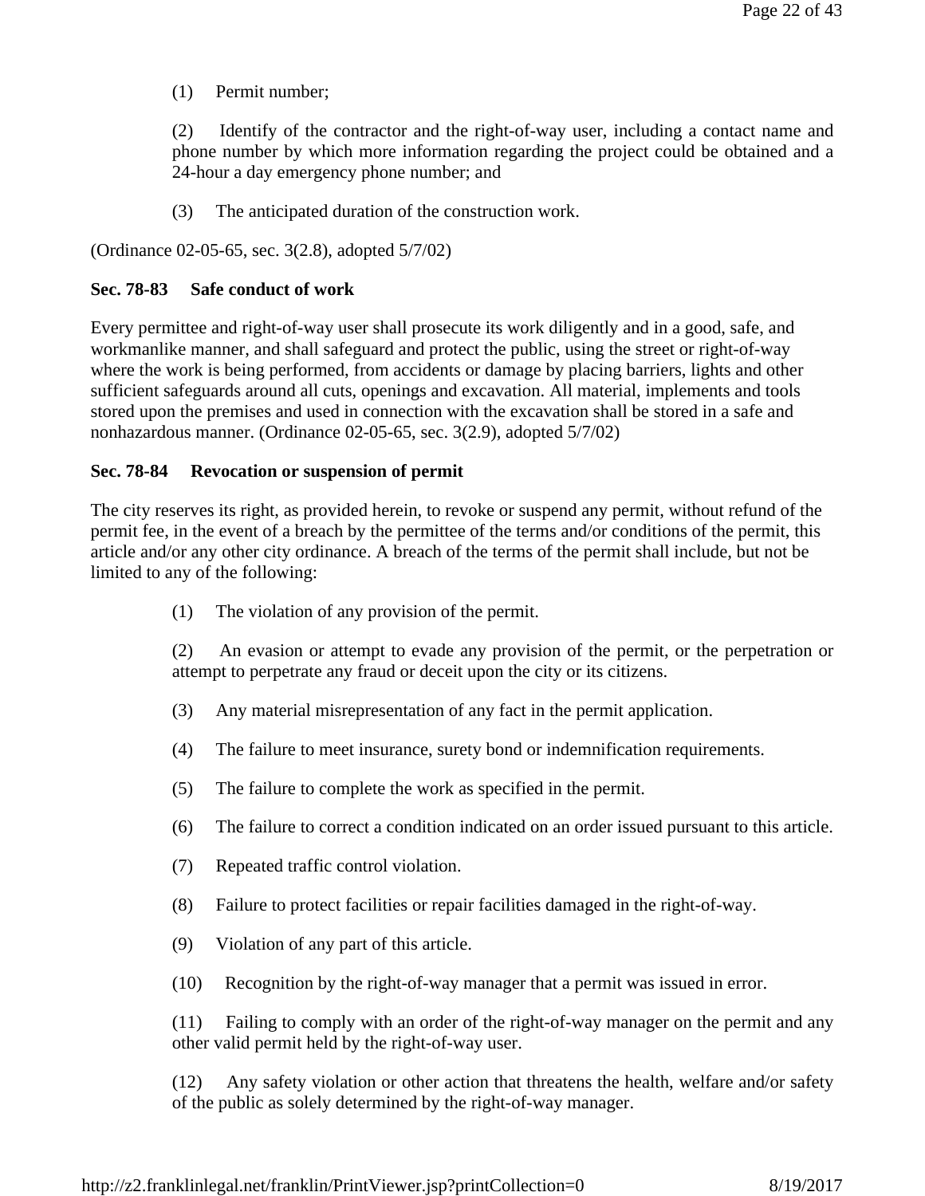(1) Permit number;

(2) Identify of the contractor and the right-of-way user, including a contact name and phone number by which more information regarding the project could be obtained and a 24-hour a day emergency phone number; and

(3) The anticipated duration of the construction work.

(Ordinance 02-05-65, sec. 3(2.8), adopted 5/7/02)

**Sec. 78-83 Safe conduct of work**

Every permittee and right-of-way user shall prosecute its work diligently and in a good, safe, and workmanlike manner, and shall safeguard and protect the public, using the street or right-of-way where the work is being performed, from accidents or damage by placing barriers, lights and other sufficient safeguards around all cuts, openings and excavation. All material, implements and tools stored upon the premises and used in connection with the excavation shall be stored in a safe and nonhazardous manner. (Ordinance 02-05-65, sec. 3(2.9), adopted 5/7/02)

**Sec. 78-84 Revocation or suspension of permit**

The city reserves its right, as provided herein, to revoke or suspend any permit, without refund of the permit fee, in the event of a breach by the permittee of the terms and/or conditions of the permit, this article and/or any other city ordinance. A breach of the terms of the permit shall include, but not be limited to any of the following:

(1) The violation of any provision of the permit.

(2) An evasion or attempt to evade any provision of the permit, or the perpetration or attempt to perpetrate any fraud or deceit upon the city or its citizens.

(3) Any material misrepresentation of any fact in the permit application.

(4) The failure to meet insurance, surety bond or indemnification requirements.

(5) The failure to complete the work as specified in the permit.

(6) The failure to correct a condition indicated on an order issued pursuant to this article.

(7) Repeated traffic control violation.

(8) Failure to protect facilities or repair facilities damaged in the right-of-way.

(9) Violation of any part of this article.

(10) Recognition by the right-of-way manager that a permit was issued in error.

(11) Failing to comply with an order of the right-of-way manager on the permit and any other valid permit held by the right-of-way user.

(12) Any safety violation or other action that threatens the health, welfare and/or safety of the public as solely determined by the right-of-way manager.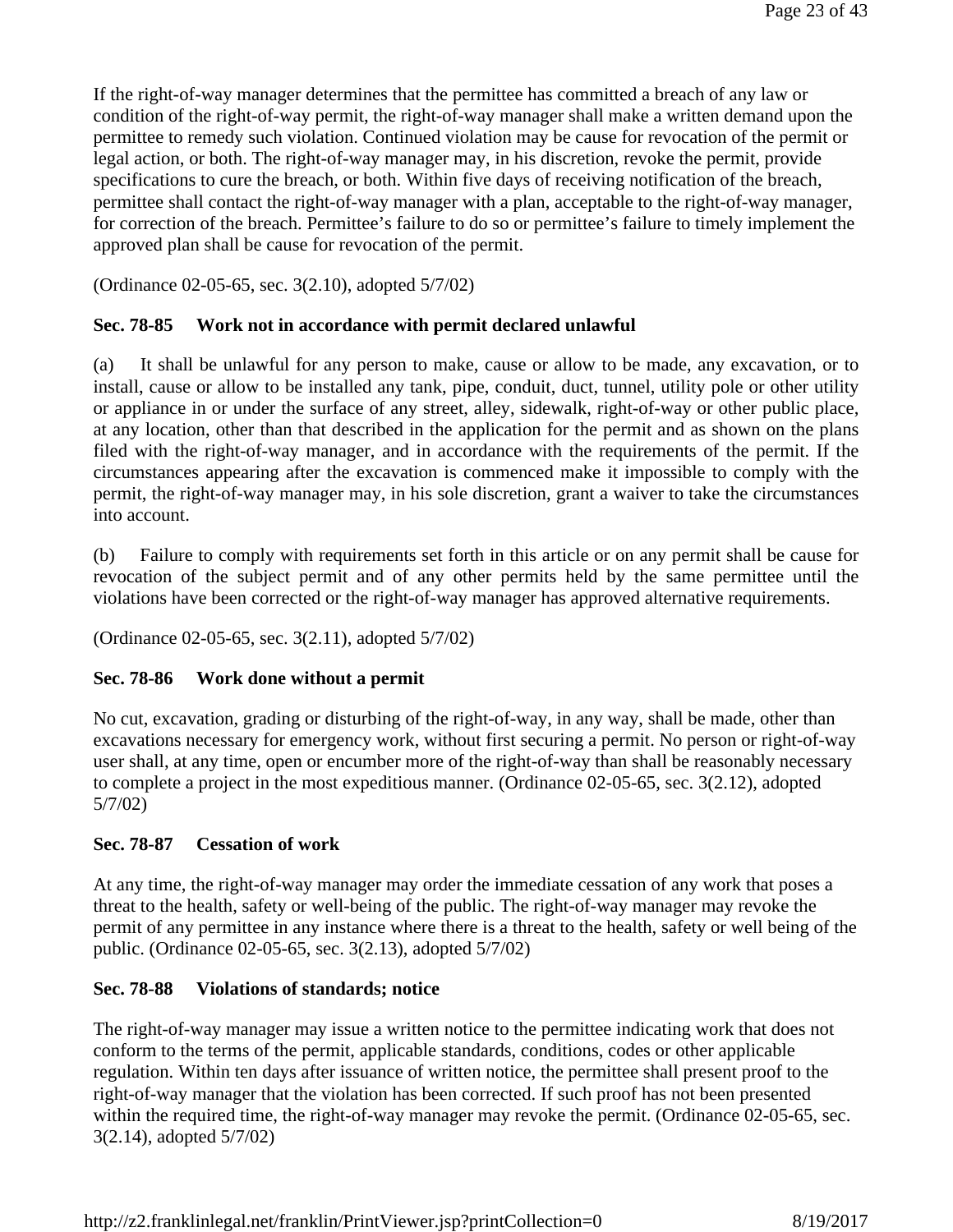If the right-of-way manager determines that the permittee has committed a breach of any law or condition of the right-of-way permit, the right-of-way manager shall make a written demand upon the permittee to remedy such violation. Continued violation may be cause for revocation of the permit or legal action, or both. The right-of-way manager may, in his discretion, revoke the permit, provide specifications to cure the breach, or both. Within five days of receiving notification of the breach, permittee shall contact the right-of-way manager with a plan, acceptable to the right-of-way manager, for correction of the breach. Permittee's failure to do so or permittee's failure to timely implement the approved plan shall be cause for revocation of the permit.

(Ordinance 02-05-65, sec. 3(2.10), adopted 5/7/02)

### Sec. 78-85 Work not in accordance with permit declared unlawful

(a) It shall be unlawful for any person to make, cause or allow to be made, any excavation, or to install, cause or allow to be installed any tank, pipe, conduit, duct, tunnel, utility pole or other utility or appliance in or under the surface of any street, alley, sidewalk, right-of-way or other public place, at any location, other than that described in the application for the permit and as shown on the plans filed with the right-of-way manager, and in accordance with the requirements of the permit. If the circumstances appearing after the excavation is commenced make it impossible to comply with the permit, the right-of-way manager may, in his sole discretion, grant a waiver to take the circumstances into account.

(b) Failure to comply with requirements set forth in this article or on any permit shall be cause for revocation of the subject permit and of any other permits held by the same permittee until the violations have been corrected or the right-of-way manager has approved alternative requirements.

(Ordinance 02-05-65, sec. 3(2.11), adopted 5/7/02)

### Sec. 78-86 Work done without a permit

No cut, excavation, grading or disturbing of the right-of-way, in any way, shall be made, other than excavations necessary for emergency work, without first securing a permit. No person or right-of-way user shall, at any time, open or encumber more of the right-of-way than shall be reasonably necessary to complete a project in the most expeditious manner. (Ordinance 02-05-65, sec. 3(2.12), adopted 5/7/02)

### Sec. 78-87 Cessation of work

At any time, the right-of-way manager may order the immediate cessation of any work that poses a threat to the health, safety or well-being of the public. The right-of-way manager may revoke the permit of any permittee in any instance where there is a threat to the health, safety or well being of the public. (Ordinance 02-05-65, sec. 3(2.13), adopted 5/7/02)

### Sec. 78-88 Violations of standards; notice

The right-of-way manager may issue a written notice to the permittee indicating work that does not conform to the terms of the permit, applicable standards, conditions, codes or other applicable regulation. Within ten days after issuance of written notice, the permittee shall present proof to the right-of-way manager that the violation has been corrected. If such proof has not been presented within the required time, the right-of-way manager may revoke the permit. (Ordinance 02-05-65, sec. 3(2.14), adopted 5/7/02)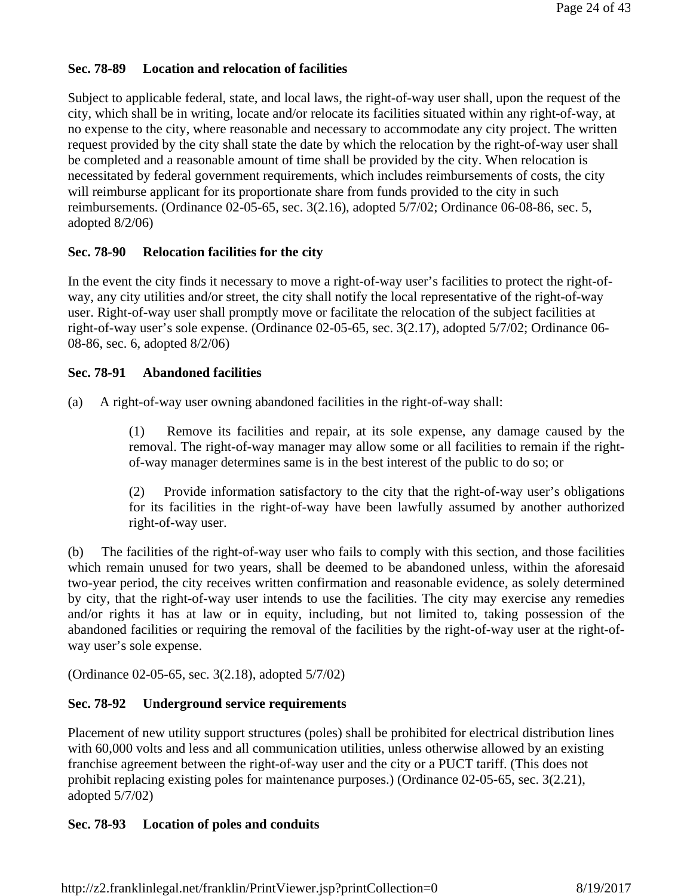**Sec. 78-89 Location and relocation of facilities**

Subject to applicable federal, state, and local laws, the right-of-way user shall, upon the request of the city, which shall be in writing, locate and/or relocate its facilities situated within any right-of-way, at no expense to the city, where reasonable and necessary to accommodate any city project. The written request provided by the city shall state the date by which the relocation by the right-of-way user shall be completed and a reasonable amount of time shall be provided by the city. When relocation is necessitated by federal government requirements, which includes reimbursements of costs, the city will reimburse applicant for its proportionate share from funds provided to the city in such reimbursements. (Ordinance 02-05-65, sec. 3(2.16), adopted 5/7/02; Ordinance 06-08-86, sec. 5, adopted 8/2/06)

**Sec. 78-90 Relocation facilities for the city**

In the event the city finds it necessary to move a right-of-way user's facilities to protect the right-of-way, any city utilities and/or street, the city shall notify the local representative of the right-of-way user. Right-of-way user shall promptly move or facilitate the relocation of the subject facilities at right-of-way user's sole expense. (Ordinance 02-05-65, sec. 3(2.17), adopted 5/7/02; Ordinance 06-08-86, sec. 6, adopted 8/2/06)

**Sec. 78-91 Abandoned facilities**

(a) A right-of-way user owning abandoned facilities in the right-of-way shall:

> (1) Remove its facilities and repair, at its sole expense, any damage caused by the removal. The right-of-way manager may allow some or all facilities to remain if the right-of-way manager determines same is in the best interest of the public to do so; or
>
> (2) Provide information satisfactory to the city that the right-of-way user's obligations for its facilities in the right-of-way have been lawfully assumed by another authorized right-of-way user.

(b) The facilities of the right-of-way user who fails to comply with this section, and those facilities which remain unused for two years, shall be deemed to be abandoned unless, within the aforesaid two-year period, the city receives written confirmation and reasonable evidence, as solely determined by city, that the right-of-way user intends to use the facilities. The city may exercise any remedies and/or rights it has at law or in equity, including, but not limited to, taking possession of the abandoned facilities or requiring the removal of the facilities by the right-of-way user at the right-of-way user's sole expense.

(Ordinance 02-05-65, sec. 3(2.18), adopted 5/7/02)

**Sec. 78-92 Underground service requirements**

Placement of new utility support structures (poles) shall be prohibited for electrical distribution lines with 60,000 volts and less and all communication utilities, unless otherwise allowed by an existing franchise agreement between the right-of-way user and the city or a PUCT tariff. (This does not prohibit replacing existing poles for maintenance purposes.) (Ordinance 02-05-65, sec. 3(2.21), adopted 5/7/02)

**Sec. 78-93 Location of poles and conduits**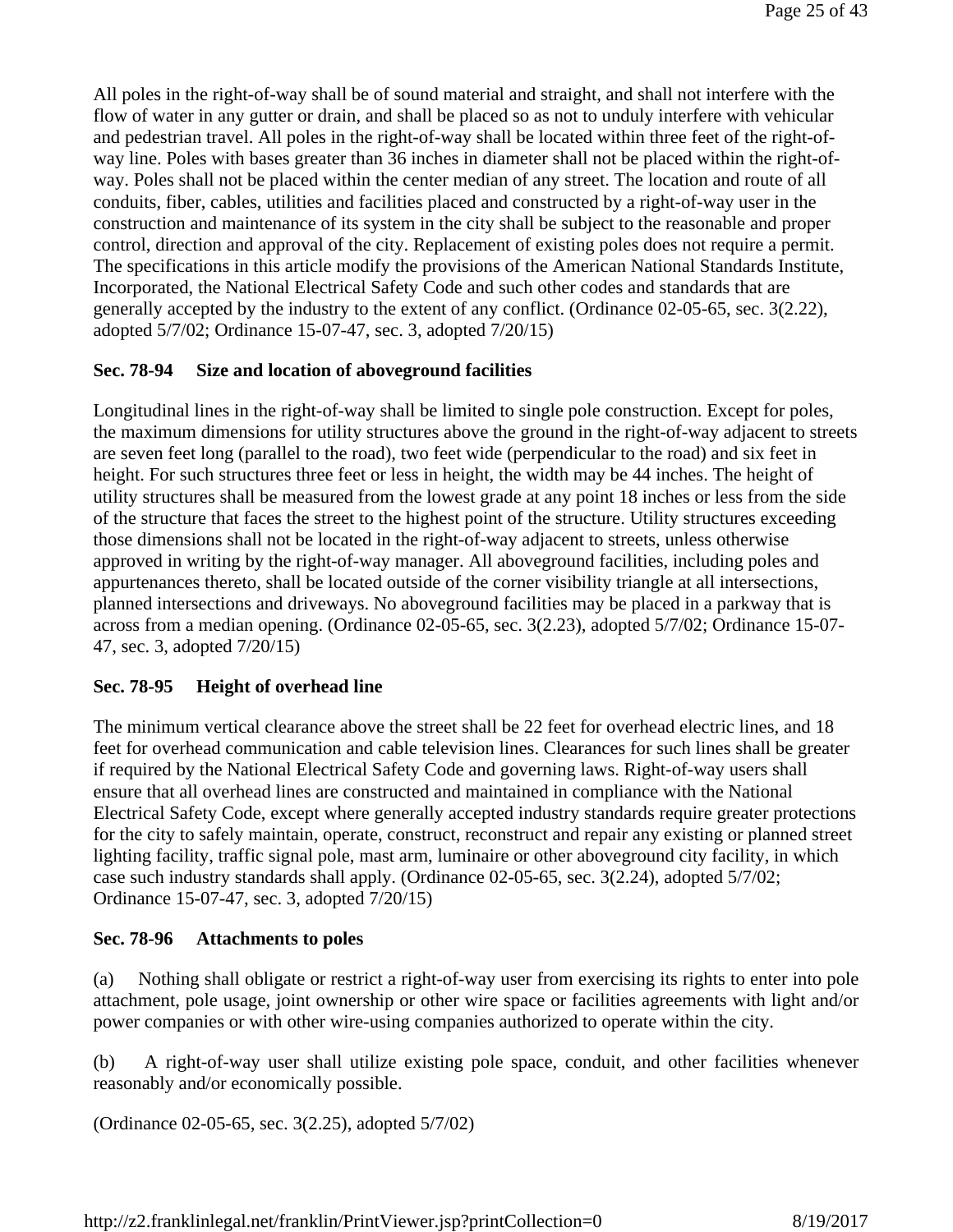All poles in the right-of-way shall be of sound material and straight, and shall not interfere with the flow of water in any gutter or drain, and shall be placed so as not to unduly interfere with vehicular and pedestrian travel. All poles in the right-of-way shall be located within three feet of the right-of-way line. Poles with bases greater than 36 inches in diameter shall not be placed within the right-of-way. Poles shall not be placed within the center median of any street. The location and route of all conduits, fiber, cables, utilities and facilities placed and constructed by a right-of-way user in the construction and maintenance of its system in the city shall be subject to the reasonable and proper control, direction and approval of the city. Replacement of existing poles does not require a permit. The specifications in this article modify the provisions of the American National Standards Institute, Incorporated, the National Electrical Safety Code and such other codes and standards that are generally accepted by the industry to the extent of any conflict. (Ordinance 02-05-65, sec. 3(2.22), adopted 5/7/02; Ordinance 15-07-47, sec. 3, adopted 7/20/15)

### Sec. 78-94 Size and location of aboveground facilities

Longitudinal lines in the right-of-way shall be limited to single pole construction. Except for poles, the maximum dimensions for utility structures above the ground in the right-of-way adjacent to streets are seven feet long (parallel to the road), two feet wide (perpendicular to the road) and six feet in height. For such structures three feet or less in height, the width may be 44 inches. The height of utility structures shall be measured from the lowest grade at any point 18 inches or less from the side of the structure that faces the street to the highest point of the structure. Utility structures exceeding those dimensions shall not be located in the right-of-way adjacent to streets, unless otherwise approved in writing by the right-of-way manager. All aboveground facilities, including poles and appurtenances thereto, shall be located outside of the corner visibility triangle at all intersections, planned intersections and driveways. No aboveground facilities may be placed in a parkway that is across from a median opening. (Ordinance 02-05-65, sec. 3(2.23), adopted 5/7/02; Ordinance 15-07-47, sec. 3, adopted 7/20/15)

### Sec. 78-95 Height of overhead line

The minimum vertical clearance above the street shall be 22 feet for overhead electric lines, and 18 feet for overhead communication and cable television lines. Clearances for such lines shall be greater if required by the National Electrical Safety Code and governing laws. Right-of-way users shall ensure that all overhead lines are constructed and maintained in compliance with the National Electrical Safety Code, except where generally accepted industry standards require greater protections for the city to safely maintain, operate, construct, reconstruct and repair any existing or planned street lighting facility, traffic signal pole, mast arm, luminaire or other aboveground city facility, in which case such industry standards shall apply. (Ordinance 02-05-65, sec. 3(2.24), adopted 5/7/02; Ordinance 15-07-47, sec. 3, adopted 7/20/15)

### Sec. 78-96 Attachments to poles

(a) Nothing shall obligate or restrict a right-of-way user from exercising its rights to enter into pole attachment, pole usage, joint ownership or other wire space or facilities agreements with light and/or power companies or with other wire-using companies authorized to operate within the city.

(b) A right-of-way user shall utilize existing pole space, conduit, and other facilities whenever reasonably and/or economically possible.

(Ordinance 02-05-65, sec. 3(2.25), adopted 5/7/02)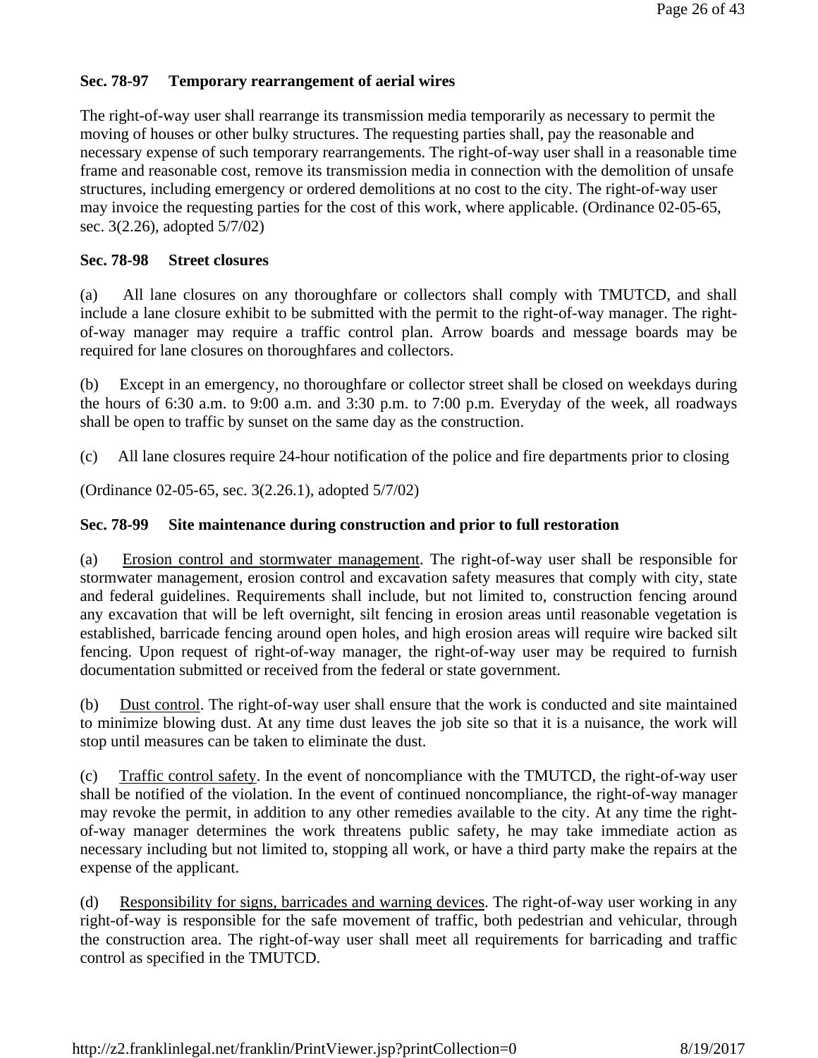**Sec. 78-97 Temporary rearrangement of aerial wires**

The right-of-way user shall rearrange its transmission media temporarily as necessary to permit the moving of houses or other bulky structures. The requesting parties shall, pay the reasonable and necessary expense of such temporary rearrangements. The right-of-way user shall in a reasonable time frame and reasonable cost, remove its transmission media in connection with the demolition of unsafe structures, including emergency or ordered demolitions at no cost to the city. The right-of-way user may invoice the requesting parties for the cost of this work, where applicable. (Ordinance 02-05-65, sec. 3(2.26), adopted 5/7/02)

**Sec. 78-98 Street closures**

(a) All lane closures on any thoroughfare or collectors shall comply with TMUTCD, and shall include a lane closure exhibit to be submitted with the permit to the right-of-way manager. The right-of-way manager may require a traffic control plan. Arrow boards and message boards may be required for lane closures on thoroughfares and collectors.

(b) Except in an emergency, no thoroughfare or collector street shall be closed on weekdays during the hours of 6:30 a.m. to 9:00 a.m. and 3:30 p.m. to 7:00 p.m. Everyday of the week, all roadways shall be open to traffic by sunset on the same day as the construction.

(c) All lane closures require 24-hour notification of the police and fire departments prior to closing

(Ordinance 02-05-65, sec. 3(2.26.1), adopted 5/7/02)

**Sec. 78-99 Site maintenance during construction and prior to full restoration**

(a) Erosion control and stormwater management. The right-of-way user shall be responsible for stormwater management, erosion control and excavation safety measures that comply with city, state and federal guidelines. Requirements shall include, but not limited to, construction fencing around any excavation that will be left overnight, silt fencing in erosion areas until reasonable vegetation is established, barricade fencing around open holes, and high erosion areas will require wire backed silt fencing. Upon request of right-of-way manager, the right-of-way user may be required to furnish documentation submitted or received from the federal or state government.

(b) Dust control. The right-of-way user shall ensure that the work is conducted and site maintained to minimize blowing dust. At any time dust leaves the job site so that it is a nuisance, the work will stop until measures can be taken to eliminate the dust.

(c) Traffic control safety. In the event of noncompliance with the TMUTCD, the right-of-way user shall be notified of the violation. In the event of continued noncompliance, the right-of-way manager may revoke the permit, in addition to any other remedies available to the city. At any time the right-of-way manager determines the work threatens public safety, he may take immediate action as necessary including but not limited to, stopping all work, or have a third party make the repairs at the expense of the applicant.

(d) Responsibility for signs, barricades and warning devices. The right-of-way user working in any right-of-way is responsible for the safe movement of traffic, both pedestrian and vehicular, through the construction area. The right-of-way user shall meet all requirements for barricading and traffic control as specified in the TMUTCD.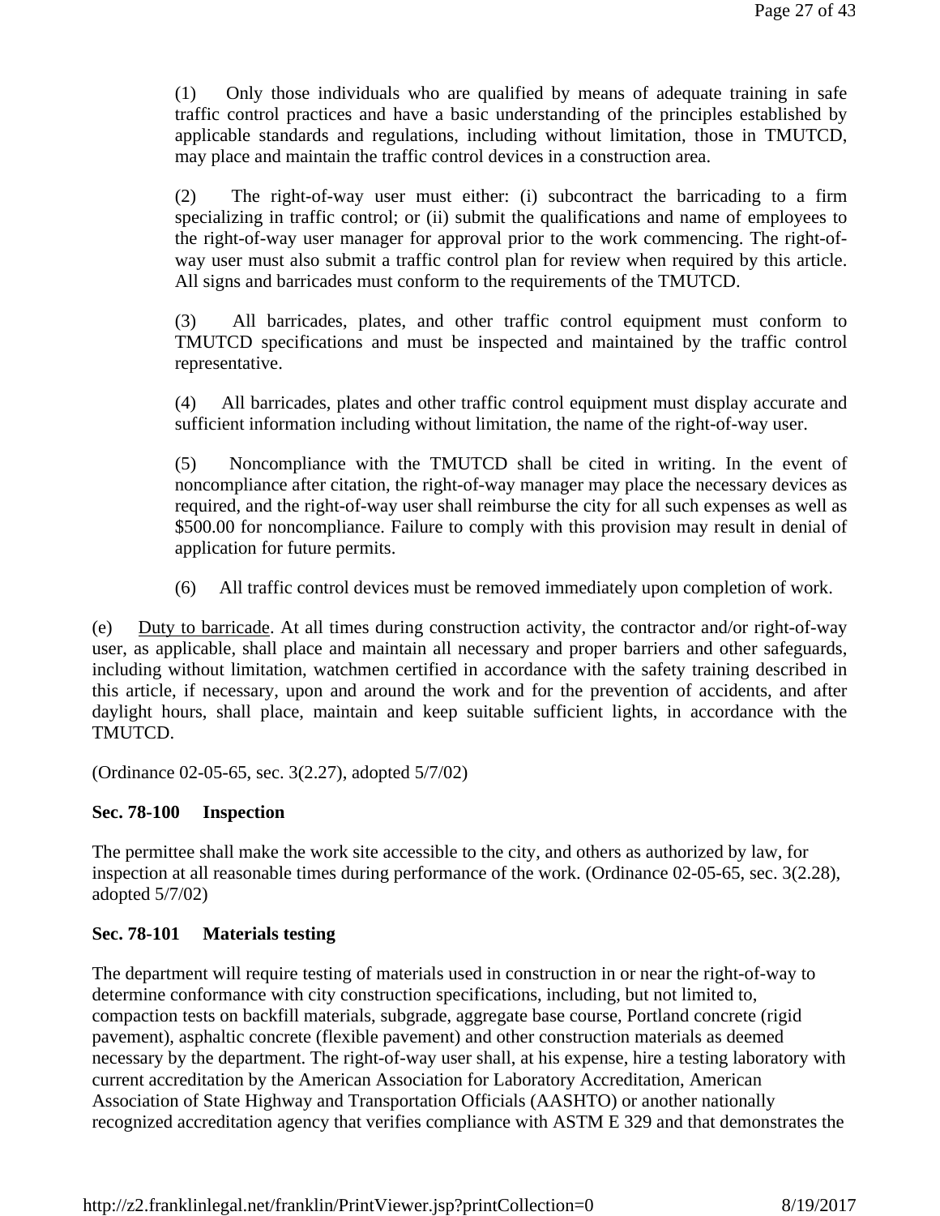(1) Only those individuals who are qualified by means of adequate training in safe traffic control practices and have a basic understanding of the principles established by applicable standards and regulations, including without limitation, those in TMUTCD, may place and maintain the traffic control devices in a construction area.

(2) The right-of-way user must either: (i) subcontract the barricading to a firm specializing in traffic control; or (ii) submit the qualifications and name of employees to the right-of-way user manager for approval prior to the work commencing. The right-of-way user must also submit a traffic control plan for review when required by this article. All signs and barricades must conform to the requirements of the TMUTCD.

(3) All barricades, plates, and other traffic control equipment must conform to TMUTCD specifications and must be inspected and maintained by the traffic control representative.

(4) All barricades, plates and other traffic control equipment must display accurate and sufficient information including without limitation, the name of the right-of-way user.

(5) Noncompliance with the TMUTCD shall be cited in writing. In the event of noncompliance after citation, the right-of-way manager may place the necessary devices as required, and the right-of-way user shall reimburse the city for all such expenses as well as $500.00 for noncompliance. Failure to comply with this provision may result in denial of application for future permits.

(6) All traffic control devices must be removed immediately upon completion of work.

(e) Duty to barricade. At all times during construction activity, the contractor and/or right-of-way user, as applicable, shall place and maintain all necessary and proper barriers and other safeguards, including without limitation, watchmen certified in accordance with the safety training described in this article, if necessary, upon and around the work and for the prevention of accidents, and after daylight hours, shall place, maintain and keep suitable sufficient lights, in accordance with the TMUTCD.

(Ordinance 02-05-65, sec. 3(2.27), adopted 5/7/02)

**Sec. 78-100 Inspection**

The permittee shall make the work site accessible to the city, and others as authorized by law, for inspection at all reasonable times during performance of the work. (Ordinance 02-05-65, sec. 3(2.28), adopted 5/7/02)

**Sec. 78-101 Materials testing**

The department will require testing of materials used in construction in or near the right-of-way to determine conformance with city construction specifications, including, but not limited to, compaction tests on backfill materials, subgrade, aggregate base course, Portland concrete (rigid pavement), asphaltic concrete (flexible pavement) and other construction materials as deemed necessary by the department. The right-of-way user shall, at his expense, hire a testing laboratory with current accreditation by the American Association for Laboratory Accreditation, American Association of State Highway and Transportation Officials (AASHTO) or another nationally recognized accreditation agency that verifies compliance with ASTM E 329 and that demonstrates the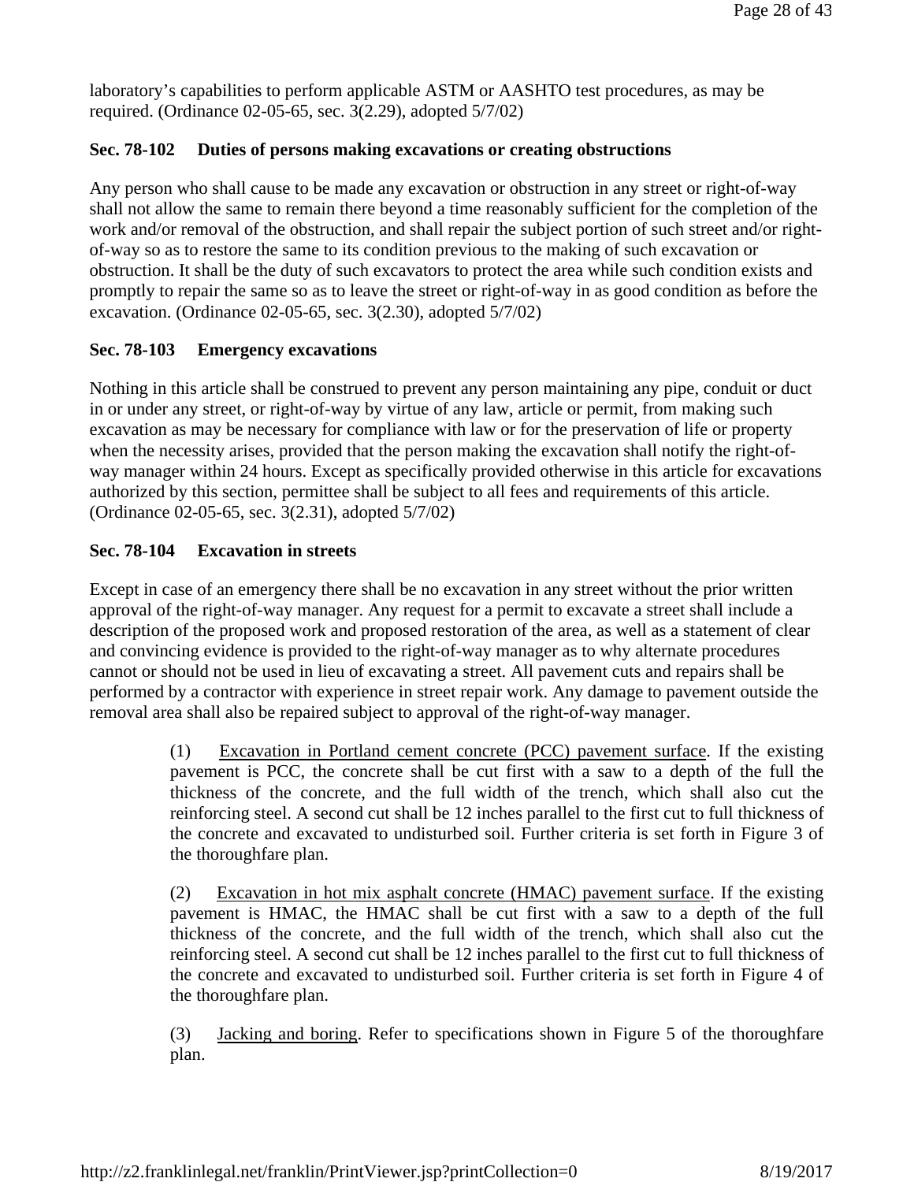laboratory's capabilities to perform applicable ASTM or AASHTO test procedures, as may be required. (Ordinance 02-05-65, sec. 3(2.29), adopted 5/7/02)

### Sec. 78-102 Duties of persons making excavations or creating obstructions

Any person who shall cause to be made any excavation or obstruction in any street or right-of-way shall not allow the same to remain there beyond a time reasonably sufficient for the completion of the work and/or removal of the obstruction, and shall repair the subject portion of such street and/or right-of-way so as to restore the same to its condition previous to the making of such excavation or obstruction. It shall be the duty of such excavators to protect the area while such condition exists and promptly to repair the same so as to leave the street or right-of-way in as good condition as before the excavation. (Ordinance 02-05-65, sec. 3(2.30), adopted 5/7/02)

### Sec. 78-103 Emergency excavations

Nothing in this article shall be construed to prevent any person maintaining any pipe, conduit or duct in or under any street, or right-of-way by virtue of any law, article or permit, from making such excavation as may be necessary for compliance with law or for the preservation of life or property when the necessity arises, provided that the person making the excavation shall notify the right-of-way manager within 24 hours. Except as specifically provided otherwise in this article for excavations authorized by this section, permittee shall be subject to all fees and requirements of this article. (Ordinance 02-05-65, sec. 3(2.31), adopted 5/7/02)

### Sec. 78-104 Excavation in streets

Except in case of an emergency there shall be no excavation in any street without the prior written approval of the right-of-way manager. Any request for a permit to excavate a street shall include a description of the proposed work and proposed restoration of the area, as well as a statement of clear and convincing evidence is provided to the right-of-way manager as to why alternate procedures cannot or should not be used in lieu of excavating a street. All pavement cuts and repairs shall be performed by a contractor with experience in street repair work. Any damage to pavement outside the removal area shall also be repaired subject to approval of the right-of-way manager.

(1) Excavation in Portland cement concrete (PCC) pavement surface. If the existing pavement is PCC, the concrete shall be cut first with a saw to a depth of the full the thickness of the concrete, and the full width of the trench, which shall also cut the reinforcing steel. A second cut shall be 12 inches parallel to the first cut to full thickness of the concrete and excavated to undisturbed soil. Further criteria is set forth in Figure 3 of the thoroughfare plan.

(2) Excavation in hot mix asphalt concrete (HMAC) pavement surface. If the existing pavement is HMAC, the HMAC shall be cut first with a saw to a depth of the full thickness of the concrete, and the full width of the trench, which shall also cut the reinforcing steel. A second cut shall be 12 inches parallel to the first cut to full thickness of the concrete and excavated to undisturbed soil. Further criteria is set forth in Figure 4 of the thoroughfare plan.

(3) Jacking and boring. Refer to specifications shown in Figure 5 of the thoroughfare plan.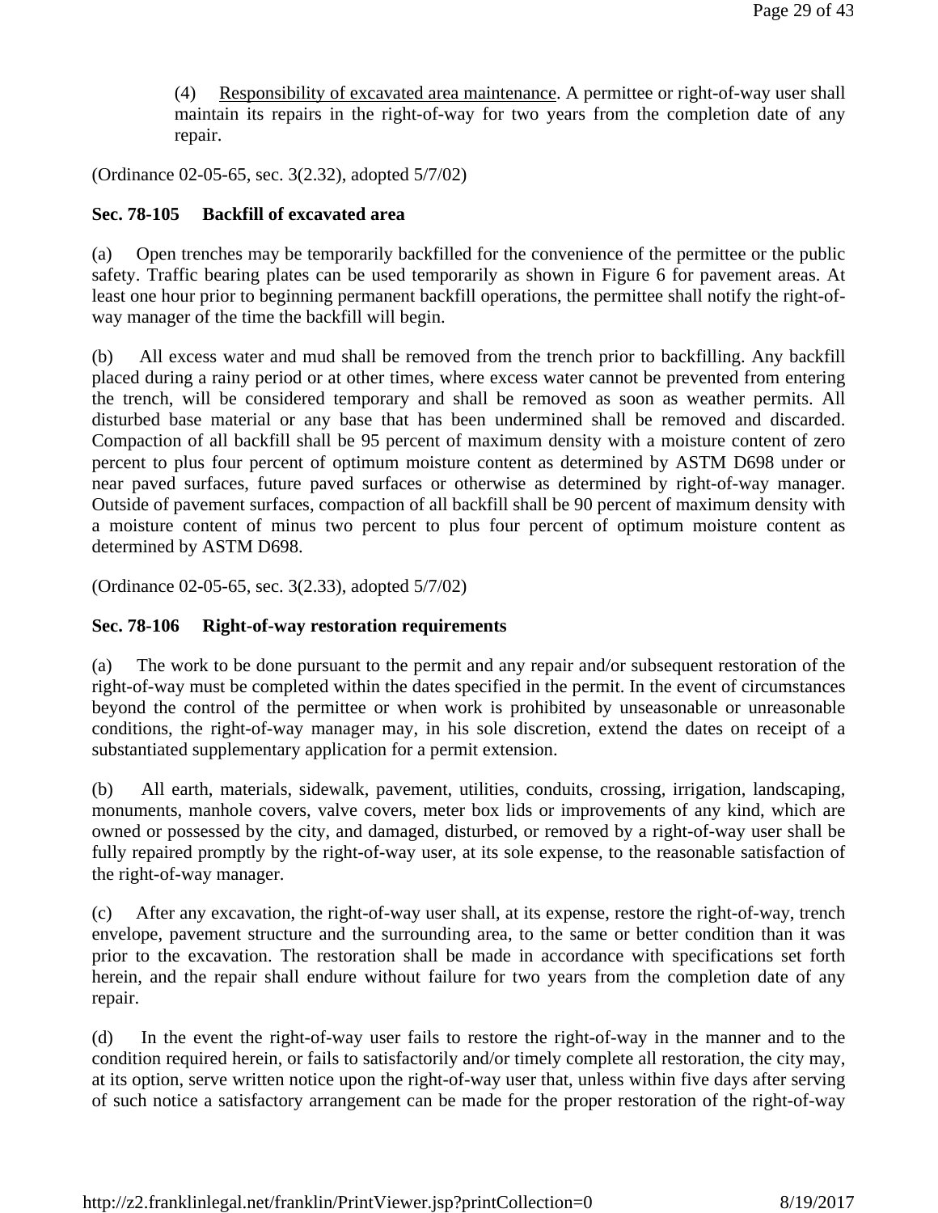(4) Responsibility of excavated area maintenance. A permittee or right-of-way user shall maintain its repairs in the right-of-way for two years from the completion date of any repair.

(Ordinance 02-05-65, sec. 3(2.32), adopted 5/7/02)

**Sec. 78-105 Backfill of excavated area**

(a) Open trenches may be temporarily backfilled for the convenience of the permittee or the public safety. Traffic bearing plates can be used temporarily as shown in Figure 6 for pavement areas. At least one hour prior to beginning permanent backfill operations, the permittee shall notify the right-of-way manager of the time the backfill will begin.

(b) All excess water and mud shall be removed from the trench prior to backfilling. Any backfill placed during a rainy period or at other times, where excess water cannot be prevented from entering the trench, will be considered temporary and shall be removed as soon as weather permits. All disturbed base material or any base that has been undermined shall be removed and discarded. Compaction of all backfill shall be 95 percent of maximum density with a moisture content of zero percent to plus four percent of optimum moisture content as determined by ASTM D698 under or near paved surfaces, future paved surfaces or otherwise as determined by right-of-way manager. Outside of pavement surfaces, compaction of all backfill shall be 90 percent of maximum density with a moisture content of minus two percent to plus four percent of optimum moisture content as determined by ASTM D698.

(Ordinance 02-05-65, sec. 3(2.33), adopted 5/7/02)

**Sec. 78-106 Right-of-way restoration requirements**

(a) The work to be done pursuant to the permit and any repair and/or subsequent restoration of the right-of-way must be completed within the dates specified in the permit. In the event of circumstances beyond the control of the permittee or when work is prohibited by unseasonable or unreasonable conditions, the right-of-way manager may, in his sole discretion, extend the dates on receipt of a substantiated supplementary application for a permit extension.

(b) All earth, materials, sidewalk, pavement, utilities, conduits, crossing, irrigation, landscaping, monuments, manhole covers, valve covers, meter box lids or improvements of any kind, which are owned or possessed by the city, and damaged, disturbed, or removed by a right-of-way user shall be fully repaired promptly by the right-of-way user, at its sole expense, to the reasonable satisfaction of the right-of-way manager.

(c) After any excavation, the right-of-way user shall, at its expense, restore the right-of-way, trench envelope, pavement structure and the surrounding area, to the same or better condition than it was prior to the excavation. The restoration shall be made in accordance with specifications set forth herein, and the repair shall endure without failure for two years from the completion date of any repair.

(d) In the event the right-of-way user fails to restore the right-of-way in the manner and to the condition required herein, or fails to satisfactorily and/or timely complete all restoration, the city may, at its option, serve written notice upon the right-of-way user that, unless within five days after serving of such notice a satisfactory arrangement can be made for the proper restoration of the right-of-way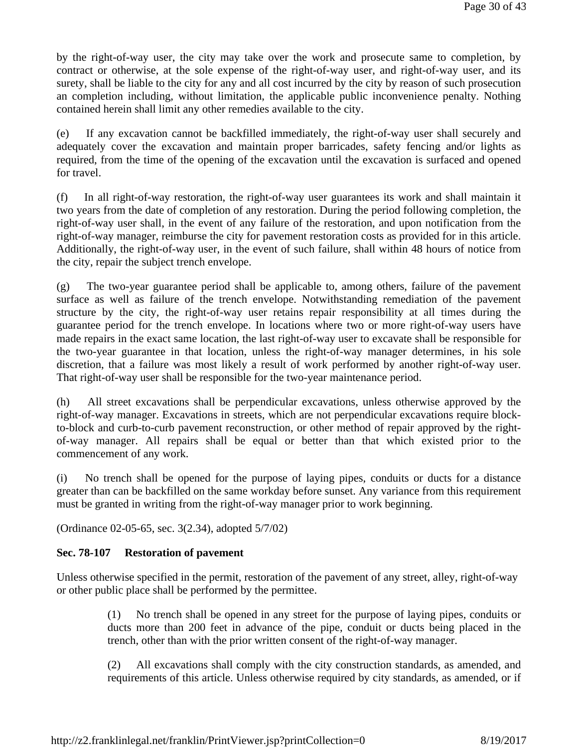by the right-of-way user, the city may take over the work and prosecute same to completion, by contract or otherwise, at the sole expense of the right-of-way user, and right-of-way user, and its surety, shall be liable to the city for any and all cost incurred by the city by reason of such prosecution an completion including, without limitation, the applicable public inconvenience penalty. Nothing contained herein shall limit any other remedies available to the city.

(e) If any excavation cannot be backfilled immediately, the right-of-way user shall securely and adequately cover the excavation and maintain proper barricades, safety fencing and/or lights as required, from the time of the opening of the excavation until the excavation is surfaced and opened for travel.

(f) In all right-of-way restoration, the right-of-way user guarantees its work and shall maintain it two years from the date of completion of any restoration. During the period following completion, the right-of-way user shall, in the event of any failure of the restoration, and upon notification from the right-of-way manager, reimburse the city for pavement restoration costs as provided for in this article. Additionally, the right-of-way user, in the event of such failure, shall within 48 hours of notice from the city, repair the subject trench envelope.

(g) The two-year guarantee period shall be applicable to, among others, failure of the pavement surface as well as failure of the trench envelope. Notwithstanding remediation of the pavement structure by the city, the right-of-way user retains repair responsibility at all times during the guarantee period for the trench envelope. In locations where two or more right-of-way users have made repairs in the exact same location, the last right-of-way user to excavate shall be responsible for the two-year guarantee in that location, unless the right-of-way manager determines, in his sole discretion, that a failure was most likely a result of work performed by another right-of-way user. That right-of-way user shall be responsible for the two-year maintenance period.

(h) All street excavations shall be perpendicular excavations, unless otherwise approved by the right-of-way manager. Excavations in streets, which are not perpendicular excavations require block-to-block and curb-to-curb pavement reconstruction, or other method of repair approved by the right-of-way manager. All repairs shall be equal or better than that which existed prior to the commencement of any work.

(i) No trench shall be opened for the purpose of laying pipes, conduits or ducts for a distance greater than can be backfilled on the same workday before sunset. Any variance from this requirement must be granted in writing from the right-of-way manager prior to work beginning.

(Ordinance 02-05-65, sec. 3(2.34), adopted 5/7/02)

**Sec. 78-107 Restoration of pavement**

Unless otherwise specified in the permit, restoration of the pavement of any street, alley, right-of-way or other public place shall be performed by the permittee.

> (1) No trench shall be opened in any street for the purpose of laying pipes, conduits or ducts more than 200 feet in advance of the pipe, conduit or ducts being placed in the trench, other than with the prior written consent of the right-of-way manager.
>
> (2) All excavations shall comply with the city construction standards, as amended, and requirements of this article. Unless otherwise required by city standards, as amended, or if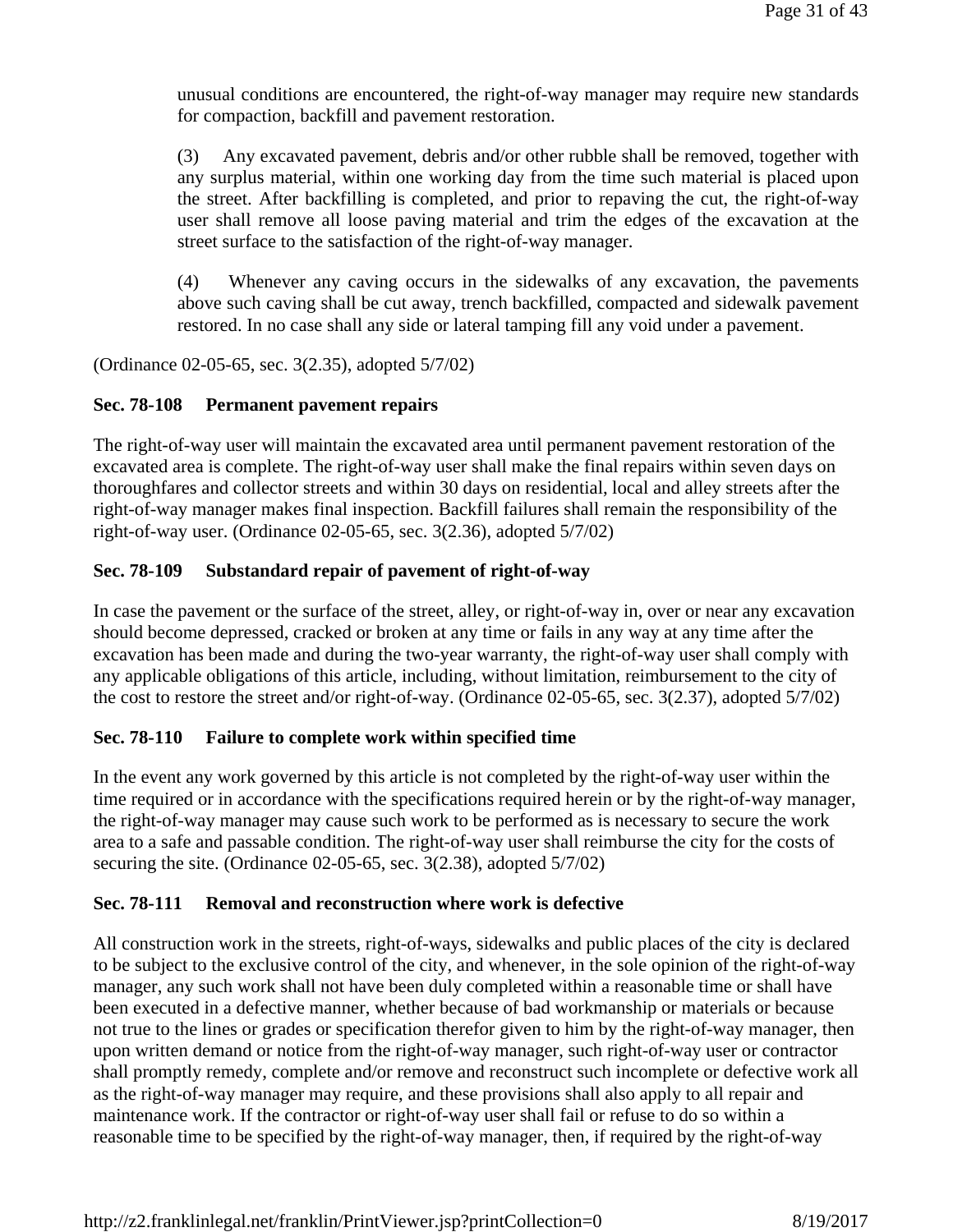unusual conditions are encountered, the right-of-way manager may require new standards for compaction, backfill and pavement restoration.

(3) Any excavated pavement, debris and/or other rubble shall be removed, together with any surplus material, within one working day from the time such material is placed upon the street. After backfilling is completed, and prior to repaving the cut, the right-of-way user shall remove all loose paving material and trim the edges of the excavation at the street surface to the satisfaction of the right-of-way manager.

(4) Whenever any caving occurs in the sidewalks of any excavation, the pavements above such caving shall be cut away, trench backfilled, compacted and sidewalk pavement restored. In no case shall any side or lateral tamping fill any void under a pavement.

(Ordinance 02-05-65, sec. 3(2.35), adopted 5/7/02)

**Sec. 78-108 Permanent pavement repairs**

The right-of-way user will maintain the excavated area until permanent pavement restoration of the excavated area is complete. The right-of-way user shall make the final repairs within seven days on thoroughfares and collector streets and within 30 days on residential, local and alley streets after the right-of-way manager makes final inspection. Backfill failures shall remain the responsibility of the right-of-way user. (Ordinance 02-05-65, sec. 3(2.36), adopted 5/7/02)

**Sec. 78-109 Substandard repair of pavement of right-of-way**

In case the pavement or the surface of the street, alley, or right-of-way in, over or near any excavation should become depressed, cracked or broken at any time or fails in any way at any time after the excavation has been made and during the two-year warranty, the right-of-way user shall comply with any applicable obligations of this article, including, without limitation, reimbursement to the city of the cost to restore the street and/or right-of-way. (Ordinance 02-05-65, sec. 3(2.37), adopted 5/7/02)

**Sec. 78-110 Failure to complete work within specified time**

In the event any work governed by this article is not completed by the right-of-way user within the time required or in accordance with the specifications required herein or by the right-of-way manager, the right-of-way manager may cause such work to be performed as is necessary to secure the work area to a safe and passable condition. The right-of-way user shall reimburse the city for the costs of securing the site. (Ordinance 02-05-65, sec. 3(2.38), adopted 5/7/02)

**Sec. 78-111 Removal and reconstruction where work is defective**

All construction work in the streets, right-of-ways, sidewalks and public places of the city is declared to be subject to the exclusive control of the city, and whenever, in the sole opinion of the right-of-way manager, any such work shall not have been duly completed within a reasonable time or shall have been executed in a defective manner, whether because of bad workmanship or materials or because not true to the lines or grades or specification therefor given to him by the right-of-way manager, then upon written demand or notice from the right-of-way manager, such right-of-way user or contractor shall promptly remedy, complete and/or remove and reconstruct such incomplete or defective work all as the right-of-way manager may require, and these provisions shall also apply to all repair and maintenance work. If the contractor or right-of-way user shall fail or refuse to do so within a reasonable time to be specified by the right-of-way manager, then, if required by the right-of-way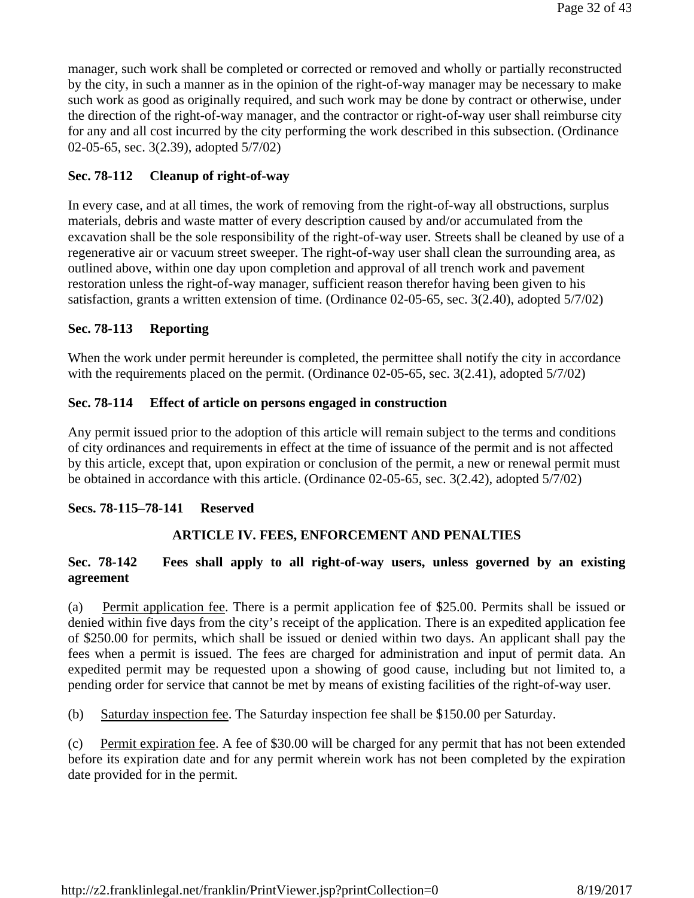manager, such work shall be completed or corrected or removed and wholly or partially reconstructed by the city, in such a manner as in the opinion of the right-of-way manager may be necessary to make such work as good as originally required, and such work may be done by contract or otherwise, under the direction of the right-of-way manager, and the contractor or right-of-way user shall reimburse city for any and all cost incurred by the city performing the work described in this subsection. (Ordinance 02-05-65, sec. 3(2.39), adopted 5/7/02)

### Sec. 78-112 Cleanup of right-of-way

In every case, and at all times, the work of removing from the right-of-way all obstructions, surplus materials, debris and waste matter of every description caused by and/or accumulated from the excavation shall be the sole responsibility of the right-of-way user. Streets shall be cleaned by use of a regenerative air or vacuum street sweeper. The right-of-way user shall clean the surrounding area, as outlined above, within one day upon completion and approval of all trench work and pavement restoration unless the right-of-way manager, sufficient reason therefor having been given to his satisfaction, grants a written extension of time. (Ordinance 02-05-65, sec. 3(2.40), adopted 5/7/02)

### Sec. 78-113 Reporting

When the work under permit hereunder is completed, the permittee shall notify the city in accordance with the requirements placed on the permit. (Ordinance 02-05-65, sec. 3(2.41), adopted 5/7/02)

### Sec. 78-114 Effect of article on persons engaged in construction

Any permit issued prior to the adoption of this article will remain subject to the terms and conditions of city ordinances and requirements in effect at the time of issuance of the permit and is not affected by this article, except that, upon expiration or conclusion of the permit, a new or renewal permit must be obtained in accordance with this article. (Ordinance 02-05-65, sec. 3(2.42), adopted 5/7/02)

### Secs. 78-115–78-141 Reserved

## ARTICLE IV. FEES, ENFORCEMENT AND PENALTIES

### Sec. 78-142 Fees shall apply to all right-of-way users, unless governed by an existing agreement

(a) Permit application fee. There is a permit application fee of $25.00. Permits shall be issued or denied within five days from the city's receipt of the application. There is an expedited application fee of $250.00 for permits, which shall be issued or denied within two days. An applicant shall pay the fees when a permit is issued. The fees are charged for administration and input of permit data. An expedited permit may be requested upon a showing of good cause, including but not limited to, a pending order for service that cannot be met by means of existing facilities of the right-of-way user.

(b) Saturday inspection fee. The Saturday inspection fee shall be $150.00 per Saturday.

(c) Permit expiration fee. A fee of $30.00 will be charged for any permit that has not been extended before its expiration date and for any permit wherein work has not been completed by the expiration date provided for in the permit.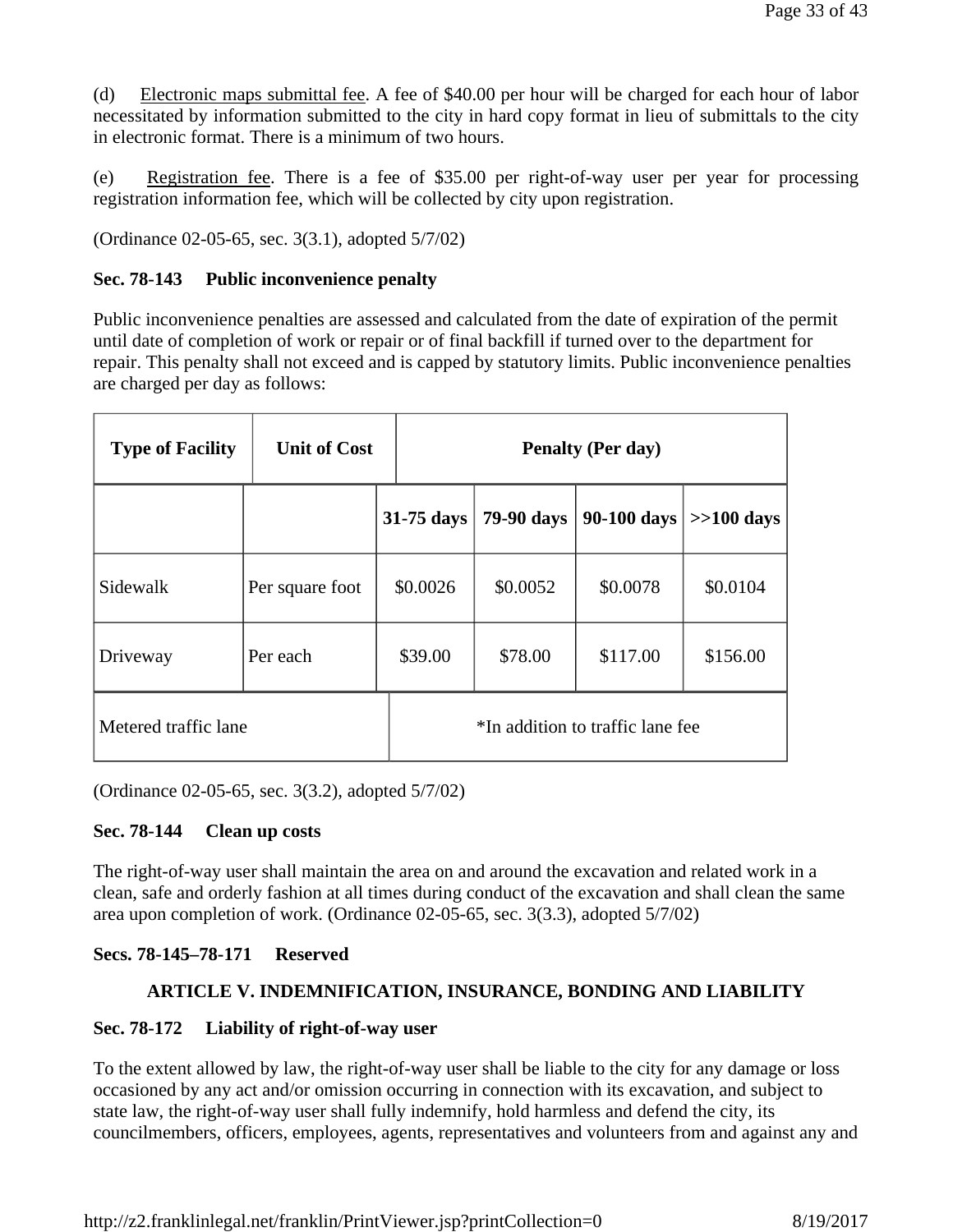(d) Electronic maps submittal fee. A fee of $40.00 per hour will be charged for each hour of labor necessitated by information submitted to the city in hard copy format in lieu of submittals to the city in electronic format. There is a minimum of two hours.

(e) Registration fee. There is a fee of $35.00 per right-of-way user per year for processing registration information fee, which will be collected by city upon registration.

(Ordinance 02-05-65, sec. 3(3.1), adopted 5/7/02)

### Sec. 78-143 Public inconvenience penalty

Public inconvenience penalties are assessed and calculated from the date of expiration of the permit until date of completion of work or repair or of final backfill if turned over to the department for repair. This penalty shall not exceed and is capped by statutory limits. Public inconvenience penalties are charged per day as follows:

| Type of Facility | Unit of Cost | Penalty (Per day) | | | |
|---|---|---|---|---|---|
| | | 31-75 days | 79-90 days | 90-100 days | >>100 days |
| Sidewalk | Per square foot | $0.0026 | $0.0052 | $0.0078 | $0.0104 |
| Driveway | Per each | $39.00 | $78.00 | $117.00 | $156.00 |
| Metered traffic lane | | *In addition to traffic lane fee | | | |

(Ordinance 02-05-65, sec. 3(3.2), adopted 5/7/02)

### Sec. 78-144 Clean up costs

The right-of-way user shall maintain the area on and around the excavation and related work in a clean, safe and orderly fashion at all times during conduct of the excavation and shall clean the same area upon completion of work. (Ordinance 02-05-65, sec. 3(3.3), adopted 5/7/02)

### Secs. 78-145–78-171 Reserved

## ARTICLE V. INDEMNIFICATION, INSURANCE, BONDING AND LIABILITY

### Sec. 78-172 Liability of right-of-way user

To the extent allowed by law, the right-of-way user shall be liable to the city for any damage or loss occasioned by any act and/or omission occurring in connection with its excavation, and subject to state law, the right-of-way user shall fully indemnify, hold harmless and defend the city, its councilmembers, officers, employees, agents, representatives and volunteers from and against any and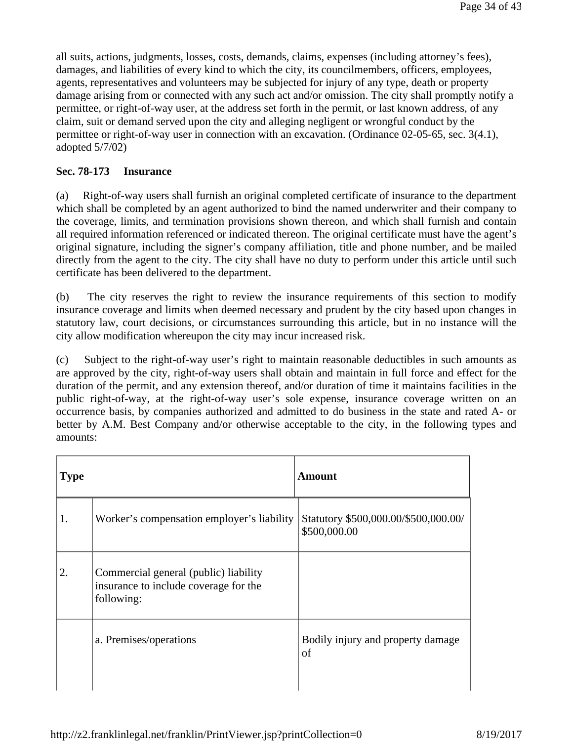all suits, actions, judgments, losses, costs, demands, claims, expenses (including attorney's fees), damages, and liabilities of every kind to which the city, its councilmembers, officers, employees, agents, representatives and volunteers may be subjected for injury of any type, death or property damage arising from or connected with any such act and/or omission. The city shall promptly notify a permittee, or right-of-way user, at the address set forth in the permit, or last known address, of any claim, suit or demand served upon the city and alleging negligent or wrongful conduct by the permittee or right-of-way user in connection with an excavation. (Ordinance 02-05-65, sec. 3(4.1), adopted 5/7/02)

**Sec. 78-173 Insurance**

(a) Right-of-way users shall furnish an original completed certificate of insurance to the department which shall be completed by an agent authorized to bind the named underwriter and their company to the coverage, limits, and termination provisions shown thereon, and which shall furnish and contain all required information referenced or indicated thereon. The original certificate must have the agent's original signature, including the signer's company affiliation, title and phone number, and be mailed directly from the agent to the city. The city shall have no duty to perform under this article until such certificate has been delivered to the department.

(b) The city reserves the right to review the insurance requirements of this section to modify insurance coverage and limits when deemed necessary and prudent by the city based upon changes in statutory law, court decisions, or circumstances surrounding this article, but in no instance will the city allow modification whereupon the city may incur increased risk.

(c) Subject to the right-of-way user's right to maintain reasonable deductibles in such amounts as are approved by the city, right-of-way users shall obtain and maintain in full force and effect for the duration of the permit, and any extension thereof, and/or duration of time it maintains facilities in the public right-of-way, at the right-of-way user's sole expense, insurance coverage written on an occurrence basis, by companies authorized and admitted to do business in the state and rated A- or better by A.M. Best Company and/or otherwise acceptable to the city, in the following types and amounts:

| Type | | Amount |
|---|---|---|
| 1. | Worker's compensation employer's liability | Statutory $500,000.00/$500,000.00/ $500,000.00 |
| 2. | Commercial general (public) liability insurance to include coverage for the following: | |
| | a. Premises/operations | Bodily injury and property damage of |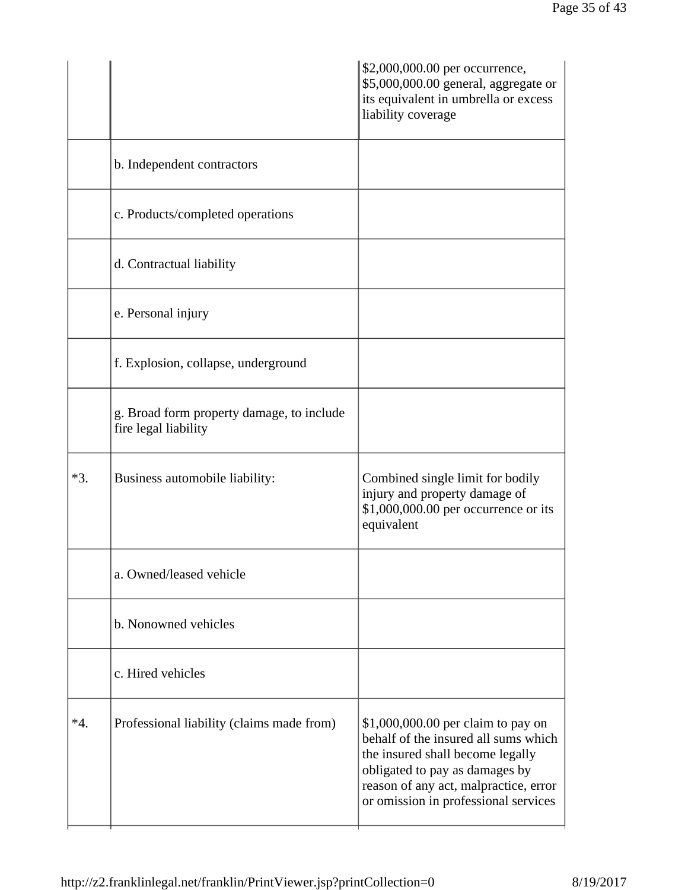| | | |
|---|---|---|
| | | $2,000,000.00 per occurrence, $5,000,000.00 general, aggregate or its equivalent in umbrella or excess liability coverage |
| | b. Independent contractors | |
| | c. Products/completed operations | |
| | d. Contractual liability | |
| | e. Personal injury | |
| | f. Explosion, collapse, underground | |
| | g. Broad form property damage, to include fire legal liability | |
| *3. | Business automobile liability: | Combined single limit for bodily injury and property damage of $1,000,000.00 per occurrence or its equivalent |
| | a. Owned/leased vehicle | |
| | b. Nonowned vehicles | |
| | c. Hired vehicles | |
| *4. | Professional liability (claims made from) | $1,000,000.00 per claim to pay on behalf of the insured all sums which the insured shall become legally obligated to pay as damages by reason of any act, malpractice, error or omission in professional services |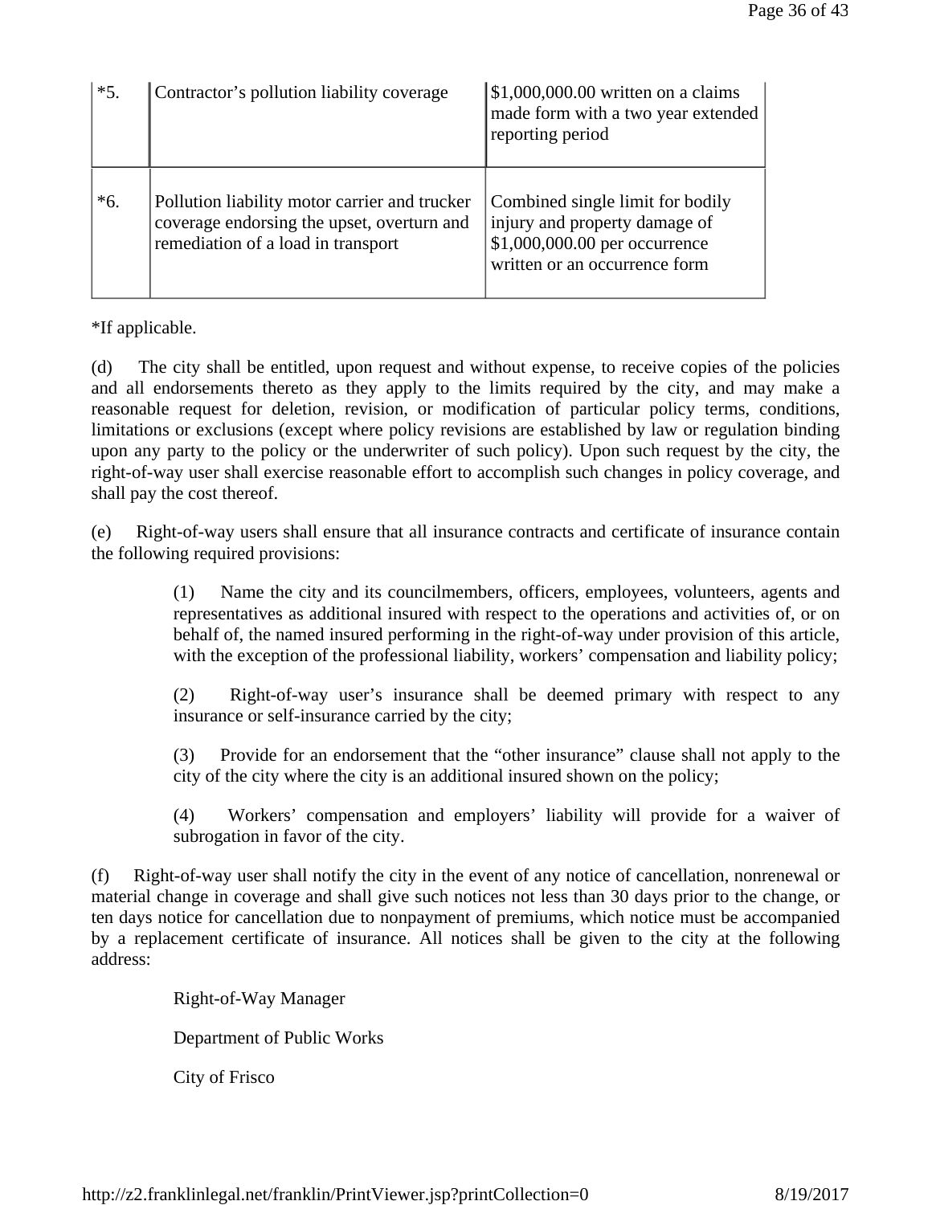| | | |
|---|---|---|
| *5. | Contractor's pollution liability coverage | $1,000,000.00 written on a claims made form with a two year extended reporting period |
| *6. | Pollution liability motor carrier and trucker coverage endorsing the upset, overturn and remediation of a load in transport | Combined single limit for bodily injury and property damage of $1,000,000.00 per occurrence written or an occurrence form |

*If applicable.

(d) The city shall be entitled, upon request and without expense, to receive copies of the policies and all endorsements thereto as they apply to the limits required by the city, and may make a reasonable request for deletion, revision, or modification of particular policy terms, conditions, limitations or exclusions (except where policy revisions are established by law or regulation binding upon any party to the policy or the underwriter of such policy). Upon such request by the city, the right-of-way user shall exercise reasonable effort to accomplish such changes in policy coverage, and shall pay the cost thereof.

(e) Right-of-way users shall ensure that all insurance contracts and certificate of insurance contain the following required provisions:

> (1) Name the city and its councilmembers, officers, employees, volunteers, agents and representatives as additional insured with respect to the operations and activities of, or on behalf of, the named insured performing in the right-of-way under provision of this article, with the exception of the professional liability, workers' compensation and liability policy;
>
> (2) Right-of-way user's insurance shall be deemed primary with respect to any insurance or self-insurance carried by the city;
>
> (3) Provide for an endorsement that the "other insurance" clause shall not apply to the city of the city where the city is an additional insured shown on the policy;
>
> (4) Workers' compensation and employers' liability will provide for a waiver of subrogation in favor of the city.

(f) Right-of-way user shall notify the city in the event of any notice of cancellation, nonrenewal or material change in coverage and shall give such notices not less than 30 days prior to the change, or ten days notice for cancellation due to nonpayment of premiums, which notice must be accompanied by a replacement certificate of insurance. All notices shall be given to the city at the following address:

> Right-of-Way Manager
>
> Department of Public Works
>
> City of Frisco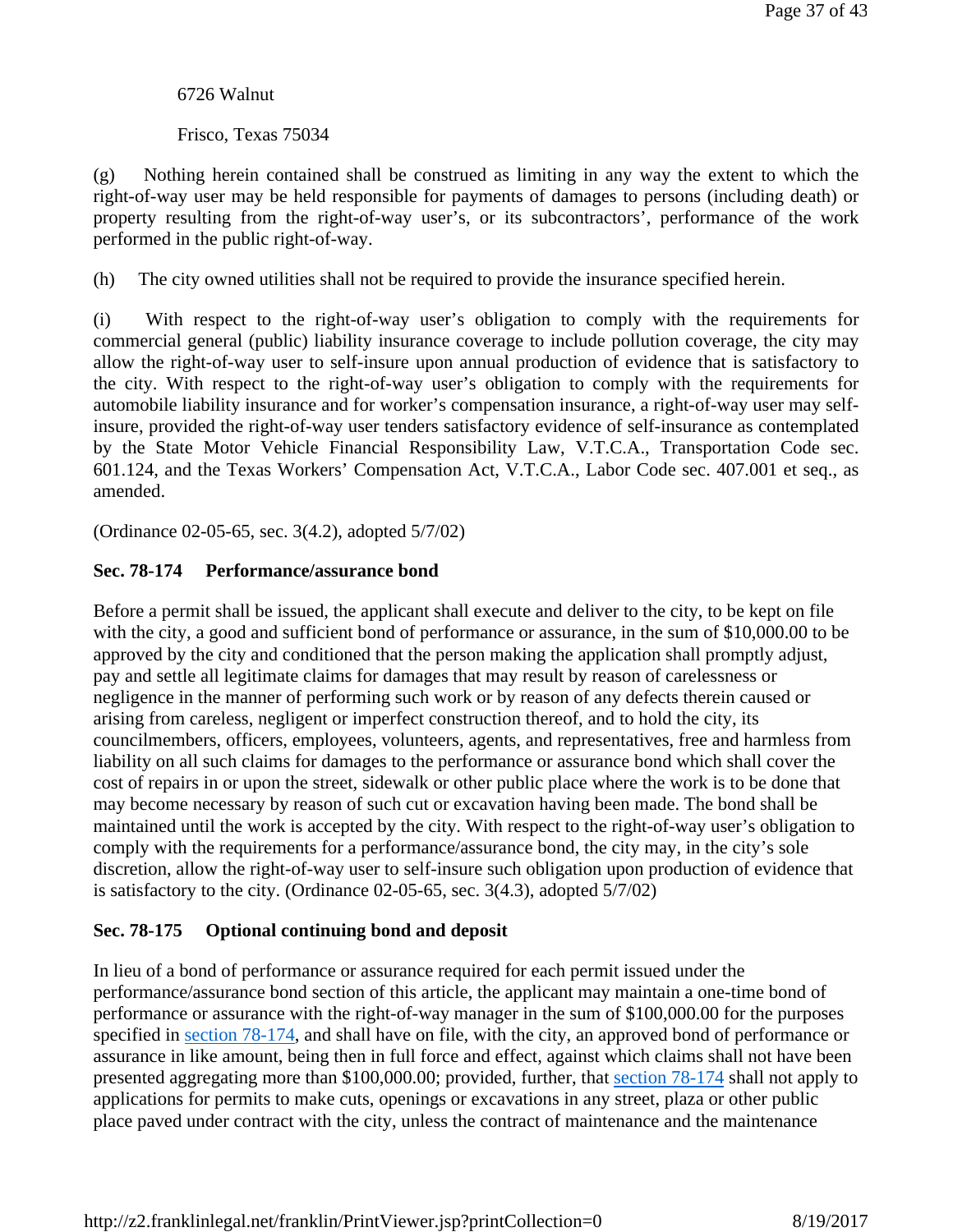6726 Walnut

Frisco, Texas 75034

(g) Nothing herein contained shall be construed as limiting in any way the extent to which the right-of-way user may be held responsible for payments of damages to persons (including death) or property resulting from the right-of-way user's, or its subcontractors', performance of the work performed in the public right-of-way.

(h) The city owned utilities shall not be required to provide the insurance specified herein.

(i) With respect to the right-of-way user's obligation to comply with the requirements for commercial general (public) liability insurance coverage to include pollution coverage, the city may allow the right-of-way user to self-insure upon annual production of evidence that is satisfactory to the city. With respect to the right-of-way user's obligation to comply with the requirements for automobile liability insurance and for worker's compensation insurance, a right-of-way user may self-insure, provided the right-of-way user tenders satisfactory evidence of self-insurance as contemplated by the State Motor Vehicle Financial Responsibility Law, V.T.C.A., Transportation Code sec. 601.124, and the Texas Workers' Compensation Act, V.T.C.A., Labor Code sec. 407.001 et seq., as amended.

(Ordinance 02-05-65, sec. 3(4.2), adopted 5/7/02)

**Sec. 78-174 Performance/assurance bond**

Before a permit shall be issued, the applicant shall execute and deliver to the city, to be kept on file with the city, a good and sufficient bond of performance or assurance, in the sum of $10,000.00 to be approved by the city and conditioned that the person making the application shall promptly adjust, pay and settle all legitimate claims for damages that may result by reason of carelessness or negligence in the manner of performing such work or by reason of any defects therein caused or arising from careless, negligent or imperfect construction thereof, and to hold the city, its councilmembers, officers, employees, volunteers, agents, and representatives, free and harmless from liability on all such claims for damages to the performance or assurance bond which shall cover the cost of repairs in or upon the street, sidewalk or other public place where the work is to be done that may become necessary by reason of such cut or excavation having been made. The bond shall be maintained until the work is accepted by the city. With respect to the right-of-way user's obligation to comply with the requirements for a performance/assurance bond, the city may, in the city's sole discretion, allow the right-of-way user to self-insure such obligation upon production of evidence that is satisfactory to the city. (Ordinance 02-05-65, sec. 3(4.3), adopted 5/7/02)

**Sec. 78-175 Optional continuing bond and deposit**

In lieu of a bond of performance or assurance required for each permit issued under the performance/assurance bond section of this article, the applicant may maintain a one-time bond of performance or assurance with the right-of-way manager in the sum of $100,000.00 for the purposes specified in section 78-174, and shall have on file, with the city, an approved bond of performance or assurance in like amount, being then in full force and effect, against which claims shall not have been presented aggregating more than $100,000.00; provided, further, that section 78-174 shall not apply to applications for permits to make cuts, openings or excavations in any street, plaza or other public place paved under contract with the city, unless the contract of maintenance and the maintenance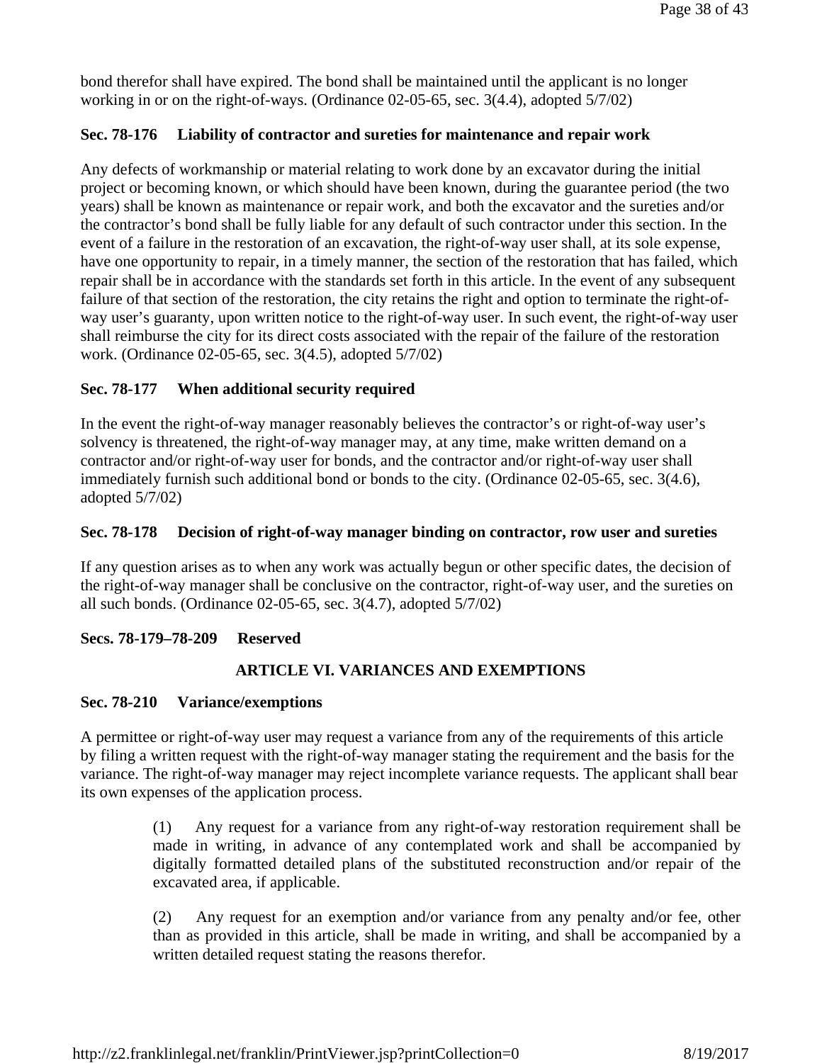bond therefor shall have expired. The bond shall be maintained until the applicant is no longer working in or on the right-of-ways. (Ordinance 02-05-65, sec. 3(4.4), adopted 5/7/02)

### Sec. 78-176 Liability of contractor and sureties for maintenance and repair work

Any defects of workmanship or material relating to work done by an excavator during the initial project or becoming known, or which should have been known, during the guarantee period (the two years) shall be known as maintenance or repair work, and both the excavator and the sureties and/or the contractor's bond shall be fully liable for any default of such contractor under this section. In the event of a failure in the restoration of an excavation, the right-of-way user shall, at its sole expense, have one opportunity to repair, in a timely manner, the section of the restoration that has failed, which repair shall be in accordance with the standards set forth in this article. In the event of any subsequent failure of that section of the restoration, the city retains the right and option to terminate the right-of-way user's guaranty, upon written notice to the right-of-way user. In such event, the right-of-way user shall reimburse the city for its direct costs associated with the repair of the failure of the restoration work. (Ordinance 02-05-65, sec. 3(4.5), adopted 5/7/02)

### Sec. 78-177 When additional security required

In the event the right-of-way manager reasonably believes the contractor's or right-of-way user's solvency is threatened, the right-of-way manager may, at any time, make written demand on a contractor and/or right-of-way user for bonds, and the contractor and/or right-of-way user shall immediately furnish such additional bond or bonds to the city. (Ordinance 02-05-65, sec. 3(4.6), adopted 5/7/02)

### Sec. 78-178 Decision of right-of-way manager binding on contractor, row user and sureties

If any question arises as to when any work was actually begun or other specific dates, the decision of the right-of-way manager shall be conclusive on the contractor, right-of-way user, and the sureties on all such bonds. (Ordinance 02-05-65, sec. 3(4.7), adopted 5/7/02)

### Secs. 78-179–78-209 Reserved

## ARTICLE VI. VARIANCES AND EXEMPTIONS

### Sec. 78-210 Variance/exemptions

A permittee or right-of-way user may request a variance from any of the requirements of this article by filing a written request with the right-of-way manager stating the requirement and the basis for the variance. The right-of-way manager may reject incomplete variance requests. The applicant shall bear its own expenses of the application process.

(1) Any request for a variance from any right-of-way restoration requirement shall be made in writing, in advance of any contemplated work and shall be accompanied by digitally formatted detailed plans of the substituted reconstruction and/or repair of the excavated area, if applicable.

(2) Any request for an exemption and/or variance from any penalty and/or fee, other than as provided in this article, shall be made in writing, and shall be accompanied by a written detailed request stating the reasons therefor.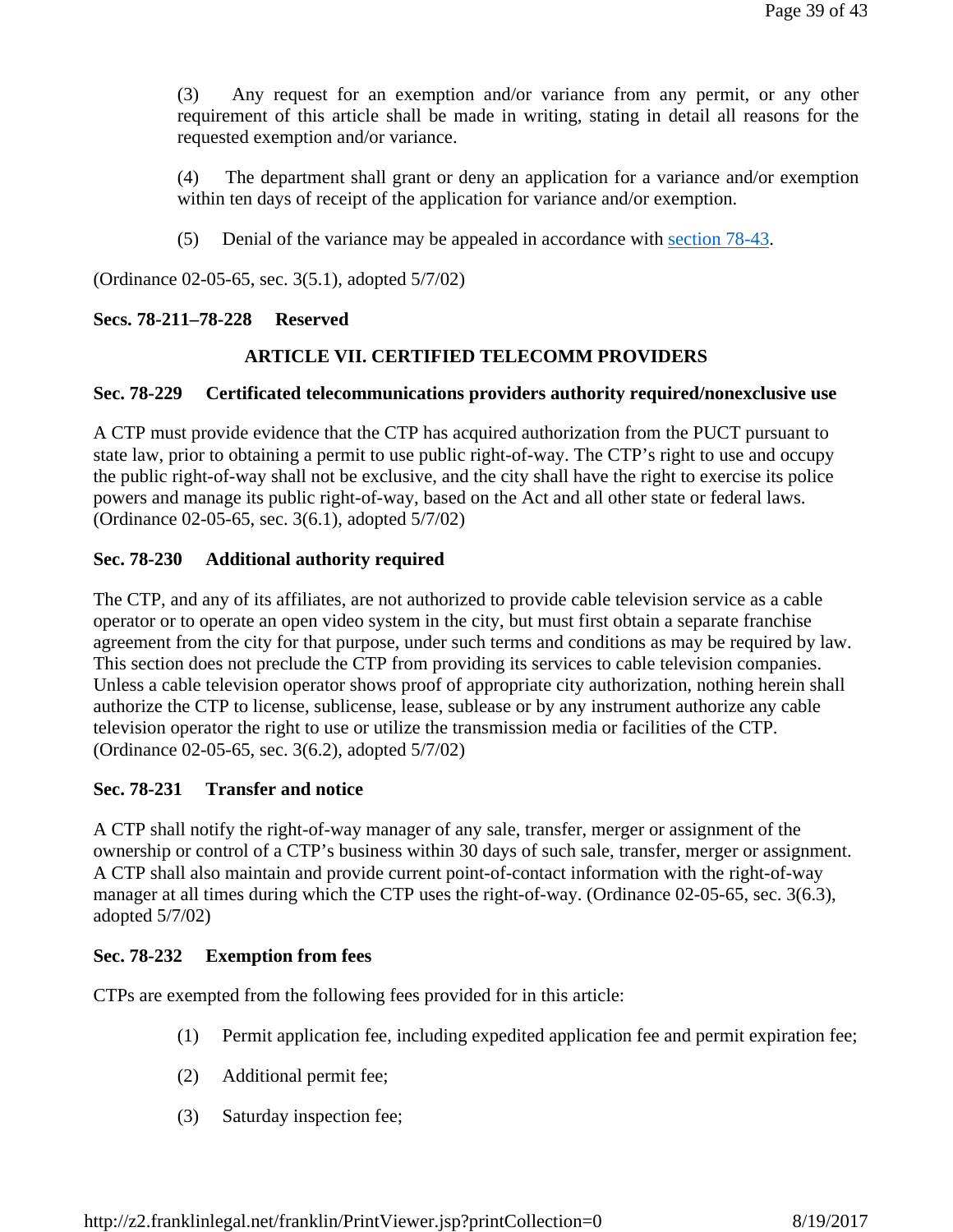(3) Any request for an exemption and/or variance from any permit, or any other requirement of this article shall be made in writing, stating in detail all reasons for the requested exemption and/or variance.

(4) The department shall grant or deny an application for a variance and/or exemption within ten days of receipt of the application for variance and/or exemption.

(5) Denial of the variance may be appealed in accordance with section 78-43.

(Ordinance 02-05-65, sec. 3(5.1), adopted 5/7/02)

**Secs. 78-211–78-228 Reserved**

## ARTICLE VII. CERTIFIED TELECOMM PROVIDERS

**Sec. 78-229 Certificated telecommunications providers authority required/nonexclusive use**

A CTP must provide evidence that the CTP has acquired authorization from the PUCT pursuant to state law, prior to obtaining a permit to use public right-of-way. The CTP's right to use and occupy the public right-of-way shall not be exclusive, and the city shall have the right to exercise its police powers and manage its public right-of-way, based on the Act and all other state or federal laws. (Ordinance 02-05-65, sec. 3(6.1), adopted 5/7/02)

**Sec. 78-230 Additional authority required**

The CTP, and any of its affiliates, are not authorized to provide cable television service as a cable operator or to operate an open video system in the city, but must first obtain a separate franchise agreement from the city for that purpose, under such terms and conditions as may be required by law. This section does not preclude the CTP from providing its services to cable television companies. Unless a cable television operator shows proof of appropriate city authorization, nothing herein shall authorize the CTP to license, sublicense, lease, sublease or by any instrument authorize any cable television operator the right to use or utilize the transmission media or facilities of the CTP. (Ordinance 02-05-65, sec. 3(6.2), adopted 5/7/02)

**Sec. 78-231 Transfer and notice**

A CTP shall notify the right-of-way manager of any sale, transfer, merger or assignment of the ownership or control of a CTP's business within 30 days of such sale, transfer, merger or assignment. A CTP shall also maintain and provide current point-of-contact information with the right-of-way manager at all times during which the CTP uses the right-of-way. (Ordinance 02-05-65, sec. 3(6.3), adopted 5/7/02)

**Sec. 78-232 Exemption from fees**

CTPs are exempted from the following fees provided for in this article:

(1) Permit application fee, including expedited application fee and permit expiration fee;

(2) Additional permit fee;

(3) Saturday inspection fee;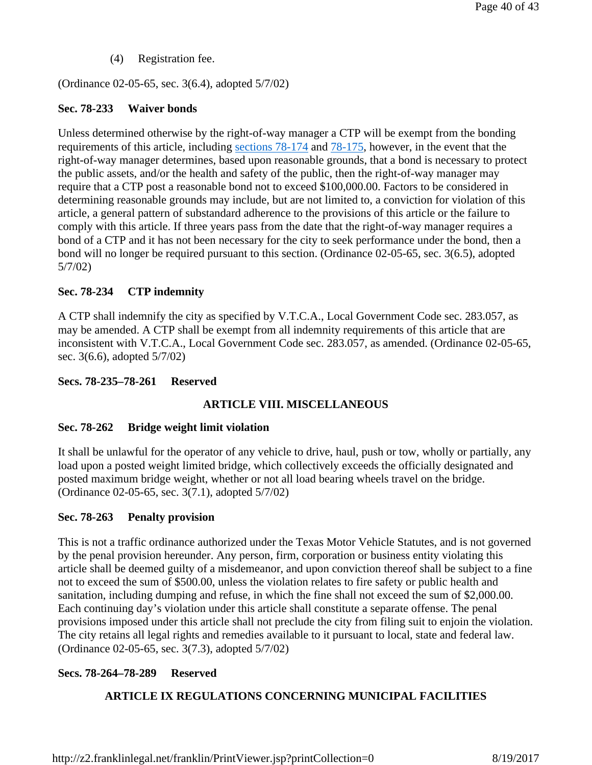(4) Registration fee.

(Ordinance 02-05-65, sec. 3(6.4), adopted 5/7/02)

**Sec. 78-233 Waiver bonds**

Unless determined otherwise by the right-of-way manager a CTP will be exempt from the bonding requirements of this article, including sections 78-174 and 78-175, however, in the event that the right-of-way manager determines, based upon reasonable grounds, that a bond is necessary to protect the public assets, and/or the health and safety of the public, then the right-of-way manager may require that a CTP post a reasonable bond not to exceed $100,000.00. Factors to be considered in determining reasonable grounds may include, but are not limited to, a conviction for violation of this article, a general pattern of substandard adherence to the provisions of this article or the failure to comply with this article. If three years pass from the date that the right-of-way manager requires a bond of a CTP and it has not been necessary for the city to seek performance under the bond, then a bond will no longer be required pursuant to this section. (Ordinance 02-05-65, sec. 3(6.5), adopted 5/7/02)

**Sec. 78-234 CTP indemnity**

A CTP shall indemnify the city as specified by V.T.C.A., Local Government Code sec. 283.057, as may be amended. A CTP shall be exempt from all indemnity requirements of this article that are inconsistent with V.T.C.A., Local Government Code sec. 283.057, as amended. (Ordinance 02-05-65, sec. 3(6.6), adopted 5/7/02)

**Secs. 78-235–78-261 Reserved**

## ARTICLE VIII. MISCELLANEOUS

**Sec. 78-262 Bridge weight limit violation**

It shall be unlawful for the operator of any vehicle to drive, haul, push or tow, wholly or partially, any load upon a posted weight limited bridge, which collectively exceeds the officially designated and posted maximum bridge weight, whether or not all load bearing wheels travel on the bridge. (Ordinance 02-05-65, sec. 3(7.1), adopted 5/7/02)

**Sec. 78-263 Penalty provision**

This is not a traffic ordinance authorized under the Texas Motor Vehicle Statutes, and is not governed by the penal provision hereunder. Any person, firm, corporation or business entity violating this article shall be deemed guilty of a misdemeanor, and upon conviction thereof shall be subject to a fine not to exceed the sum of $500.00, unless the violation relates to fire safety or public health and sanitation, including dumping and refuse, in which the fine shall not exceed the sum of $2,000.00. Each continuing day's violation under this article shall constitute a separate offense. The penal provisions imposed under this article shall not preclude the city from filing suit to enjoin the violation. The city retains all legal rights and remedies available to it pursuant to local, state and federal law. (Ordinance 02-05-65, sec. 3(7.3), adopted 5/7/02)

**Secs. 78-264–78-289 Reserved**

## ARTICLE IX REGULATIONS CONCERNING MUNICIPAL FACILITIES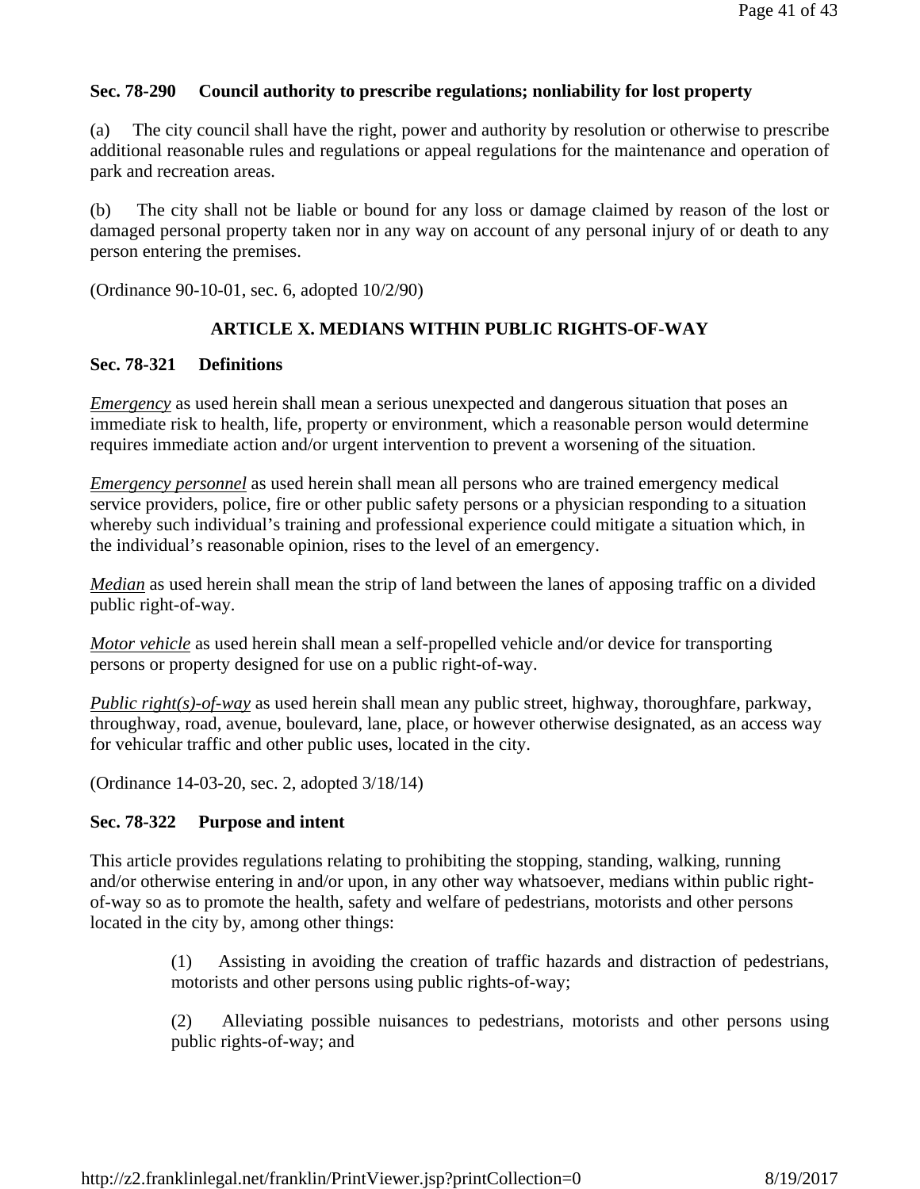**Sec. 78-290 Council authority to prescribe regulations; nonliability for lost property**

(a) The city council shall have the right, power and authority by resolution or otherwise to prescribe additional reasonable rules and regulations or appeal regulations for the maintenance and operation of park and recreation areas.

(b) The city shall not be liable or bound for any loss or damage claimed by reason of the lost or damaged personal property taken nor in any way on account of any personal injury of or death to any person entering the premises.

(Ordinance 90-10-01, sec. 6, adopted 10/2/90)

## ARTICLE X. MEDIANS WITHIN PUBLIC RIGHTS-OF-WAY

**Sec. 78-321 Definitions**

*Emergency* as used herein shall mean a serious unexpected and dangerous situation that poses an immediate risk to health, life, property or environment, which a reasonable person would determine requires immediate action and/or urgent intervention to prevent a worsening of the situation.

*Emergency personnel* as used herein shall mean all persons who are trained emergency medical service providers, police, fire or other public safety persons or a physician responding to a situation whereby such individual's training and professional experience could mitigate a situation which, in the individual's reasonable opinion, rises to the level of an emergency.

*Median* as used herein shall mean the strip of land between the lanes of apposing traffic on a divided public right-of-way.

*Motor vehicle* as used herein shall mean a self-propelled vehicle and/or device for transporting persons or property designed for use on a public right-of-way.

*Public right(s)-of-way* as used herein shall mean any public street, highway, thoroughfare, parkway, throughway, road, avenue, boulevard, lane, place, or however otherwise designated, as an access way for vehicular traffic and other public uses, located in the city.

(Ordinance 14-03-20, sec. 2, adopted 3/18/14)

**Sec. 78-322 Purpose and intent**

This article provides regulations relating to prohibiting the stopping, standing, walking, running and/or otherwise entering in and/or upon, in any other way whatsoever, medians within public right-of-way so as to promote the health, safety and welfare of pedestrians, motorists and other persons located in the city by, among other things:

(1) Assisting in avoiding the creation of traffic hazards and distraction of pedestrians, motorists and other persons using public rights-of-way;

(2) Alleviating possible nuisances to pedestrians, motorists and other persons using public rights-of-way; and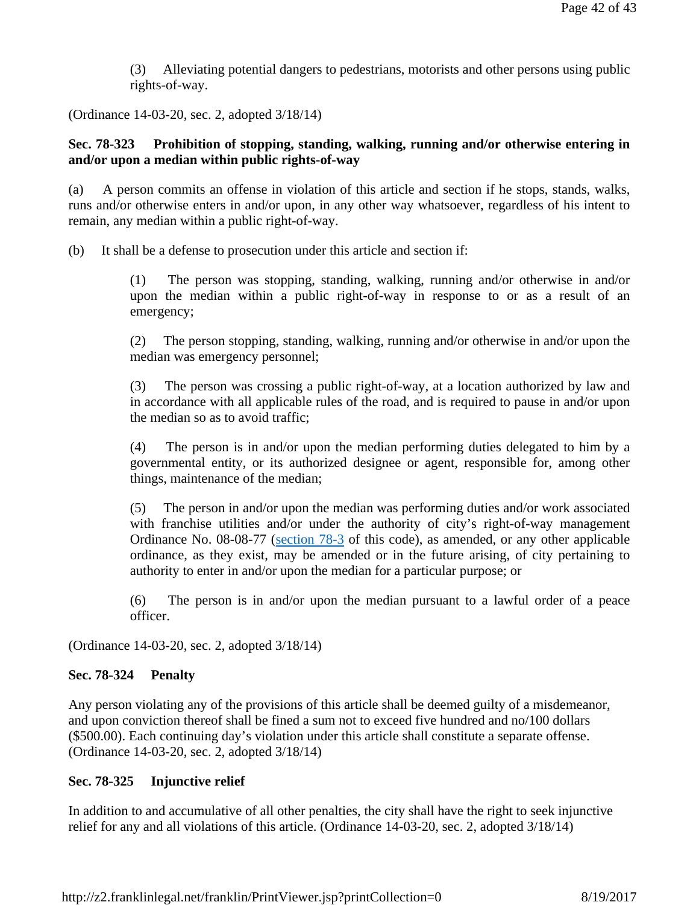(3) Alleviating potential dangers to pedestrians, motorists and other persons using public rights-of-way.

(Ordinance 14-03-20, sec. 2, adopted 3/18/14)

### Sec. 78-323 Prohibition of stopping, standing, walking, running and/or otherwise entering in and/or upon a median within public rights-of-way

(a) A person commits an offense in violation of this article and section if he stops, stands, walks, runs and/or otherwise enters in and/or upon, in any other way whatsoever, regardless of his intent to remain, any median within a public right-of-way.

(b) It shall be a defense to prosecution under this article and section if:

(1) The person was stopping, standing, walking, running and/or otherwise in and/or upon the median within a public right-of-way in response to or as a result of an emergency;

(2) The person stopping, standing, walking, running and/or otherwise in and/or upon the median was emergency personnel;

(3) The person was crossing a public right-of-way, at a location authorized by law and in accordance with all applicable rules of the road, and is required to pause in and/or upon the median so as to avoid traffic;

(4) The person is in and/or upon the median performing duties delegated to him by a governmental entity, or its authorized designee or agent, responsible for, among other things, maintenance of the median;

(5) The person in and/or upon the median was performing duties and/or work associated with franchise utilities and/or under the authority of city's right-of-way management Ordinance No. 08-08-77 (section 78-3 of this code), as amended, or any other applicable ordinance, as they exist, may be amended or in the future arising, of city pertaining to authority to enter in and/or upon the median for a particular purpose; or

(6) The person is in and/or upon the median pursuant to a lawful order of a peace officer.

(Ordinance 14-03-20, sec. 2, adopted 3/18/14)

### Sec. 78-324 Penalty

Any person violating any of the provisions of this article shall be deemed guilty of a misdemeanor, and upon conviction thereof shall be fined a sum not to exceed five hundred and no/100 dollars ($500.00). Each continuing day's violation under this article shall constitute a separate offense. (Ordinance 14-03-20, sec. 2, adopted 3/18/14)

### Sec. 78-325 Injunctive relief

In addition to and accumulative of all other penalties, the city shall have the right to seek injunctive relief for any and all violations of this article. (Ordinance 14-03-20, sec. 2, adopted 3/18/14)